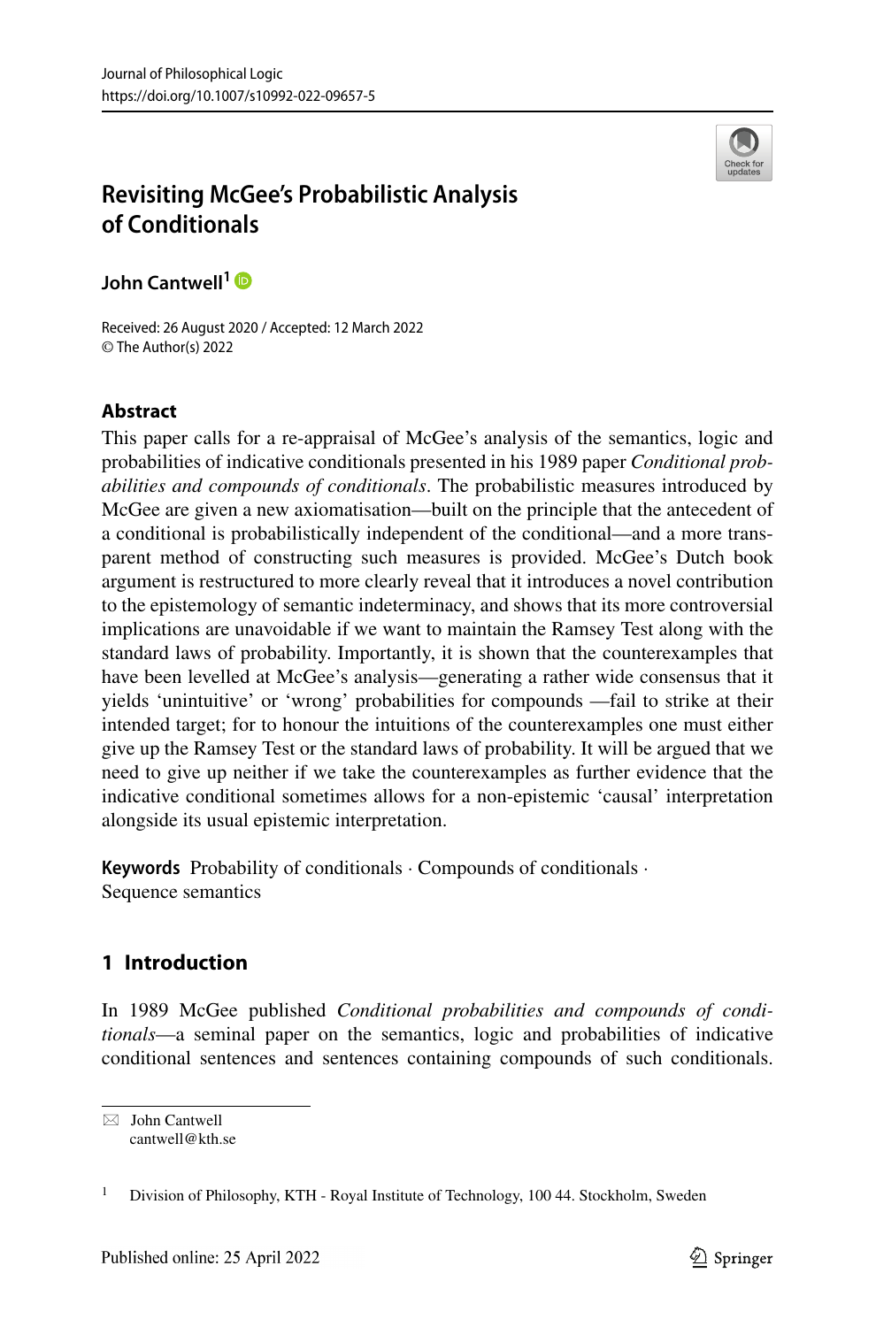# Revisiting McGee's Probabilistic Analysis of Conditionals

**John Cantwell**[1]

Received: 26 August 2020 / Accepted: 12 March 2022
© The Author(s) 2022

## Abstract

This paper calls for a re-appraisal of McGee's analysis of the semantics, logic and probabilities of indicative conditionals presented in his 1989 paper *Conditional probabilities and compounds of conditionals*. The probabilistic measures introduced by McGee are given a new axiomatisation—built on the principle that the antecedent of a conditional is probabilistically independent of the conditional—and a more transparent method of constructing such measures is provided. McGee's Dutch book argument is restructured to more clearly reveal that it introduces a novel contribution to the epistemology of semantic indeterminacy, and shows that its more controversial implications are unavoidable if we want to maintain the Ramsey Test along with the standard laws of probability. Importantly, it is shown that the counterexamples that have been levelled at McGee's analysis—generating a rather wide consensus that it yields 'unintuitive' or 'wrong' probabilities for compounds —fail to strike at their intended target; for to honour the intuitions of the counterexamples one must either give up the Ramsey Test or the standard laws of probability. It will be argued that we need to give up neither if we take the counterexamples as further evidence that the indicative conditional sometimes allows for a non-epistemic 'causal' interpretation alongside its usual epistemic interpretation.

**Keywords** Probability of conditionals · Compounds of conditionals · Sequence semantics

## 1 Introduction

In 1989 McGee published *Conditional probabilities and compounds of conditionals*—a seminal paper on the semantics, logic and probabilities of indicative conditional sentences and sentences containing compounds of such conditionals.

---

✉ John Cantwell
cantwell@kth.se

[1] Division of Philosophy, KTH - Royal Institute of Technology, 100 44. Stockholm, Sweden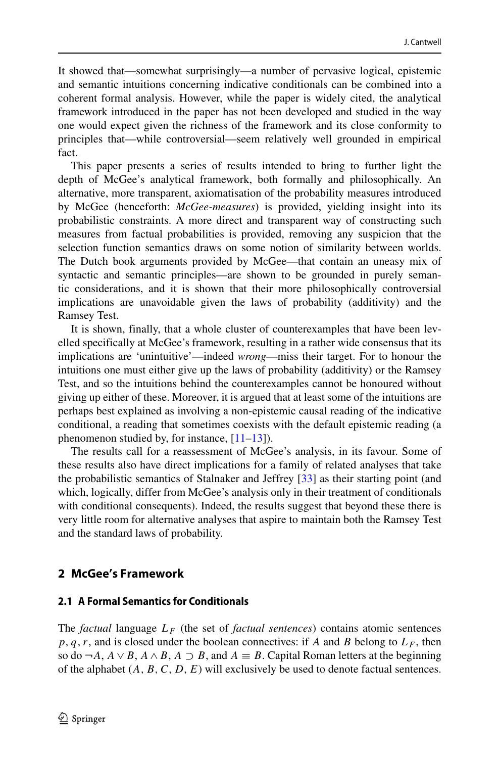It showed that—somewhat surprisingly—a number of pervasive logical, epistemic and semantic intuitions concerning indicative conditionals can be combined into a coherent formal analysis. However, while the paper is widely cited, the analytical framework introduced in the paper has not been developed and studied in the way one would expect given the richness of the framework and its close conformity to principles that—while controversial—seem relatively well grounded in empirical fact.

This paper presents a series of results intended to bring to further light the depth of McGee's analytical framework, both formally and philosophically. An alternative, more transparent, axiomatisation of the probability measures introduced by McGee (henceforth: *McGee-measures*) is provided, yielding insight into its probabilistic constraints. A more direct and transparent way of constructing such measures from factual probabilities is provided, removing any suspicion that the selection function semantics draws on some notion of similarity between worlds. The Dutch book arguments provided by McGee—that contain an uneasy mix of syntactic and semantic principles—are shown to be grounded in purely semantic considerations, and it is shown that their more philosophically controversial implications are unavoidable given the laws of probability (additivity) and the Ramsey Test.

It is shown, finally, that a whole cluster of counterexamples that have been levelled specifically at McGee's framework, resulting in a rather wide consensus that its implications are 'unintuitive'—indeed *wrong*—miss their target. For to honour the intuitions one must either give up the laws of probability (additivity) or the Ramsey Test, and so the intuitions behind the counterexamples cannot be honoured without giving up either of these. Moreover, it is argued that at least some of the intuitions are perhaps best explained as involving a non-epistemic causal reading of the indicative conditional, a reading that sometimes coexists with the default epistemic reading (a phenomenon studied by, for instance, [11–13]).

The results call for a reassessment of McGee's analysis, in its favour. Some of these results also have direct implications for a family of related analyses that take the probabilistic semantics of Stalnaker and Jeffrey [33] as their starting point (and which, logically, differ from McGee's analysis only in their treatment of conditionals with conditional consequents). Indeed, the results suggest that beyond these there is very little room for alternative analyses that aspire to maintain both the Ramsey Test and the standard laws of probability.

## 2 McGee's Framework

### 2.1 A Formal Semantics for Conditionals

The *factual* language $L_F$ (the set of *factual sentences*) contains atomic sentences $p, q, r$, and is closed under the boolean connectives: if $A$ and $B$ belong to $L_F$, then so do $\neg A$, $A \vee B$, $A \wedge B$, $A \supset B$, and $A \equiv B$. Capital Roman letters at the beginning of the alphabet ($A, B, C, D, E$) will exclusively be used to denote factual sentences.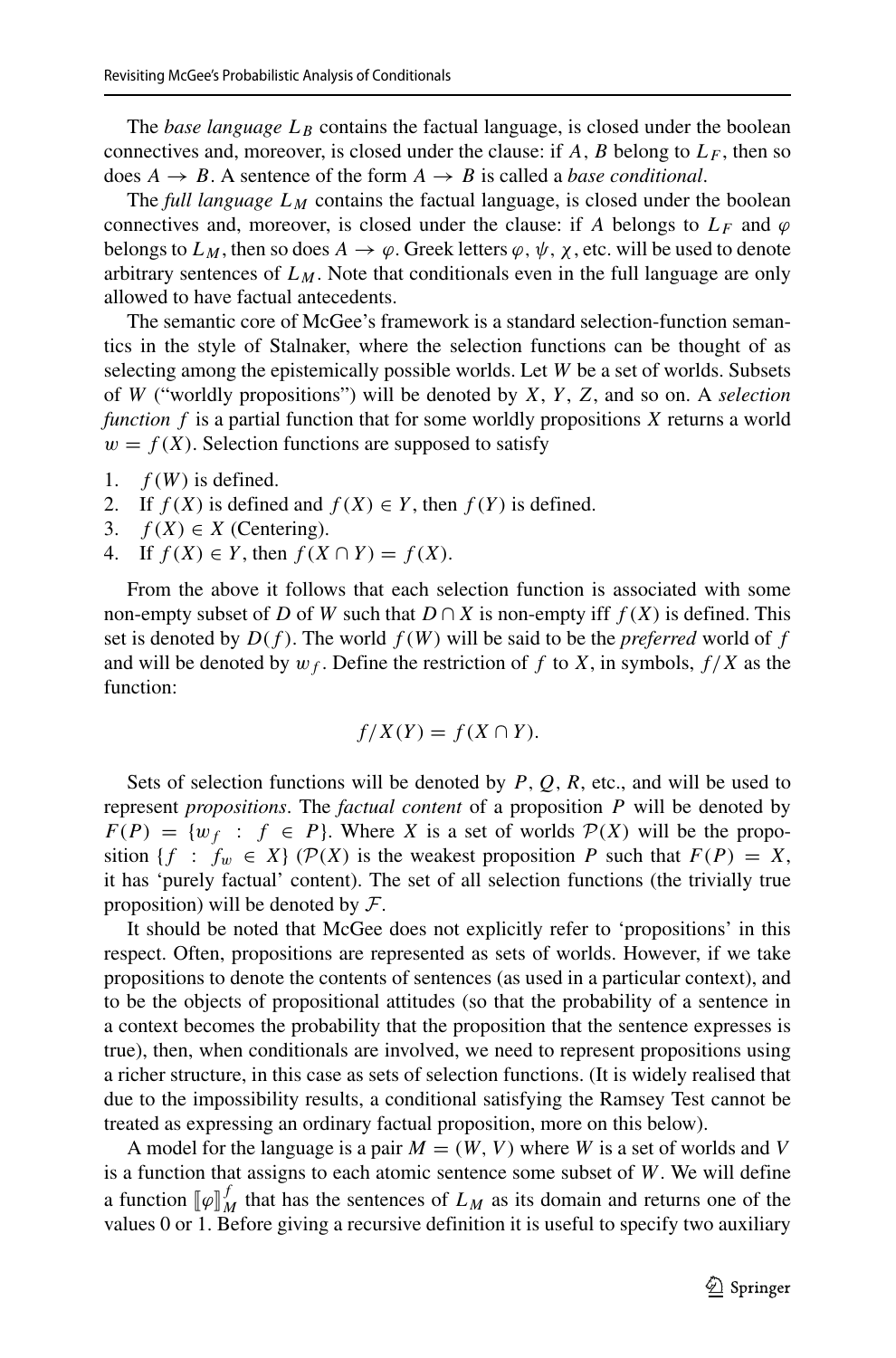The *base language* $L_B$ contains the factual language, is closed under the boolean connectives and, moreover, is closed under the clause: if $A$, $B$ belong to $L_F$, then so does $A \to B$. A sentence of the form $A \to B$ is called a *base conditional*.

The *full language* $L_M$ contains the factual language, is closed under the boolean connectives and, moreover, is closed under the clause: if $A$ belongs to $L_F$ and $\varphi$ belongs to $L_M$, then so does $A \to \varphi$. Greek letters $\varphi$, $\psi$, $\chi$, etc. will be used to denote arbitrary sentences of $L_M$. Note that conditionals even in the full language are only allowed to have factual antecedents.

The semantic core of McGee's framework is a standard selection-function semantics in the style of Stalnaker, where the selection functions can be thought of as selecting among the epistemically possible worlds. Let $W$ be a set of worlds. Subsets of $W$ ("worldly propositions") will be denoted by $X$, $Y$, $Z$, and so on. A *selection function* $f$ is a partial function that for some worldly propositions $X$ returns a world $w = f(X)$. Selection functions are supposed to satisfy

1. $f(W)$ is defined.
2. If $f(X)$ is defined and $f(X) \in Y$, then $f(Y)$ is defined.
3. $f(X) \in X$ (Centering).
4. If $f(X) \in Y$, then $f(X \cap Y) = f(X)$.

From the above it follows that each selection function is associated with some non-empty subset of $D$ of $W$ such that $D \cap X$ is non-empty iff $f(X)$ is defined. This set is denoted by $D(f)$. The world $f(W)$ will be said to be the *preferred* world of $f$ and will be denoted by $w_f$. Define the restriction of $f$ to $X$, in symbols, $f/X$ as the function:

$$f/X(Y) = f(X \cap Y).$$

Sets of selection functions will be denoted by $P$, $Q$, $R$, etc., and will be used to represent *propositions*. The *factual content* of a proposition $P$ will be denoted by $F(P) = \{w_f \; : \; f \in P\}$. Where $X$ is a set of worlds $\mathcal{P}(X)$ will be the proposition $\{f \; : \; f_w \in X\}$ ($\mathcal{P}(X)$ is the weakest proposition $P$ such that $F(P) = X$, it has 'purely factual' content). The set of all selection functions (the trivially true proposition) will be denoted by $\mathcal{F}$.

It should be noted that McGee does not explicitly refer to 'propositions' in this respect. Often, propositions are represented as sets of worlds. However, if we take propositions to denote the contents of sentences (as used in a particular context), and to be the objects of propositional attitudes (so that the probability of a sentence in a context becomes the probability that the proposition that the sentence expresses is true), then, when conditionals are involved, we need to represent propositions using a richer structure, in this case as sets of selection functions. (It is widely realised that due to the impossibility results, a conditional satisfying the Ramsey Test cannot be treated as expressing an ordinary factual proposition, more on this below).

A model for the language is a pair $M = (W, V)$ where $W$ is a set of worlds and $V$ is a function that assigns to each atomic sentence some subset of $W$. We will define a function $[\![\varphi]\!]_M^f$ that has the sentences of $L_M$ as its domain and returns one of the values 0 or 1. Before giving a recursive definition it is useful to specify two auxiliary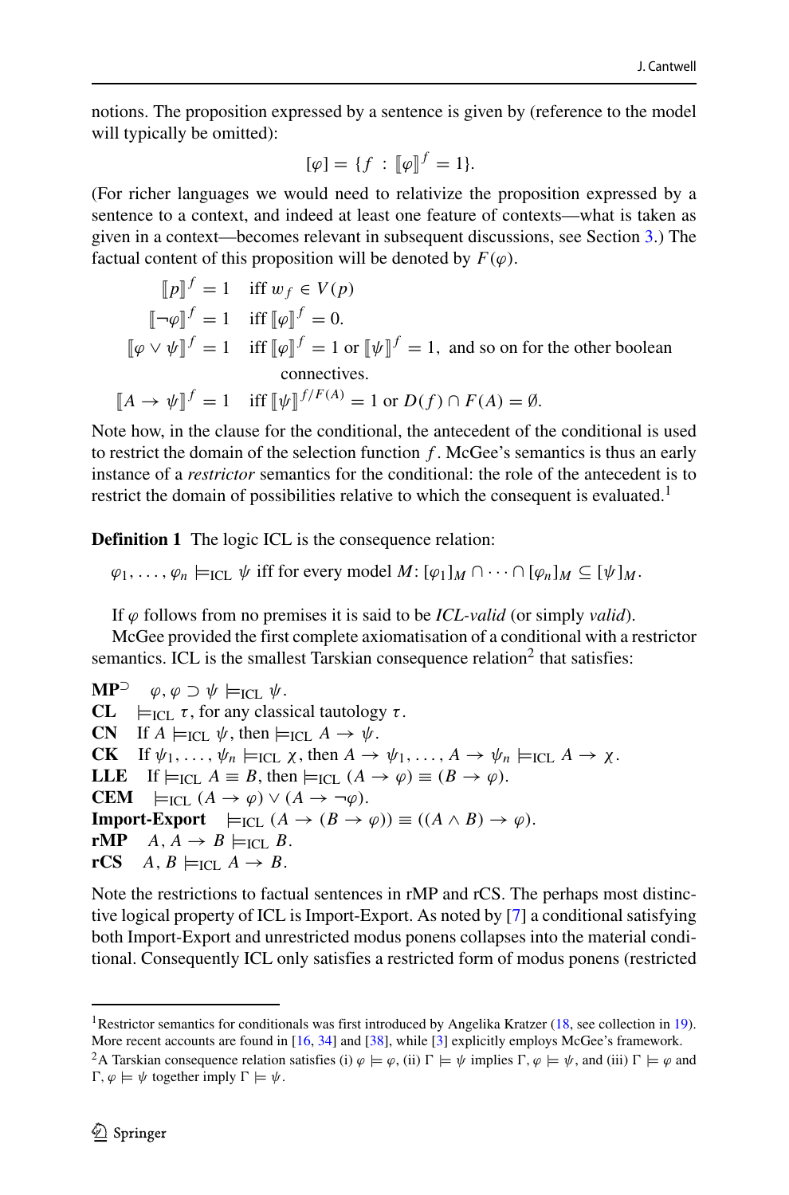notions. The proposition expressed by a sentence is given by (reference to the model will typically be omitted):

$$[\varphi] = \{f : [\![\varphi]\!]^f = 1\}.$$

(For richer languages we would need to relativize the proposition expressed by a sentence to a context, and indeed at least one feature of contexts—what is taken as given in a context—becomes relevant in subsequent discussions, see Section 3.) The factual content of this proposition will be denoted by $F(\varphi)$.

$$
\begin{aligned}
[\![p]\!]^f &= 1 \quad \text{iff } w_f \in V(p) \\
[\![\neg\varphi]\!]^f &= 1 \quad \text{iff } [\![\varphi]\!]^f = 0. \\
[\![\varphi \vee \psi]\!]^f &= 1 \quad \text{iff } [\![\varphi]\!]^f = 1 \text{ or } [\![\psi]\!]^f = 1, \text{ and so on for the other boolean connectives.} \\
[\![A \to \psi]\!]^f &= 1 \quad \text{iff } [\![\psi]\!]^{f/F(A)} = 1 \text{ or } D(f) \cap F(A) = \emptyset.
\end{aligned}
$$

Note how, in the clause for the conditional, the antecedent of the conditional is used to restrict the domain of the selection function $f$. McGee's semantics is thus an early instance of a *restrictor* semantics for the conditional: the role of the antecedent is to restrict the domain of possibilities relative to which the consequent is evaluated.[1]

**Definition 1** The logic ICL is the consequence relation:

$$\varphi_1, \ldots, \varphi_n \models_{\text{ICL}} \psi \text{ iff for every model } M\text{: } [\varphi_1]_M \cap \cdots \cap [\varphi_n]_M \subseteq [\psi]_M.$$

If $\varphi$ follows from no premises it is said to be *ICL-valid* (or simply *valid*).

McGee provided the first complete axiomatisation of a conditional with a restrictor semantics. ICL is the smallest Tarskian consequence relation[2] that satisfies:

**MP**$^{\supset}$ $\varphi, \varphi \supset \psi \models_{\text{ICL}} \psi$.
**CL** $\models_{\text{ICL}} \tau$, for any classical tautology $\tau$.
**CN** If $A \models_{\text{ICL}} \psi$, then $\models_{\text{ICL}} A \to \psi$.
**CK** If $\psi_1, \ldots, \psi_n \models_{\text{ICL}} \chi$, then $A \to \psi_1, \ldots, A \to \psi_n \models_{\text{ICL}} A \to \chi$.
**LLE** If $\models_{\text{ICL}} A \equiv B$, then $\models_{\text{ICL}} (A \to \varphi) \equiv (B \to \varphi)$.
**CEM** $\models_{\text{ICL}} (A \to \varphi) \vee (A \to \neg\varphi)$.
**Import-Export** $\models_{\text{ICL}} (A \to (B \to \varphi)) \equiv ((A \wedge B) \to \varphi)$.
**rMP** $A, A \to B \models_{\text{ICL}} B$.
**rCS** $A, B \models_{\text{ICL}} A \to B$.

Note the restrictions to factual sentences in rMP and rCS. The perhaps most distinctive logical property of ICL is Import-Export. As noted by [7] a conditional satisfying both Import-Export and unrestricted modus ponens collapses into the material conditional. Consequently ICL only satisfies a restricted form of modus ponens (restricted

---

[1] Restrictor semantics for conditionals was first introduced by Angelika Kratzer (18, see collection in 19). More recent accounts are found in [16, 34] and [38], while [3] explicitly employs McGee's framework.

[2] A Tarskian consequence relation satisfies (i) $\varphi \models \varphi$, (ii) $\Gamma \models \psi$ implies $\Gamma, \varphi \models \psi$, and (iii) $\Gamma \models \varphi$ and $\Gamma, \varphi \models \psi$ together imply $\Gamma \models \psi$.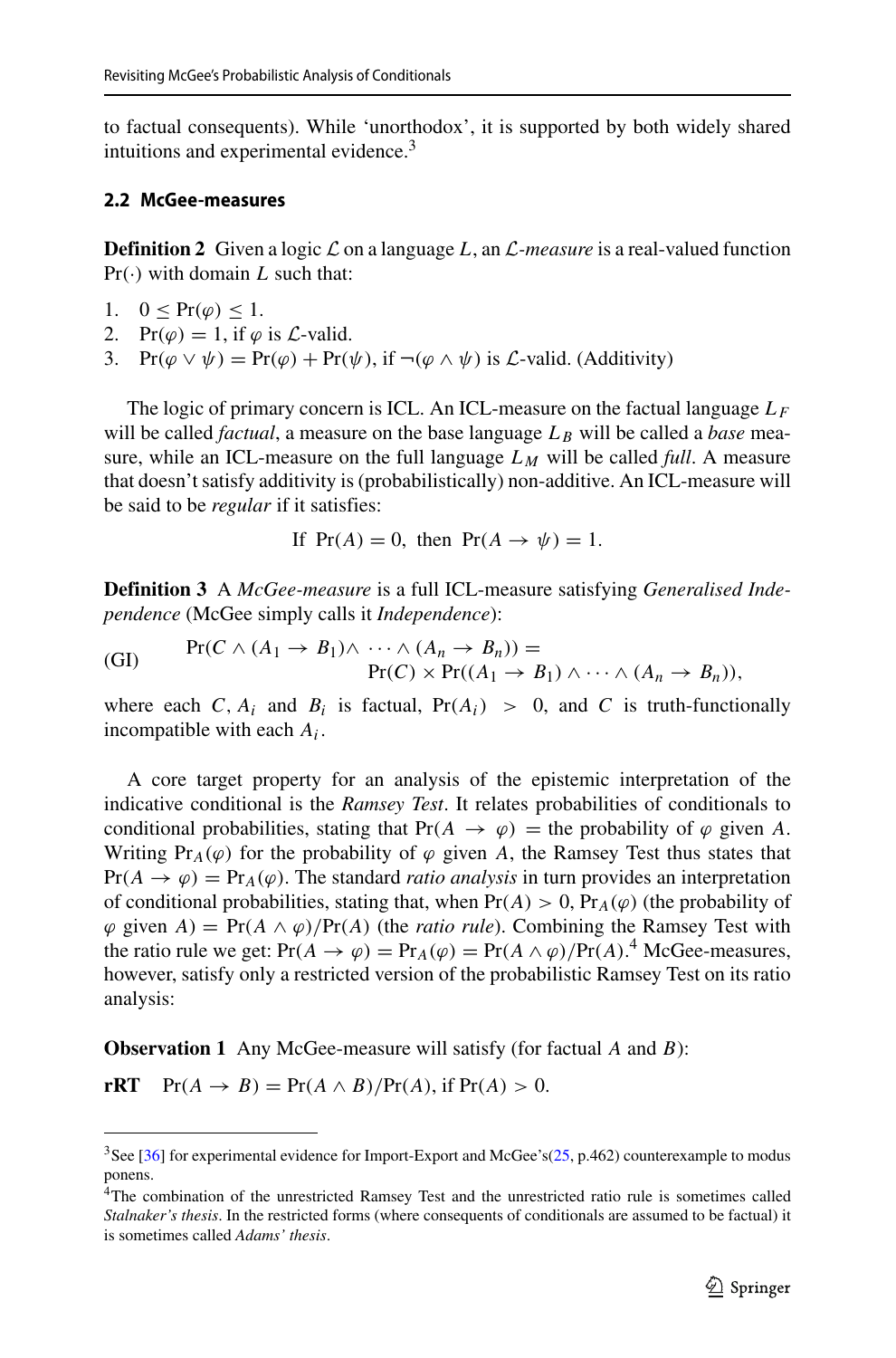to factual consequents). While ‘unorthodox’, it is supported by both widely shared intuitions and experimental evidence.[3]

### 2.2 McGee-measures

**Definition 2** Given a logic $\mathcal{L}$ on a language $L$, an *$\mathcal{L}$-measure* is a real-valued function $\Pr(\cdot)$ with domain $L$ such that:

1. $0 \leq \Pr(\varphi) \leq 1$.
2. $\Pr(\varphi) = 1$, if $\varphi$ is $\mathcal{L}$-valid.
3. $\Pr(\varphi \vee \psi) = \Pr(\varphi) + \Pr(\psi)$, if $\neg(\varphi \wedge \psi)$ is $\mathcal{L}$-valid. (Additivity)

The logic of primary concern is ICL. An ICL-measure on the factual language $L_F$ will be called *factual*, a measure on the base language $L_B$ will be called a *base* measure, while an ICL-measure on the full language $L_M$ will be called *full*. A measure that doesn't satisfy additivity is (probabilistically) non-additive. An ICL-measure will be said to be *regular* if it satisfies:

$$\text{If } \Pr(A) = 0, \text{ then } \Pr(A \to \psi) = 1.$$

**Definition 3** A *McGee-measure* is a full ICL-measure satisfying *Generalised Independence* (McGee simply calls it *Independence*):

$$\text{(GI)} \qquad \begin{aligned} &\Pr(C \wedge (A_1 \to B_1) \wedge \cdots \wedge (A_n \to B_n)) = \\ &\qquad\qquad \Pr(C) \times \Pr((A_1 \to B_1) \wedge \cdots \wedge (A_n \to B_n)), \end{aligned}$$

where each $C, A_i$ and $B_i$ is factual, $\Pr(A_i) > 0$, and $C$ is truth-functionally incompatible with each $A_i$.

A core target property for an analysis of the epistemic interpretation of the indicative conditional is the *Ramsey Test*. It relates probabilities of conditionals to conditional probabilities, stating that $\Pr(A \to \varphi) =$ the probability of $\varphi$ given $A$. Writing $\Pr_A(\varphi)$ for the probability of $\varphi$ given $A$, the Ramsey Test thus states that $\Pr(A \to \varphi) = \Pr_A(\varphi)$. The standard *ratio analysis* in turn provides an interpretation of conditional probabilities, stating that, when $\Pr(A) > 0$, $\Pr_A(\varphi)$ (the probability of $\varphi$ given $A$) $= \Pr(A \wedge \varphi)/\Pr(A)$ (the *ratio rule*). Combining the Ramsey Test with the ratio rule we get: $\Pr(A \to \varphi) = \Pr_A(\varphi) = \Pr(A \wedge \varphi)/\Pr(A)$.[4] McGee-measures, however, satisfy only a restricted version of the probabilistic Ramsey Test on its ratio analysis:

**Observation 1** Any McGee-measure will satisfy (for factual $A$ and $B$):

**rRT** $\quad \Pr(A \to B) = \Pr(A \wedge B)/\Pr(A)$, if $\Pr(A) > 0$.

---

[3] See [36] for experimental evidence for Import-Export and McGee's(25, p.462) counterexample to modus ponens.

[4] The combination of the unrestricted Ramsey Test and the unrestricted ratio rule is sometimes called *Stalnaker's thesis*. In the restricted forms (where consequents of conditionals are assumed to be factual) it is sometimes called *Adams' thesis*.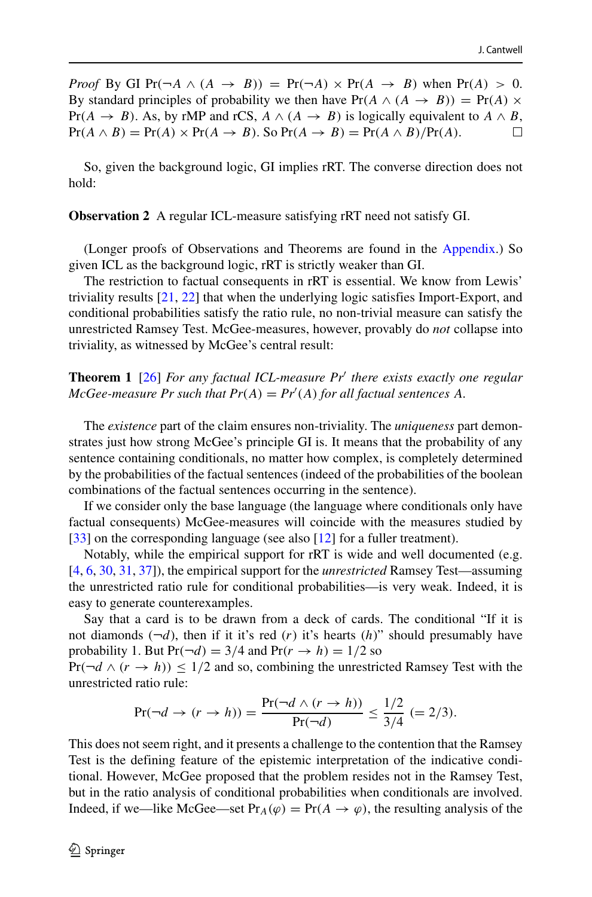*Proof* By GI $\Pr(\neg A \wedge (A \rightarrow B)) = \Pr(\neg A) \times \Pr(A \rightarrow B)$ when $\Pr(A) > 0$. By standard principles of probability we then have $\Pr(A \wedge (A \rightarrow B)) = \Pr(A) \times \Pr(A \rightarrow B)$. As, by rMP and rCS, $A \wedge (A \rightarrow B)$ is logically equivalent to $A \wedge B$, $\Pr(A \wedge B) = \Pr(A) \times \Pr(A \rightarrow B)$. So $\Pr(A \rightarrow B) = \Pr(A \wedge B)/\Pr(A)$. □

So, given the background logic, GI implies rRT. The converse direction does not hold:

**Observation 2** A regular ICL-measure satisfying rRT need not satisfy GI.

(Longer proofs of Observations and Theorems are found in the Appendix.) So given ICL as the background logic, rRT is strictly weaker than GI.

The restriction to factual consequents in rRT is essential. We know from Lewis' triviality results [21, 22] that when the underlying logic satisfies Import-Export, and conditional probabilities satisfy the ratio rule, no non-trivial measure can satisfy the unrestricted Ramsey Test. McGee-measures, however, provably do *not* collapse into triviality, as witnessed by McGee's central result:

**Theorem 1** [26] *For any factual ICL-measure $Pr'$ there exists exactly one regular McGee-measure $Pr$ such that $Pr(A) = Pr'(A)$ for all factual sentences $A$.*

The *existence* part of the claim ensures non-triviality. The *uniqueness* part demonstrates just how strong McGee's principle GI is. It means that the probability of any sentence containing conditionals, no matter how complex, is completely determined by the probabilities of the factual sentences (indeed of the probabilities of the boolean combinations of the factual sentences occurring in the sentence).

If we consider only the base language (the language where conditionals only have factual consequents) McGee-measures will coincide with the measures studied by [33] on the corresponding language (see also [12] for a fuller treatment).

Notably, while the empirical support for rRT is wide and well documented (e.g. [4, 6, 30, 31, 37]), the empirical support for the *unrestricted* Ramsey Test—assuming the unrestricted ratio rule for conditional probabilities—is very weak. Indeed, it is easy to generate counterexamples.

Say that a card is to be drawn from a deck of cards. The conditional "If it is not diamonds ($\neg d$), then if it it's red ($r$) it's hearts ($h$)" should presumably have probability 1. But $\Pr(\neg d) = 3/4$ and $\Pr(r \rightarrow h) = 1/2$ so $\Pr(\neg d \wedge (r \rightarrow h)) \leq 1/2$ and so, combining the unrestricted Ramsey Test with the unrestricted ratio rule:

$$\Pr(\neg d \rightarrow (r \rightarrow h)) = \frac{\Pr(\neg d \wedge (r \rightarrow h))}{\Pr(\neg d)} \leq \frac{1/2}{3/4} \ (= 2/3).$$

This does not seem right, and it presents a challenge to the contention that the Ramsey Test is the defining feature of the epistemic interpretation of the indicative conditional. However, McGee proposed that the problem resides not in the Ramsey Test, but in the ratio analysis of conditional probabilities when conditionals are involved. Indeed, if we—like McGee—set $\Pr_A(\varphi) = \Pr(A \rightarrow \varphi)$, the resulting analysis of the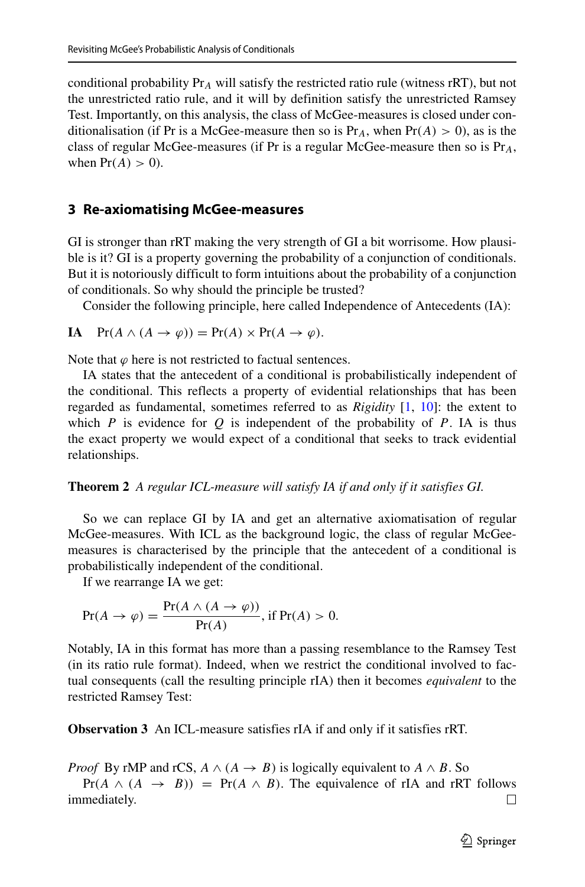conditional probability $\Pr_A$ will satisfy the restricted ratio rule (witness rRT), but not the unrestricted ratio rule, and it will by definition satisfy the unrestricted Ramsey Test. Importantly, on this analysis, the class of McGee-measures is closed under conditionalisation (if Pr is a McGee-measure then so is $\Pr_A$, when $\Pr(A) > 0$), as is the class of regular McGee-measures (if Pr is a regular McGee-measure then so is $\Pr_A$, when $\Pr(A) > 0$).

## 3 Re-axiomatising McGee-measures

GI is stronger than rRT making the very strength of GI a bit worrisome. How plausible is it? GI is a property governing the probability of a conjunction of conditionals. But it is notoriously difficult to form intuitions about the probability of a conjunction of conditionals. So why should the principle be trusted?

Consider the following principle, here called Independence of Antecedents (IA):

**IA** $\Pr(A \wedge (A \to \varphi)) = \Pr(A) \times \Pr(A \to \varphi)$.

Note that $\varphi$ here is not restricted to factual sentences.

IA states that the antecedent of a conditional is probabilistically independent of the conditional. This reflects a property of evidential relationships that has been regarded as fundamental, sometimes referred to as *Rigidity* [1, 10]: the extent to which $P$ is evidence for $Q$ is independent of the probability of $P$. IA is thus the exact property we would expect of a conditional that seeks to track evidential relationships.

**Theorem 2** *A regular ICL-measure will satisfy IA if and only if it satisfies GI.*

So we can replace GI by IA and get an alternative axiomatisation of regular McGee-measures. With ICL as the background logic, the class of regular McGee-measures is characterised by the principle that the antecedent of a conditional is probabilistically independent of the conditional.

If we rearrange IA we get:

$$\Pr(A \to \varphi) = \frac{\Pr(A \wedge (A \to \varphi))}{\Pr(A)}, \text{ if } \Pr(A) > 0.$$

Notably, IA in this format has more than a passing resemblance to the Ramsey Test (in its ratio rule format). Indeed, when we restrict the conditional involved to factual consequents (call the resulting principle rIA) then it becomes *equivalent* to the restricted Ramsey Test:

**Observation 3** An ICL-measure satisfies rIA if and only if it satisfies rRT.

*Proof* By rMP and rCS, $A \wedge (A \to B)$ is logically equivalent to $A \wedge B$. So $\Pr(A \wedge (A \to B)) = \Pr(A \wedge B)$. The equivalence of rIA and rRT follows immediately. □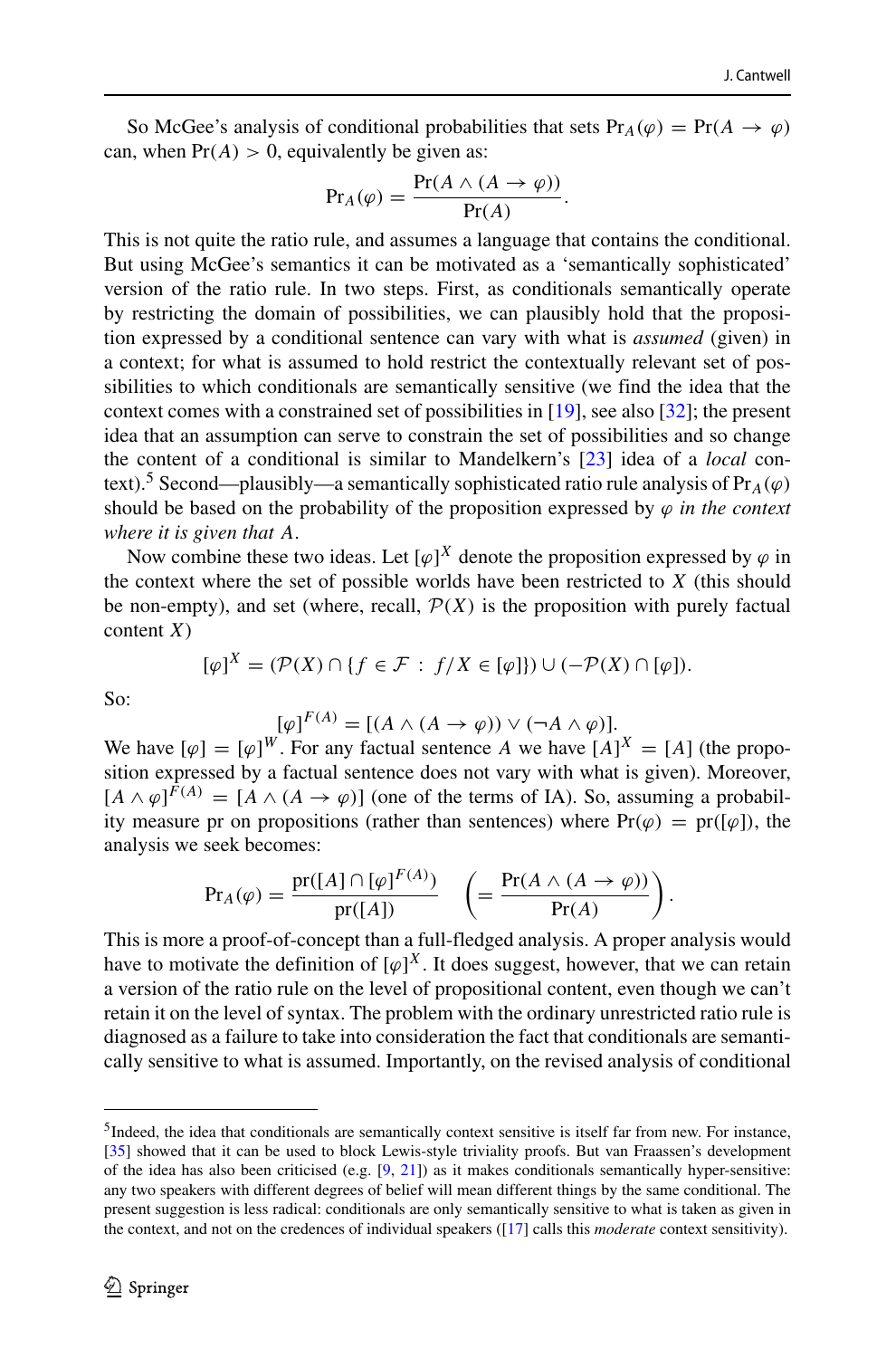So McGee's analysis of conditional probabilities that sets $\Pr_A(\varphi) = \Pr(A \to \varphi)$ can, when $\Pr(A) > 0$, equivalently be given as:

$$\Pr_A(\varphi) = \frac{\Pr(A \wedge (A \to \varphi))}{\Pr(A)}.$$

This is not quite the ratio rule, and assumes a language that contains the conditional. But using McGee's semantics it can be motivated as a 'semantically sophisticated' version of the ratio rule. In two steps. First, as conditionals semantically operate by restricting the domain of possibilities, we can plausibly hold that the proposition expressed by a conditional sentence can vary with what is *assumed* (given) in a context; for what is assumed to hold restrict the contextually relevant set of possibilities to which conditionals are semantically sensitive (we find the idea that the context comes with a constrained set of possibilities in [19], see also [32]; the present idea that an assumption can serve to constrain the set of possibilities and so change the content of a conditional is similar to Mandelkern's [23] idea of a *local* context).[5] Second—plausibly—a semantically sophisticated ratio rule analysis of $\Pr_A(\varphi)$ should be based on the probability of the proposition expressed by $\varphi$ *in the context where it is given that A*.

Now combine these two ideas. Let $[\varphi]^X$ denote the proposition expressed by $\varphi$ in the context where the set of possible worlds have been restricted to $X$ (this should be non-empty), and set (where, recall, $\mathcal{P}(X)$ is the proposition with purely factual content $X$)

$$[\varphi]^X = (\mathcal{P}(X) \cap \{f \in \mathcal{F} \,:\, f/X \in [\varphi]\}) \cup (-\mathcal{P}(X) \cap [\varphi]).$$

So:

$$[\varphi]^{F(A)} = [(A \wedge (A \to \varphi)) \vee (\neg A \wedge \varphi)].$$

We have $[\varphi] = [\varphi]^W$. For any factual sentence $A$ we have $[A]^X = [A]$ (the proposition expressed by a factual sentence does not vary with what is given). Moreover, $[A \wedge \varphi]^{F(A)} = [A \wedge (A \to \varphi)]$ (one of the terms of IA). So, assuming a probability measure pr on propositions (rather than sentences) where $\Pr(\varphi) = \mathrm{pr}([\varphi])$, the analysis we seek becomes:

$$\Pr_A(\varphi) = \frac{\mathrm{pr}([A] \cap [\varphi]^{F(A)})}{\mathrm{pr}([A])} \quad \left( = \frac{\Pr(A \wedge (A \to \varphi))}{\Pr(A)} \right).$$

This is more a proof-of-concept than a full-fledged analysis. A proper analysis would have to motivate the definition of $[\varphi]^X$. It does suggest, however, that we can retain a version of the ratio rule on the level of propositional content, even though we can't retain it on the level of syntax. The problem with the ordinary unrestricted ratio rule is diagnosed as a failure to take into consideration the fact that conditionals are semantically sensitive to what is assumed. Importantly, on the revised analysis of conditional

[5] Indeed, the idea that conditionals are semantically context sensitive is itself far from new. For instance, [35] showed that it can be used to block Lewis-style triviality proofs. But van Fraassen's development of the idea has also been criticised (e.g. [9, 21]) as it makes conditionals semantically hyper-sensitive: any two speakers with different degrees of belief will mean different things by the same conditional. The present suggestion is less radical: conditionals are only semantically sensitive to what is taken as given in the context, and not on the credences of individual speakers ([17] calls this *moderate* context sensitivity).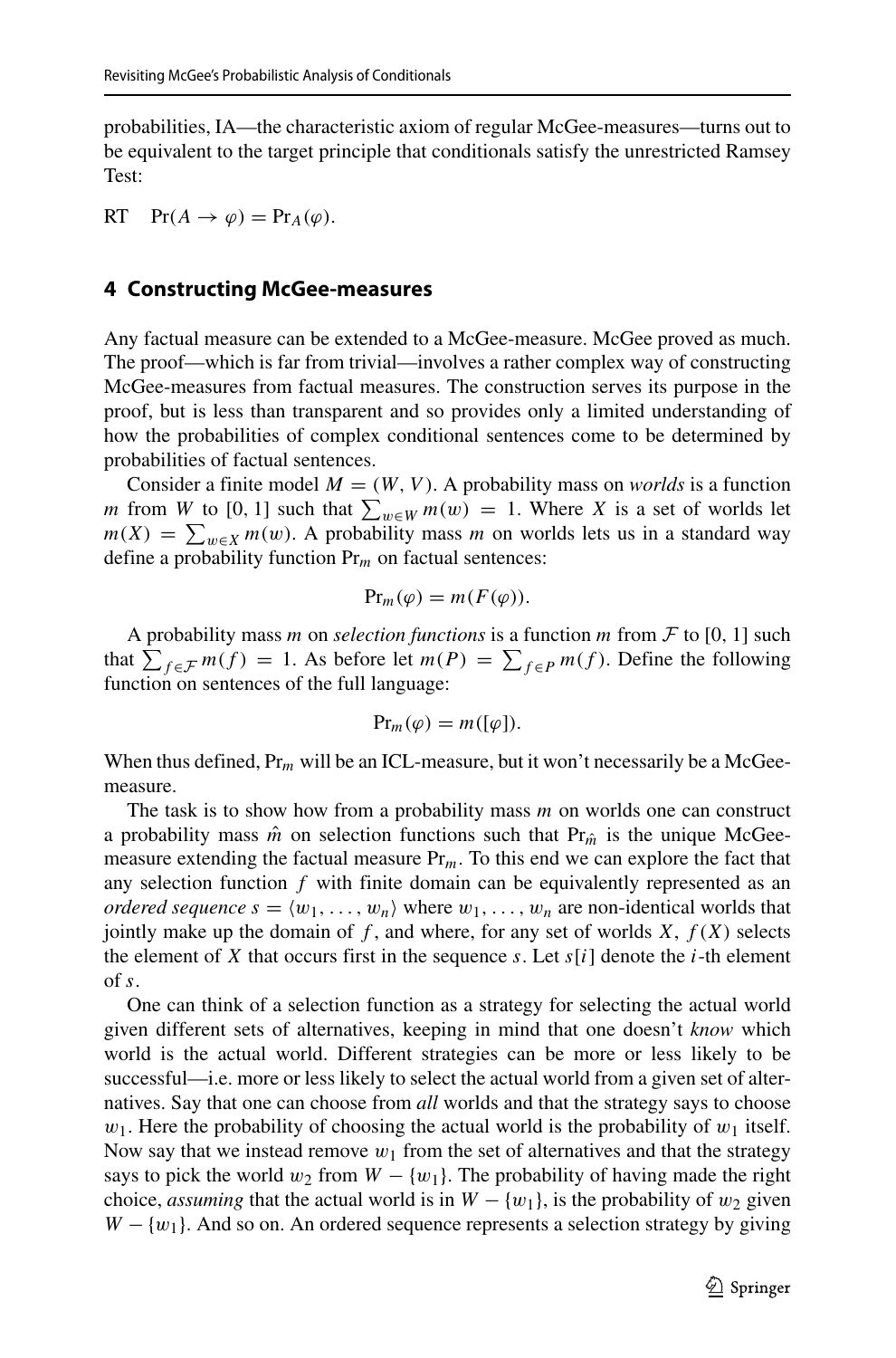probabilities, IA—the characteristic axiom of regular McGee-measures—turns out to be equivalent to the target principle that conditionals satisfy the unrestricted Ramsey Test:

RT $\quad \Pr(A \rightarrow \varphi) = \Pr_A(\varphi)$.

## 4 Constructing McGee-measures

Any factual measure can be extended to a McGee-measure. McGee proved as much. The proof—which is far from trivial—involves a rather complex way of constructing McGee-measures from factual measures. The construction serves its purpose in the proof, but is less than transparent and so provides only a limited understanding of how the probabilities of complex conditional sentences come to be determined by probabilities of factual sentences.

Consider a finite model $M = (W, V)$. A probability mass on *worlds* is a function $m$ from $W$ to $[0, 1]$ such that $\sum_{w \in W} m(w) = 1$. Where $X$ is a set of worlds let $m(X) = \sum_{w \in X} m(w)$. A probability mass $m$ on worlds lets us in a standard way define a probability function $\Pr_m$ on factual sentences:

$$\Pr_m(\varphi) = m(F(\varphi)).$$

A probability mass $m$ on *selection functions* is a function $m$ from $\mathcal{F}$ to $[0, 1]$ such that $\sum_{f \in \mathcal{F}} m(f) = 1$. As before let $m(P) = \sum_{f \in P} m(f)$. Define the following function on sentences of the full language:

$$\Pr_m(\varphi) = m([\varphi]).$$

When thus defined, $\Pr_m$ will be an ICL-measure, but it won't necessarily be a McGee-measure.

The task is to show how from a probability mass $m$ on worlds one can construct a probability mass $\hat{m}$ on selection functions such that $\Pr_{\hat{m}}$ is the unique McGee-measure extending the factual measure $\Pr_m$. To this end we can explore the fact that any selection function $f$ with finite domain can be equivalently represented as an *ordered sequence* $s = \langle w_1, \ldots, w_n \rangle$ where $w_1, \ldots, w_n$ are non-identical worlds that jointly make up the domain of $f$, and where, for any set of worlds $X$, $f(X)$ selects the element of $X$ that occurs first in the sequence $s$. Let $s[i]$ denote the $i$-th element of $s$.

One can think of a selection function as a strategy for selecting the actual world given different sets of alternatives, keeping in mind that one doesn't *know* which world is the actual world. Different strategies can be more or less likely to be successful—i.e. more or less likely to select the actual world from a given set of alternatives. Say that one can choose from *all* worlds and that the strategy says to choose $w_1$. Here the probability of choosing the actual world is the probability of $w_1$ itself. Now say that we instead remove $w_1$ from the set of alternatives and that the strategy says to pick the world $w_2$ from $W - \{w_1\}$. The probability of having made the right choice, *assuming* that the actual world is in $W - \{w_1\}$, is the probability of $w_2$ given $W - \{w_1\}$. And so on. An ordered sequence represents a selection strategy by giving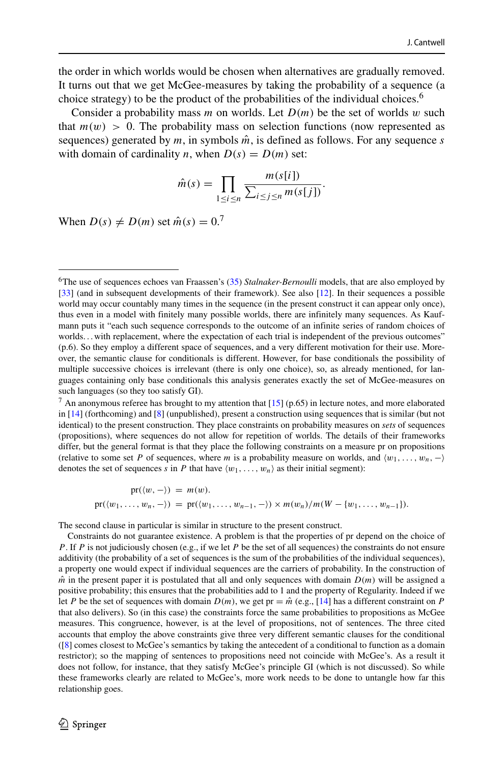the order in which worlds would be chosen when alternatives are gradually removed. It turns out that we get McGee-measures by taking the probability of a sequence (a choice strategy) to be the product of the probabilities of the individual choices.[6]

Consider a probability mass $m$ on worlds. Let $D(m)$ be the set of worlds $w$ such that $m(w) > 0$. The probability mass on selection functions (now represented as sequences) generated by $m$, in symbols $\hat{m}$, is defined as follows. For any sequence $s$ with domain of cardinality $n$, when $D(s) = D(m)$ set:

$$\hat{m}(s) = \prod_{1 \leq i \leq n} \frac{m(s[i])}{\sum_{i \leq j \leq n} m(s[j])}.$$

When $D(s) \neq D(m)$ set $\hat{m}(s) = 0$.[7]

---

[6] The use of sequences echoes van Fraassen's (35) *Stalnaker-Bernoulli* models, that are also employed by [33] (and in subsequent developments of their framework). See also [12]. In their sequences a possible world may occur countably many times in the sequence (in the present construct it can appear only once), thus even in a model with finitely many possible worlds, there are infinitely many sequences. As Kaufmann puts it "each such sequence corresponds to the outcome of an infinite series of random choices of worlds… with replacement, where the expectation of each trial is independent of the previous outcomes" (p.6). So they employ a different space of sequences, and a very different motivation for their use. Moreover, the semantic clause for conditionals is different. However, for base conditionals the possibility of multiple successive choices is irrelevant (there is only one choice), so, as already mentioned, for languages containing only base conditionals this analysis generates exactly the set of McGee-measures on such languages (so they too satisfy GI).

[7] An anonymous referee has brought to my attention that [15] (p.65) in lecture notes, and more elaborated in [14] (forthcoming) and [8] (unpublished), present a construction using sequences that is similar (but not identical) to the present construction. They place constraints on probability measures on *sets* of sequences (propositions), where sequences do not allow for repetition of worlds. The details of their frameworks differ, but the general format is that they place the following constraints on a measure pr on propositions (relative to some set $P$ of sequences, where $m$ is a probability measure on worlds, and $\langle w_1, \ldots, w_n, - \rangle$ denotes the set of sequences $s$ in $P$ that have $\langle w_1, \ldots, w_n \rangle$ as their initial segment):

$$\text{pr}(\langle w, - \rangle) = m(w).$$
$$\text{pr}(\langle w_1, \ldots, w_n, - \rangle) = \text{pr}(\langle w_1, \ldots, w_{n-1}, - \rangle) \times m(w_n)/m(W - \{w_1, \ldots, w_{n-1}\}).$$

The second clause in particular is similar in structure to the present construct.

Constraints do not guarantee existence. A problem is that the properties of pr depend on the choice of $P$. If $P$ is not judiciously chosen (e.g., if we let $P$ be the set of all sequences) the constraints do not ensure additivity (the probability of a set of sequences is the sum of the probabilities of the individual sequences), a property one would expect if individual sequences are the carriers of probability. In the construction of $\hat{m}$ in the present paper it is postulated that all and only sequences with domain $D(m)$ will be assigned a positive probability; this ensures that the probabilities add to 1 and the property of Regularity. Indeed if we let $P$ be the set of sequences with domain $D(m)$, we get pr $= \hat{m}$ (e.g., [14] has a different constraint on $P$ that also delivers). So (in this case) the constraints force the same probabilities to propositions as McGee measures. This congruence, however, is at the level of propositions, not of sentences. The three cited accounts that employ the above constraints give three very different semantic clauses for the conditional ([8] comes closest to McGee's semantics by taking the antecedent of a conditional to function as a domain restrictor); so the mapping of sentences to propositions need not coincide with McGee's. As a result it does not follow, for instance, that they satisfy McGee's principle GI (which is not discussed). So while these frameworks clearly are related to McGee's, more work needs to be done to untangle how far this relationship goes.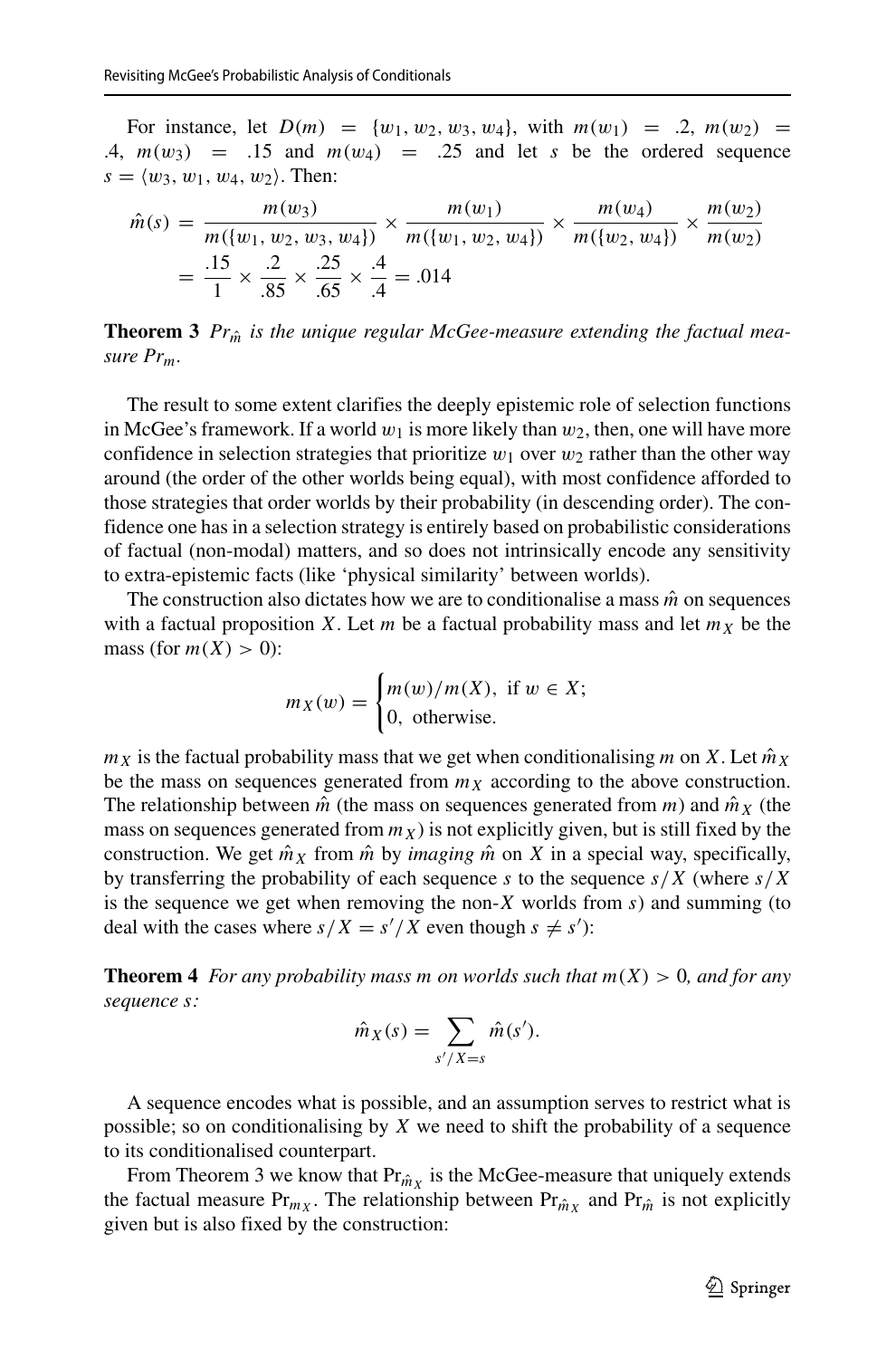For instance, let $D(m) = \{w_1, w_2, w_3, w_4\}$, with $m(w_1) = .2$, $m(w_2) = .4$, $m(w_3) = .15$ and $m(w_4) = .25$ and let $s$ be the ordered sequence $s = \langle w_3, w_1, w_4, w_2\rangle$. Then:

$$\hat{m}(s) = \frac{m(w_3)}{m(\{w_1, w_2, w_3, w_4\})} \times \frac{m(w_1)}{m(\{w_1, w_2, w_4\})} \times \frac{m(w_4)}{m(\{w_2, w_4\})} \times \frac{m(w_2)}{m(w_2)}$$
$$= \frac{.15}{1} \times \frac{.2}{.85} \times \frac{.25}{.65} \times \frac{.4}{.4} = .014$$

**Theorem 3** *$Pr_{\hat{m}}$ is the unique regular McGee-measure extending the factual measure $Pr_m$.*

The result to some extent clarifies the deeply epistemic role of selection functions in McGee's framework. If a world $w_1$ is more likely than $w_2$, then, one will have more confidence in selection strategies that prioritize $w_1$ over $w_2$ rather than the other way around (the order of the other worlds being equal), with most confidence afforded to those strategies that order worlds by their probability (in descending order). The confidence one has in a selection strategy is entirely based on probabilistic considerations of factual (non-modal) matters, and so does not intrinsically encode any sensitivity to extra-epistemic facts (like 'physical similarity' between worlds).

The construction also dictates how we are to conditionalise a mass $\hat{m}$ on sequences with a factual proposition $X$. Let $m$ be a factual probability mass and let $m_X$ be the mass (for $m(X) > 0$):

$$m_X(w) = \begin{cases} m(w)/m(X), & \text{if } w \in X; \\ 0, & \text{otherwise.} \end{cases}$$

$m_X$ is the factual probability mass that we get when conditionalising $m$ on $X$. Let $\hat{m}_X$ be the mass on sequences generated from $m_X$ according to the above construction. The relationship between $\hat{m}$ (the mass on sequences generated from $m$) and $\hat{m}_X$ (the mass on sequences generated from $m_X$) is not explicitly given, but is still fixed by the construction. We get $\hat{m}_X$ from $\hat{m}$ by *imaging* $\hat{m}$ on $X$ in a special way, specifically, by transferring the probability of each sequence $s$ to the sequence $s/X$ (where $s/X$ is the sequence we get when removing the non-$X$ worlds from $s$) and summing (to deal with the cases where $s/X = s'/X$ even though $s \neq s'$):

**Theorem 4** *For any probability mass $m$ on worlds such that $m(X) > 0$, and for any sequence $s$:*

$$\hat{m}_X(s) = \sum_{s'/X=s} \hat{m}(s').$$

A sequence encodes what is possible, and an assumption serves to restrict what is possible; so on conditionalising by $X$ we need to shift the probability of a sequence to its conditionalised counterpart.

From Theorem 3 we know that $\mathrm{Pr}_{\hat{m}_X}$ is the McGee-measure that uniquely extends the factual measure $\mathrm{Pr}_{m_X}$. The relationship between $\mathrm{Pr}_{\hat{m}_X}$ and $\mathrm{Pr}_{\hat{m}}$ is not explicitly given but is also fixed by the construction: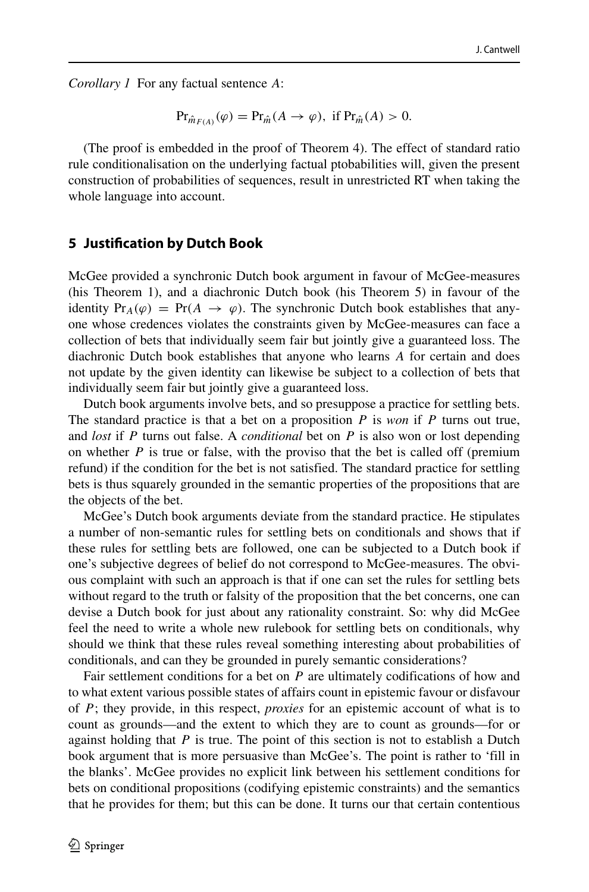*Corollary 1* For any factual sentence $A$:

$$\Pr_{\hat{m}_{F(A)}}(\varphi) = \Pr_{\hat{m}}(A \to \varphi), \text{ if } \Pr_{\hat{m}}(A) > 0.$$

(The proof is embedded in the proof of Theorem 4). The effect of standard ratio rule conditionalisation on the underlying factual ptobabilities will, given the present construction of probabilities of sequences, result in unrestricted RT when taking the whole language into account.

## 5 Justification by Dutch Book

McGee provided a synchronic Dutch book argument in favour of McGee-measures (his Theorem 1), and a diachronic Dutch book (his Theorem 5) in favour of the identity $\Pr_A(\varphi) = \Pr(A \to \varphi)$. The synchronic Dutch book establishes that anyone whose credences violates the constraints given by McGee-measures can face a collection of bets that individually seem fair but jointly give a guaranteed loss. The diachronic Dutch book establishes that anyone who learns $A$ for certain and does not update by the given identity can likewise be subject to a collection of bets that individually seem fair but jointly give a guaranteed loss.

Dutch book arguments involve bets, and so presuppose a practice for settling bets. The standard practice is that a bet on a proposition $P$ is *won* if $P$ turns out true, and *lost* if $P$ turns out false. A *conditional* bet on $P$ is also won or lost depending on whether $P$ is true or false, with the proviso that the bet is called off (premium refund) if the condition for the bet is not satisfied. The standard practice for settling bets is thus squarely grounded in the semantic properties of the propositions that are the objects of the bet.

McGee's Dutch book arguments deviate from the standard practice. He stipulates a number of non-semantic rules for settling bets on conditionals and shows that if these rules for settling bets are followed, one can be subjected to a Dutch book if one's subjective degrees of belief do not correspond to McGee-measures. The obvious complaint with such an approach is that if one can set the rules for settling bets without regard to the truth or falsity of the proposition that the bet concerns, one can devise a Dutch book for just about any rationality constraint. So: why did McGee feel the need to write a whole new rulebook for settling bets on conditionals, why should we think that these rules reveal something interesting about probabilities of conditionals, and can they be grounded in purely semantic considerations?

Fair settlement conditions for a bet on $P$ are ultimately codifications of how and to what extent various possible states of affairs count in epistemic favour or disfavour of $P$; they provide, in this respect, *proxies* for an epistemic account of what is to count as grounds—and the extent to which they are to count as grounds—for or against holding that $P$ is true. The point of this section is not to establish a Dutch book argument that is more persuasive than McGee's. The point is rather to 'fill in the blanks'. McGee provides no explicit link between his settlement conditions for bets on conditional propositions (codifying epistemic constraints) and the semantics that he provides for them; but this can be done. It turns our that certain contentious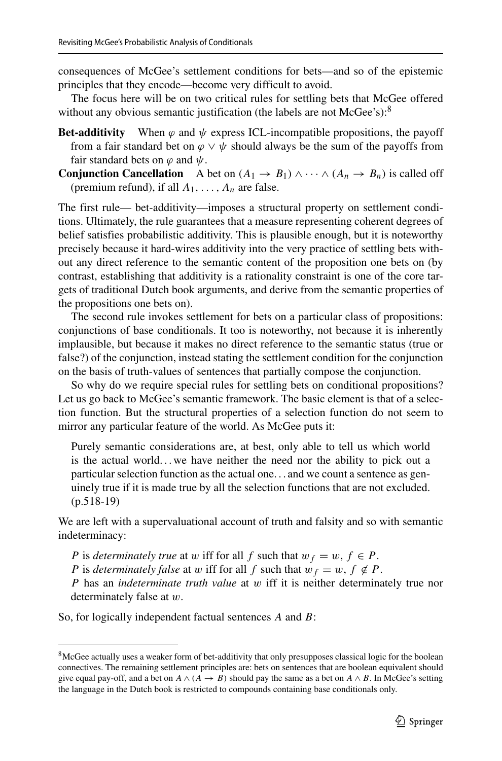consequences of McGee's settlement conditions for bets—and so of the epistemic principles that they encode—become very difficult to avoid.

The focus here will be on two critical rules for settling bets that McGee offered without any obvious semantic justification (the labels are not McGee's):[8]

**Bet-additivity** When $\varphi$ and $\psi$ express ICL-incompatible propositions, the payoff from a fair standard bet on $\varphi \vee \psi$ should always be the sum of the payoffs from fair standard bets on $\varphi$ and $\psi$.

**Conjunction Cancellation** A bet on $(A_1 \rightarrow B_1) \wedge \cdots \wedge (A_n \rightarrow B_n)$ is called off (premium refund), if all $A_1, \ldots, A_n$ are false.

The first rule— bet-additivity—imposes a structural property on settlement conditions. Ultimately, the rule guarantees that a measure representing coherent degrees of belief satisfies probabilistic additivity. This is plausible enough, but it is noteworthy precisely because it hard-wires additivity into the very practice of settling bets without any direct reference to the semantic content of the proposition one bets on (by contrast, establishing that additivity is a rationality constraint is one of the core targets of traditional Dutch book arguments, and derive from the semantic properties of the propositions one bets on).

The second rule invokes settlement for bets on a particular class of propositions: conjunctions of base conditionals. It too is noteworthy, not because it is inherently implausible, but because it makes no direct reference to the semantic status (true or false?) of the conjunction, instead stating the settlement condition for the conjunction on the basis of truth-values of sentences that partially compose the conjunction.

So why do we require special rules for settling bets on conditional propositions? Let us go back to McGee's semantic framework. The basic element is that of a selection function. But the structural properties of a selection function do not seem to mirror any particular feature of the world. As McGee puts it:

> Purely semantic considerations are, at best, only able to tell us which world is the actual world... we have neither the need nor the ability to pick out a particular selection function as the actual one... and we count a sentence as genuinely true if it is made true by all the selection functions that are not excluded. (p.518-19)

We are left with a supervaluational account of truth and falsity and so with semantic indeterminacy:

$P$ is *determinately true* at $w$ iff for all $f$ such that $w_f = w$, $f \in P$.
$P$ is *determinately false* at $w$ iff for all $f$ such that $w_f = w$, $f \notin P$.
$P$ has an *indeterminate truth value* at $w$ iff it is neither determinately true nor determinately false at $w$.

So, for logically independent factual sentences $A$ and $B$:

---

[8] McGee actually uses a weaker form of bet-additivity that only presupposes classical logic for the boolean connectives. The remaining settlement principles are: bets on sentences that are boolean equivalent should give equal pay-off, and a bet on $A \wedge (A \rightarrow B)$ should pay the same as a bet on $A \wedge B$. In McGee's setting the language in the Dutch book is restricted to compounds containing base conditionals only.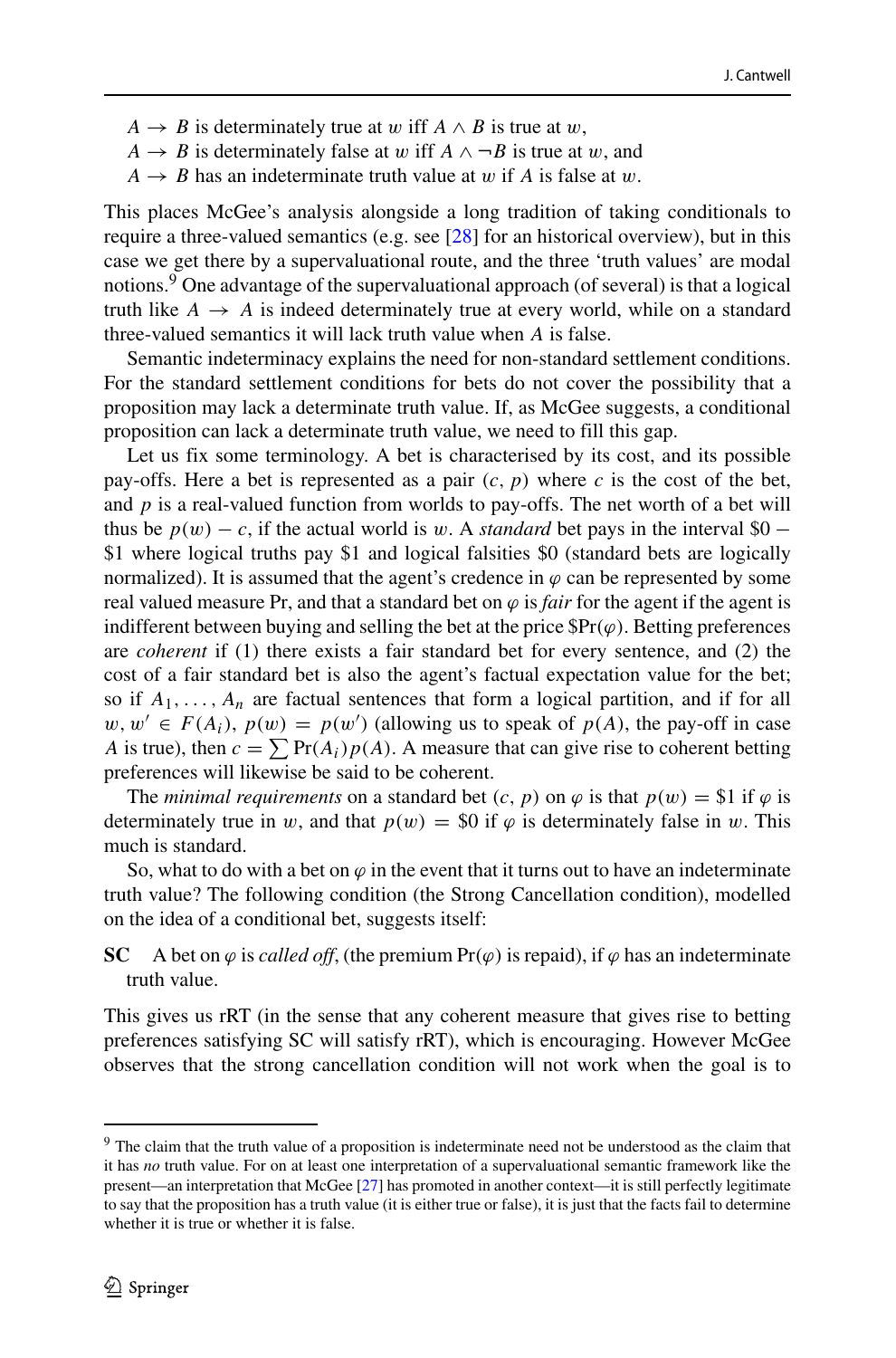- $A \to B$ is determinately true at $w$ iff $A \wedge B$ is true at $w$,
- $A \to B$ is determinately false at $w$ iff $A \wedge \neg B$ is true at $w$, and
- $A \to B$ has an indeterminate truth value at $w$ if $A$ is false at $w$.

This places McGee's analysis alongside a long tradition of taking conditionals to require a three-valued semantics (e.g. see [28] for an historical overview), but in this case we get there by a supervaluational route, and the three 'truth values' are modal notions.[9] One advantage of the supervaluational approach (of several) is that a logical truth like $A \to A$ is indeed determinately true at every world, while on a standard three-valued semantics it will lack truth value when $A$ is false.

Semantic indeterminacy explains the need for non-standard settlement conditions. For the standard settlement conditions for bets do not cover the possibility that a proposition may lack a determinate truth value. If, as McGee suggests, a conditional proposition can lack a determinate truth value, we need to fill this gap.

Let us fix some terminology. A bet is characterised by its cost, and its possible pay-offs. Here a bet is represented as a pair $(c, p)$ where $c$ is the cost of the bet, and $p$ is a real-valued function from worlds to pay-offs. The net worth of a bet will thus be $p(w) - c$, if the actual world is $w$. A *standard* bet pays in the interval \$0 − \$1 where logical truths pay \$1 and logical falsities \$0 (standard bets are logically normalized). It is assumed that the agent's credence in $\varphi$ can be represented by some real valued measure Pr, and that a standard bet on $\varphi$ is *fair* for the agent if the agent is indifferent between buying and selling the bet at the price \$$\Pr(\varphi)$. Betting preferences are *coherent* if (1) there exists a fair standard bet for every sentence, and (2) the cost of a fair standard bet is also the agent's factual expectation value for the bet; so if $A_1, \ldots, A_n$ are factual sentences that form a logical partition, and if for all $w, w' \in F(A_i)$, $p(w) = p(w')$ (allowing us to speak of $p(A)$, the pay-off in case $A$ is true), then $c = \sum \Pr(A_i)p(A)$. A measure that can give rise to coherent betting preferences will likewise be said to be coherent.

The *minimal requirements* on a standard bet $(c, p)$ on $\varphi$ is that $p(w) = \$1$ if $\varphi$ is determinately true in $w$, and that $p(w) = \$0$ if $\varphi$ is determinately false in $w$. This much is standard.

So, what to do with a bet on $\varphi$ in the event that it turns out to have an indeterminate truth value? The following condition (the Strong Cancellation condition), modelled on the idea of a conditional bet, suggests itself:

**SC** A bet on $\varphi$ is *called off*, (the premium $\Pr(\varphi)$ is repaid), if $\varphi$ has an indeterminate truth value.

This gives us rRT (in the sense that any coherent measure that gives rise to betting preferences satisfying SC will satisfy rRT), which is encouraging. However McGee observes that the strong cancellation condition will not work when the goal is to

---

[9] The claim that the truth value of a proposition is indeterminate need not be understood as the claim that it has *no* truth value. For on at least one interpretation of a supervaluational semantic framework like the present—an interpretation that McGee [27] has promoted in another context—it is still perfectly legitimate to say that the proposition has a truth value (it is either true or false), it is just that the facts fail to determine whether it is true or whether it is false.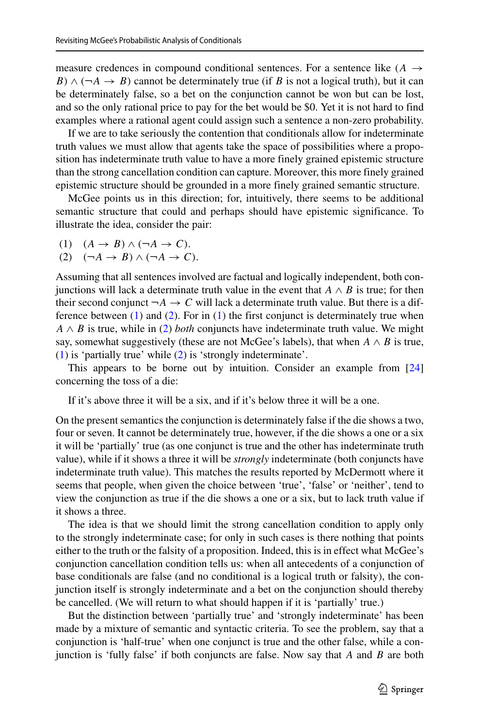measure credences in compound conditional sentences. For a sentence like $(A \rightarrow B) \wedge (\neg A \rightarrow B)$ cannot be determinately true (if $B$ is not a logical truth), but it can be determinately false, so a bet on the conjunction cannot be won but can be lost, and so the only rational price to pay for the bet would be \$0. Yet it is not hard to find examples where a rational agent could assign such a sentence a non-zero probability.

If we are to take seriously the contention that conditionals allow for indeterminate truth values we must allow that agents take the space of possibilities where a proposition has indeterminate truth value to have a more finely grained epistemic structure than the strong cancellation condition can capture. Moreover, this more finely grained epistemic structure should be grounded in a more finely grained semantic structure.

McGee points us in this direction; for, intuitively, there seems to be additional semantic structure that could and perhaps should have epistemic significance. To illustrate the idea, consider the pair:

(1) $(A \rightarrow B) \wedge (\neg A \rightarrow C)$.

(2) $(\neg A \rightarrow B) \wedge (\neg A \rightarrow C)$.

Assuming that all sentences involved are factual and logically independent, both conjunctions will lack a determinate truth value in the event that $A \wedge B$ is true; for then their second conjunct $\neg A \rightarrow C$ will lack a determinate truth value. But there is a difference between (1) and (2). For in (1) the first conjunct is determinately true when $A \wedge B$ is true, while in (2) *both* conjuncts have indeterminate truth value. We might say, somewhat suggestively (these are not McGee's labels), that when $A \wedge B$ is true, (1) is 'partially true' while (2) is 'strongly indeterminate'.

This appears to be borne out by intuition. Consider an example from [24] concerning the toss of a die:

If it's above three it will be a six, and if it's below three it will be a one.

On the present semantics the conjunction is determinately false if the die shows a two, four or seven. It cannot be determinately true, however, if the die shows a one or a six it will be 'partially' true (as one conjunct is true and the other has indeterminate truth value), while if it shows a three it will be *strongly* indeterminate (both conjuncts have indeterminate truth value). This matches the results reported by McDermott where it seems that people, when given the choice between 'true', 'false' or 'neither', tend to view the conjunction as true if the die shows a one or a six, but to lack truth value if it shows a three.

The idea is that we should limit the strong cancellation condition to apply only to the strongly indeterminate case; for only in such cases is there nothing that points either to the truth or the falsity of a proposition. Indeed, this is in effect what McGee's conjunction cancellation condition tells us: when all antecedents of a conjunction of base conditionals are false (and no conditional is a logical truth or falsity), the conjunction itself is strongly indeterminate and a bet on the conjunction should thereby be cancelled. (We will return to what should happen if it is 'partially' true.)

But the distinction between 'partially true' and 'strongly indeterminate' has been made by a mixture of semantic and syntactic criteria. To see the problem, say that a conjunction is 'half-true' when one conjunct is true and the other false, while a conjunction is 'fully false' if both conjuncts are false. Now say that $A$ and $B$ are both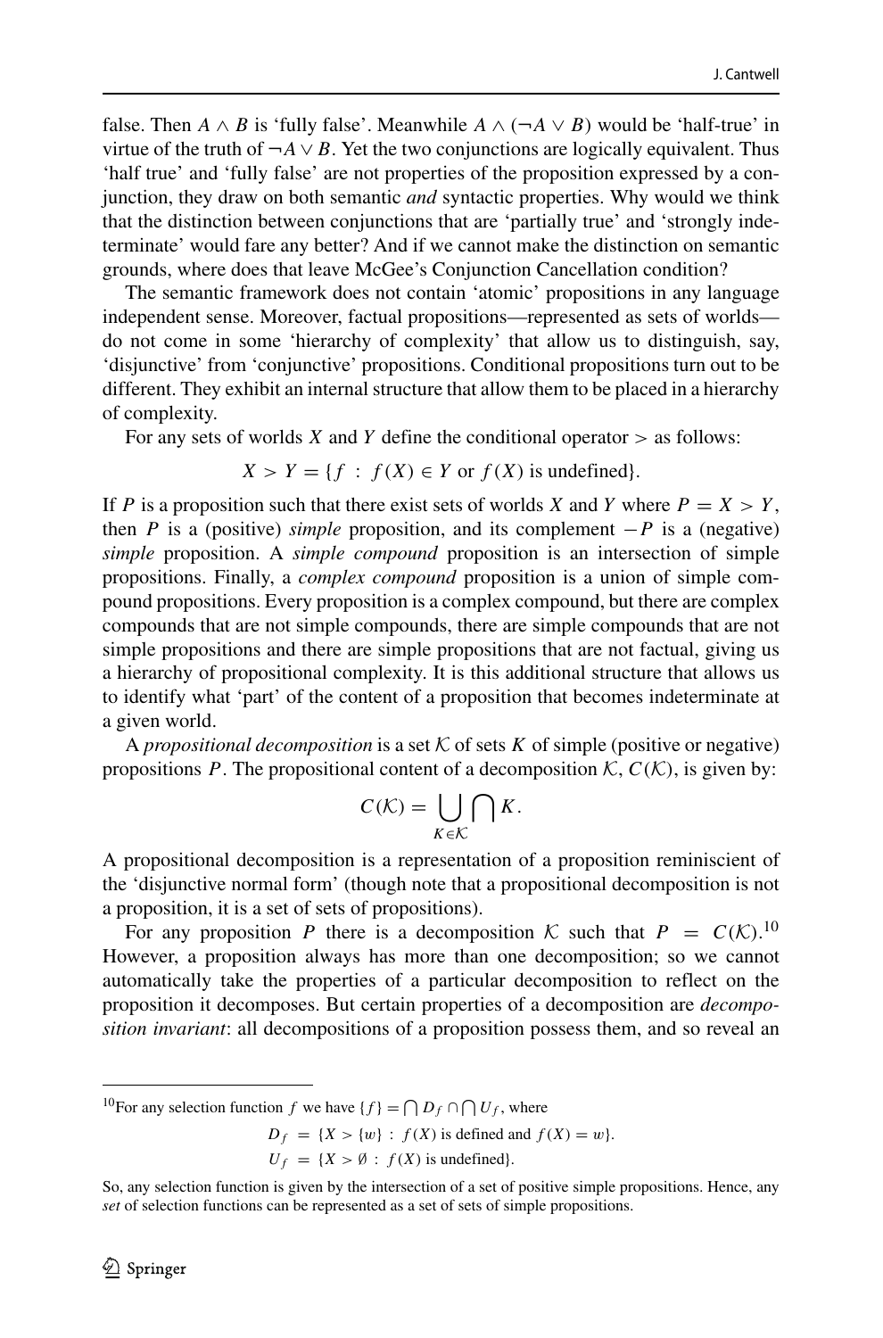false. Then $A \wedge B$ is 'fully false'. Meanwhile $A \wedge (\neg A \vee B)$ would be 'half-true' in virtue of the truth of $\neg A \vee B$. Yet the two conjunctions are logically equivalent. Thus 'half true' and 'fully false' are not properties of the proposition expressed by a conjunction, they draw on both semantic *and* syntactic properties. Why would we think that the distinction between conjunctions that are 'partially true' and 'strongly indeterminate' would fare any better? And if we cannot make the distinction on semantic grounds, where does that leave McGee's Conjunction Cancellation condition?

The semantic framework does not contain 'atomic' propositions in any language independent sense. Moreover, factual propositions—represented as sets of worlds—do not come in some 'hierarchy of complexity' that allow us to distinguish, say, 'disjunctive' from 'conjunctive' propositions. Conditional propositions turn out to be different. They exhibit an internal structure that allow them to be placed in a hierarchy of complexity.

For any sets of worlds $X$ and $Y$ define the conditional operator $>$ as follows:

$$X > Y = \{f \,:\, f(X) \in Y \text{ or } f(X) \text{ is undefined}\}.$$

If $P$ is a proposition such that there exist sets of worlds $X$ and $Y$ where $P = X > Y$, then $P$ is a (positive) *simple* proposition, and its complement $-P$ is a (negative) *simple* proposition. A *simple compound* proposition is an intersection of simple propositions. Finally, a *complex compound* proposition is a union of simple compound propositions. Every proposition is a complex compound, but there are complex compounds that are not simple compounds, there are simple compounds that are not simple propositions and there are simple propositions that are not factual, giving us a hierarchy of propositional complexity. It is this additional structure that allows us to identify what 'part' of the content of a proposition that becomes indeterminate at a given world.

A *propositional decomposition* is a set $\mathcal{K}$ of sets $K$ of simple (positive or negative) propositions $P$. The propositional content of a decomposition $\mathcal{K}$, $C(\mathcal{K})$, is given by:

$$C(\mathcal{K}) = \bigcup_{K \in \mathcal{K}} \bigcap K.$$

A propositional decomposition is a representation of a proposition reminiscient of the 'disjunctive normal form' (though note that a propositional decomposition is not a proposition, it is a set of sets of propositions).

For any proposition $P$ there is a decomposition $\mathcal{K}$ such that $P = C(\mathcal{K})$.[10] However, a proposition always has more than one decomposition; so we cannot automatically take the properties of a particular decomposition to reflect on the proposition it decomposes. But certain properties of a decomposition are *decomposition invariant*: all decompositions of a proposition possess them, and so reveal an

---

[10] For any selection function $f$ we have $\{f\} = \bigcap D_f \cap \bigcap U_f$, where

$$D_f = \{X > \{w\} \,:\, f(X) \text{ is defined and } f(X) = w\}.$$
$$U_f = \{X > \emptyset \,:\, f(X) \text{ is undefined}\}.$$

So, any selection function is given by the intersection of a set of positive simple propositions. Hence, any *set* of selection functions can be represented as a set of sets of simple propositions.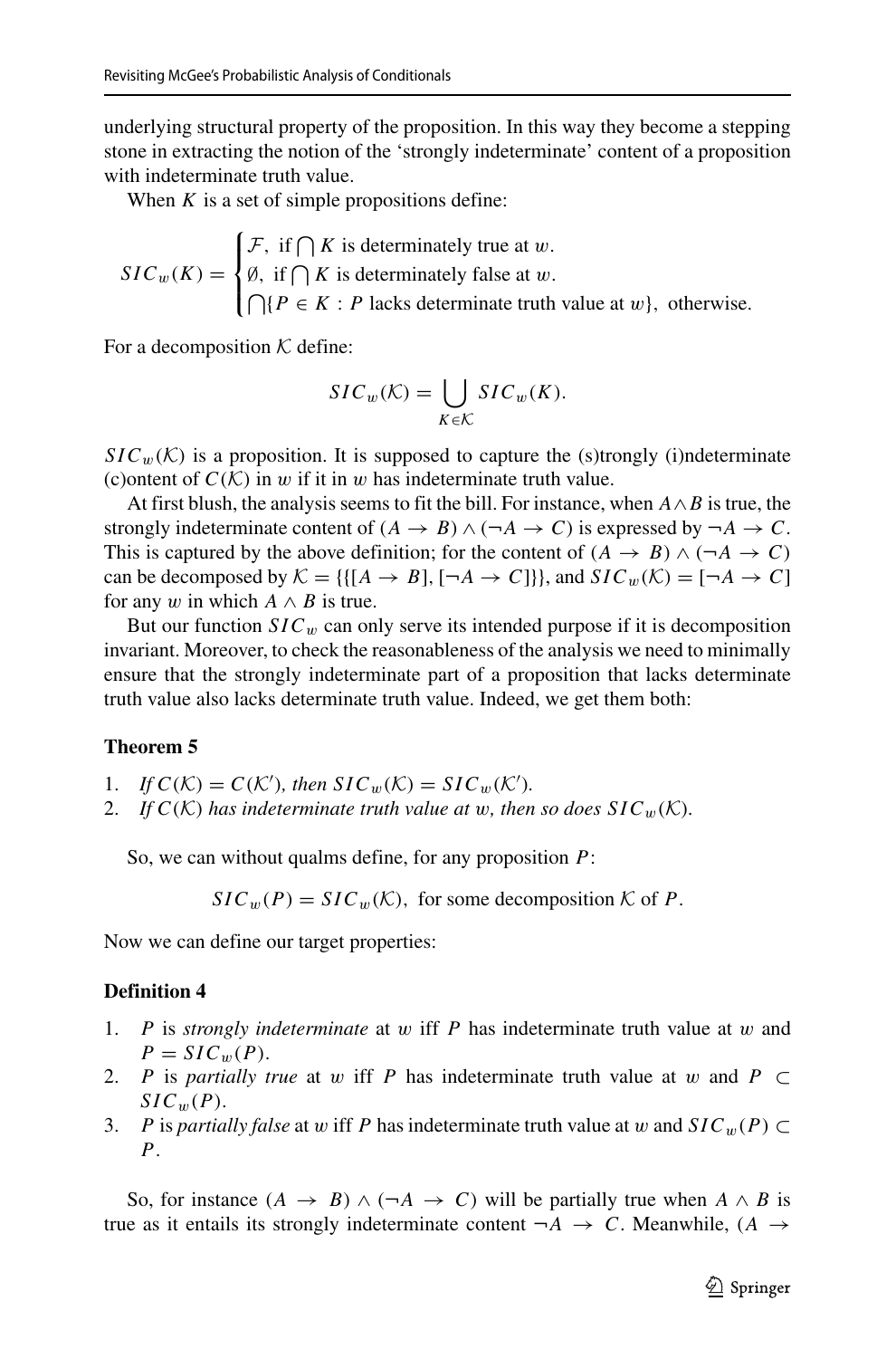underlying structural property of the proposition. In this way they become a stepping stone in extracting the notion of the 'strongly indeterminate' content of a proposition with indeterminate truth value.

When $K$ is a set of simple propositions define:

$$SIC_w(K) = \begin{cases} \mathcal{F}, \text{ if } \bigcap K \text{ is determinately true at } w. \\ \emptyset, \text{ if } \bigcap K \text{ is determinately false at } w. \\ \bigcap\{P \in K : P \text{ lacks determinate truth value at } w\}, \text{ otherwise.} \end{cases}$$

For a decomposition $\mathcal{K}$ define:

$$SIC_w(\mathcal{K}) = \bigcup_{K \in \mathcal{K}} SIC_w(K).$$

$SIC_w(\mathcal{K})$ is a proposition. It is supposed to capture the (s)trongly (i)ndeterminate (c)ontent of $C(\mathcal{K})$ in $w$ if it in $w$ has indeterminate truth value.

At first blush, the analysis seems to fit the bill. For instance, when $A \wedge B$ is true, the strongly indeterminate content of $(A \to B) \wedge (\neg A \to C)$ is expressed by $\neg A \to C$. This is captured by the above definition; for the content of $(A \to B) \wedge (\neg A \to C)$ can be decomposed by $\mathcal{K} = \{\{[A \to B], [\neg A \to C]\}\}$, and $SIC_w(\mathcal{K}) = [\neg A \to C]$ for any $w$ in which $A \wedge B$ is true.

But our function $SIC_w$ can only serve its intended purpose if it is decomposition invariant. Moreover, to check the reasonableness of the analysis we need to minimally ensure that the strongly indeterminate part of a proposition that lacks determinate truth value also lacks determinate truth value. Indeed, we get them both:

**Theorem 5**

1. *If* $C(\mathcal{K}) = C(\mathcal{K}')$*, then* $SIC_w(\mathcal{K}) = SIC_w(\mathcal{K}')$*.*
2. *If* $C(\mathcal{K})$ *has indeterminate truth value at* $w$*, then so does* $SIC_w(\mathcal{K})$*.*

So, we can without qualms define, for any proposition $P$:

$$SIC_w(P) = SIC_w(\mathcal{K}), \text{ for some decomposition } \mathcal{K} \text{ of } P.$$

Now we can define our target properties:

**Definition 4**

1. $P$ is *strongly indeterminate* at $w$ iff $P$ has indeterminate truth value at $w$ and $P = SIC_w(P)$.
2. $P$ is *partially true* at $w$ iff $P$ has indeterminate truth value at $w$ and $P \subset SIC_w(P)$.
3. $P$ is *partially false* at $w$ iff $P$ has indeterminate truth value at $w$ and $SIC_w(P) \subset P$.

So, for instance $(A \to B) \wedge (\neg A \to C)$ will be partially true when $A \wedge B$ is true as it entails its strongly indeterminate content $\neg A \to C$. Meanwhile, $(A \to$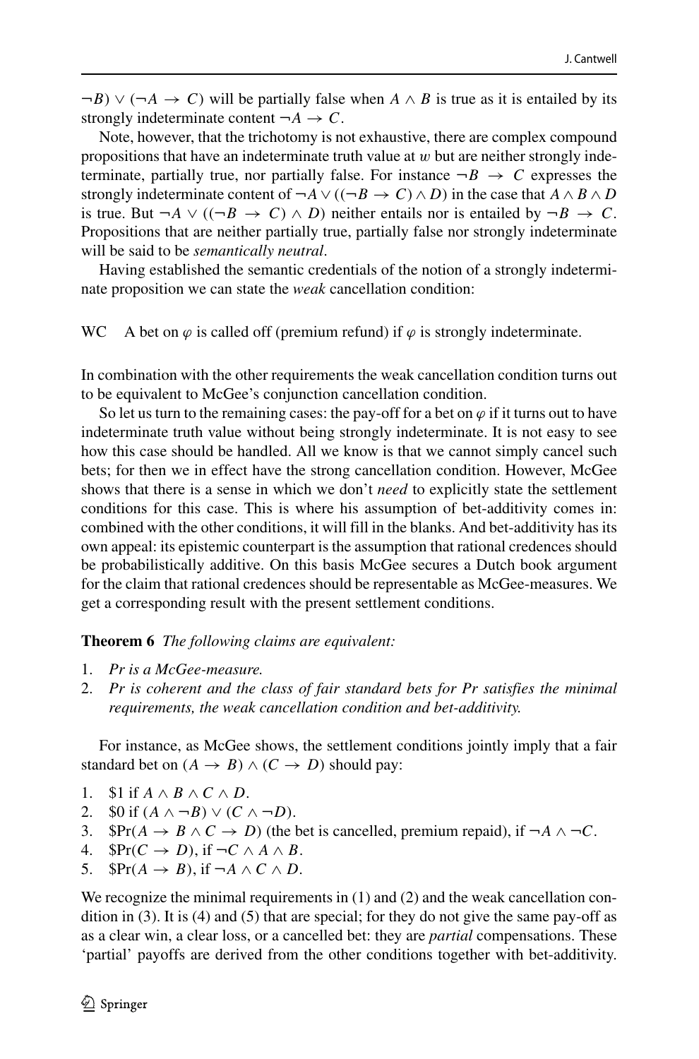$\neg B) \vee (\neg A \to C)$ will be partially false when $A \wedge B$ is true as it is entailed by its strongly indeterminate content $\neg A \to C$.

Note, however, that the trichotomy is not exhaustive, there are complex compound propositions that have an indeterminate truth value at $w$ but are neither strongly indeterminate, partially true, nor partially false. For instance $\neg B \to C$ expresses the strongly indeterminate content of $\neg A \vee ((\neg B \to C) \wedge D)$ in the case that $A \wedge B \wedge D$ is true. But $\neg A \vee ((\neg B \to C) \wedge D)$ neither entails nor is entailed by $\neg B \to C$. Propositions that are neither partially true, partially false nor strongly indeterminate will be said to be *semantically neutral*.

Having established the semantic credentials of the notion of a strongly indeterminate proposition we can state the *weak* cancellation condition:

WC  A bet on $\varphi$ is called off (premium refund) if $\varphi$ is strongly indeterminate.

In combination with the other requirements the weak cancellation condition turns out to be equivalent to McGee's conjunction cancellation condition.

So let us turn to the remaining cases: the pay-off for a bet on $\varphi$ if it turns out to have indeterminate truth value without being strongly indeterminate. It is not easy to see how this case should be handled. All we know is that we cannot simply cancel such bets; for then we in effect have the strong cancellation condition. However, McGee shows that there is a sense in which we don't *need* to explicitly state the settlement conditions for this case. This is where his assumption of bet-additivity comes in: combined with the other conditions, it will fill in the blanks. And bet-additivity has its own appeal: its epistemic counterpart is the assumption that rational credences should be probabilistically additive. On this basis McGee secures a Dutch book argument for the claim that rational credences should be representable as McGee-measures. We get a corresponding result with the present settlement conditions.

**Theorem 6** *The following claims are equivalent:*

1. *Pr is a McGee-measure.*
2. *Pr is coherent and the class of fair standard bets for Pr satisfies the minimal requirements, the weak cancellation condition and bet-additivity.*

For instance, as McGee shows, the settlement conditions jointly imply that a fair standard bet on $(A \to B) \wedge (C \to D)$ should pay:

1. \$1 if $A \wedge B \wedge C \wedge D$.
2. \$0 if $(A \wedge \neg B) \vee (C \wedge \neg D)$.
3. \$$\Pr(A \to B \wedge C \to D)$ (the bet is cancelled, premium repaid), if $\neg A \wedge \neg C$.
4. \$$\Pr(C \to D)$, if $\neg C \wedge A \wedge B$.
5. \$$\Pr(A \to B)$, if $\neg A \wedge C \wedge D$.

We recognize the minimal requirements in (1) and (2) and the weak cancellation condition in (3). It is (4) and (5) that are special; for they do not give the same pay-off as as a clear win, a clear loss, or a cancelled bet: they are *partial* compensations. These 'partial' payoffs are derived from the other conditions together with bet-additivity.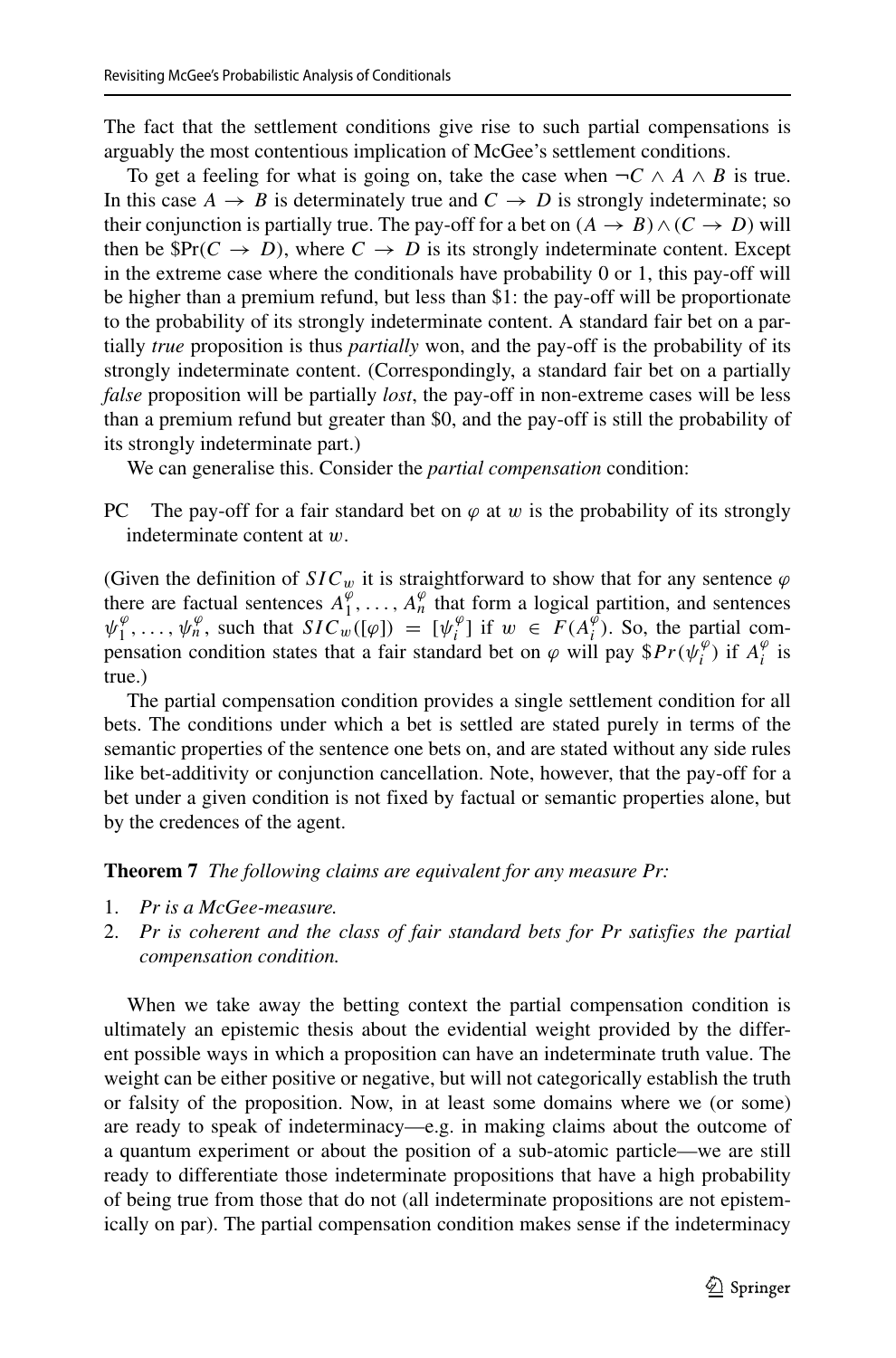The fact that the settlement conditions give rise to such partial compensations is arguably the most contentious implication of McGee's settlement conditions.

To get a feeling for what is going on, take the case when $\neg C \wedge A \wedge B$ is true. In this case $A \rightarrow B$ is determinately true and $C \rightarrow D$ is strongly indeterminate; so their conjunction is partially true. The pay-off for a bet on $(A \rightarrow B) \wedge (C \rightarrow D)$ will then be $\$\Pr(C \rightarrow D)$, where $C \rightarrow D$ is its strongly indeterminate content. Except in the extreme case where the conditionals have probability 0 or 1, this pay-off will be higher than a premium refund, but less than \$1: the pay-off will be proportionate to the probability of its strongly indeterminate content. A standard fair bet on a partially *true* proposition is thus *partially* won, and the pay-off is the probability of its strongly indeterminate content. (Correspondingly, a standard fair bet on a partially *false* proposition will be partially *lost*, the pay-off in non-extreme cases will be less than a premium refund but greater than \$0, and the pay-off is still the probability of its strongly indeterminate part.)

We can generalise this. Consider the *partial compensation* condition:

PC The pay-off for a fair standard bet on $\varphi$ at $w$ is the probability of its strongly indeterminate content at $w$.

(Given the definition of $SIC_w$ it is straightforward to show that for any sentence $\varphi$ there are factual sentences $A_1^{\varphi}, \ldots, A_n^{\varphi}$ that form a logical partition, and sentences $\psi_1^{\varphi}, \ldots, \psi_n^{\varphi}$, such that $SIC_w([\varphi]) = [\psi_i^{\varphi}]$ if $w \in F(A_i^{\varphi})$. So, the partial compensation condition states that a fair standard bet on $\varphi$ will pay $\$Pr(\psi_i^{\varphi})$ if $A_i^{\varphi}$ is true.)

The partial compensation condition provides a single settlement condition for all bets. The conditions under which a bet is settled are stated purely in terms of the semantic properties of the sentence one bets on, and are stated without any side rules like bet-additivity or conjunction cancellation. Note, however, that the pay-off for a bet under a given condition is not fixed by factual or semantic properties alone, but by the credences of the agent.

**Theorem 7** *The following claims are equivalent for any measure Pr:*

1. *Pr is a McGee-measure.*
2. *Pr is coherent and the class of fair standard bets for Pr satisfies the partial compensation condition.*

When we take away the betting context the partial compensation condition is ultimately an epistemic thesis about the evidential weight provided by the different possible ways in which a proposition can have an indeterminate truth value. The weight can be either positive or negative, but will not categorically establish the truth or falsity of the proposition. Now, in at least some domains where we (or some) are ready to speak of indeterminacy—e.g. in making claims about the outcome of a quantum experiment or about the position of a sub-atomic particle—we are still ready to differentiate those indeterminate propositions that have a high probability of being true from those that do not (all indeterminate propositions are not epistemically on par). The partial compensation condition makes sense if the indeterminacy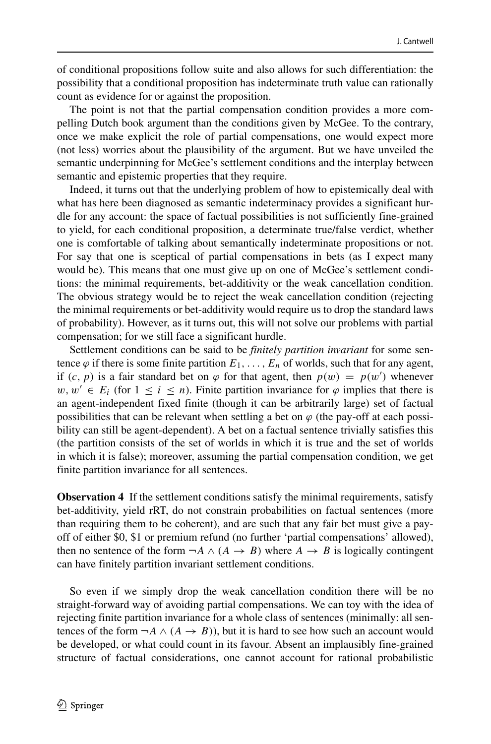of conditional propositions follow suite and also allows for such differentiation: the possibility that a conditional proposition has indeterminate truth value can rationally count as evidence for or against the proposition.

The point is not that the partial compensation condition provides a more compelling Dutch book argument than the conditions given by McGee. To the contrary, once we make explicit the role of partial compensations, one would expect more (not less) worries about the plausibility of the argument. But we have unveiled the semantic underpinning for McGee's settlement conditions and the interplay between semantic and epistemic properties that they require.

Indeed, it turns out that the underlying problem of how to epistemically deal with what has here been diagnosed as semantic indeterminacy provides a significant hurdle for any account: the space of factual possibilities is not sufficiently fine-grained to yield, for each conditional proposition, a determinate true/false verdict, whether one is comfortable of talking about semantically indeterminate propositions or not. For say that one is sceptical of partial compensations in bets (as I expect many would be). This means that one must give up on one of McGee's settlement conditions: the minimal requirements, bet-additivity or the weak cancellation condition. The obvious strategy would be to reject the weak cancellation condition (rejecting the minimal requirements or bet-additivity would require us to drop the standard laws of probability). However, as it turns out, this will not solve our problems with partial compensation; for we still face a significant hurdle.

Settlement conditions can be said to be *finitely partition invariant* for some sentence $\varphi$ if there is some finite partition $E_1, \ldots, E_n$ of worlds, such that for any agent, if $(c, p)$ is a fair standard bet on $\varphi$ for that agent, then $p(w) = p(w')$ whenever $w, w' \in E_i$ (for $1 \leq i \leq n$). Finite partition invariance for $\varphi$ implies that there is an agent-independent fixed finite (though it can be arbitrarily large) set of factual possibilities that can be relevant when settling a bet on $\varphi$ (the pay-off at each possibility can still be agent-dependent). A bet on a factual sentence trivially satisfies this (the partition consists of the set of worlds in which it is true and the set of worlds in which it is false); moreover, assuming the partial compensation condition, we get finite partition invariance for all sentences.

**Observation 4** If the settlement conditions satisfy the minimal requirements, satisfy bet-additivity, yield rRT, do not constrain probabilities on factual sentences (more than requiring them to be coherent), and are such that any fair bet must give a payoff of either \$0, \$1 or premium refund (no further 'partial compensations' allowed), then no sentence of the form $\neg A \wedge (A \rightarrow B)$ where $A \rightarrow B$ is logically contingent can have finitely partition invariant settlement conditions.

So even if we simply drop the weak cancellation condition there will be no straight-forward way of avoiding partial compensations. We can toy with the idea of rejecting finite partition invariance for a whole class of sentences (minimally: all sentences of the form $\neg A \wedge (A \rightarrow B)$), but it is hard to see how such an account would be developed, or what could count in its favour. Absent an implausibly fine-grained structure of factual considerations, one cannot account for rational probabilistic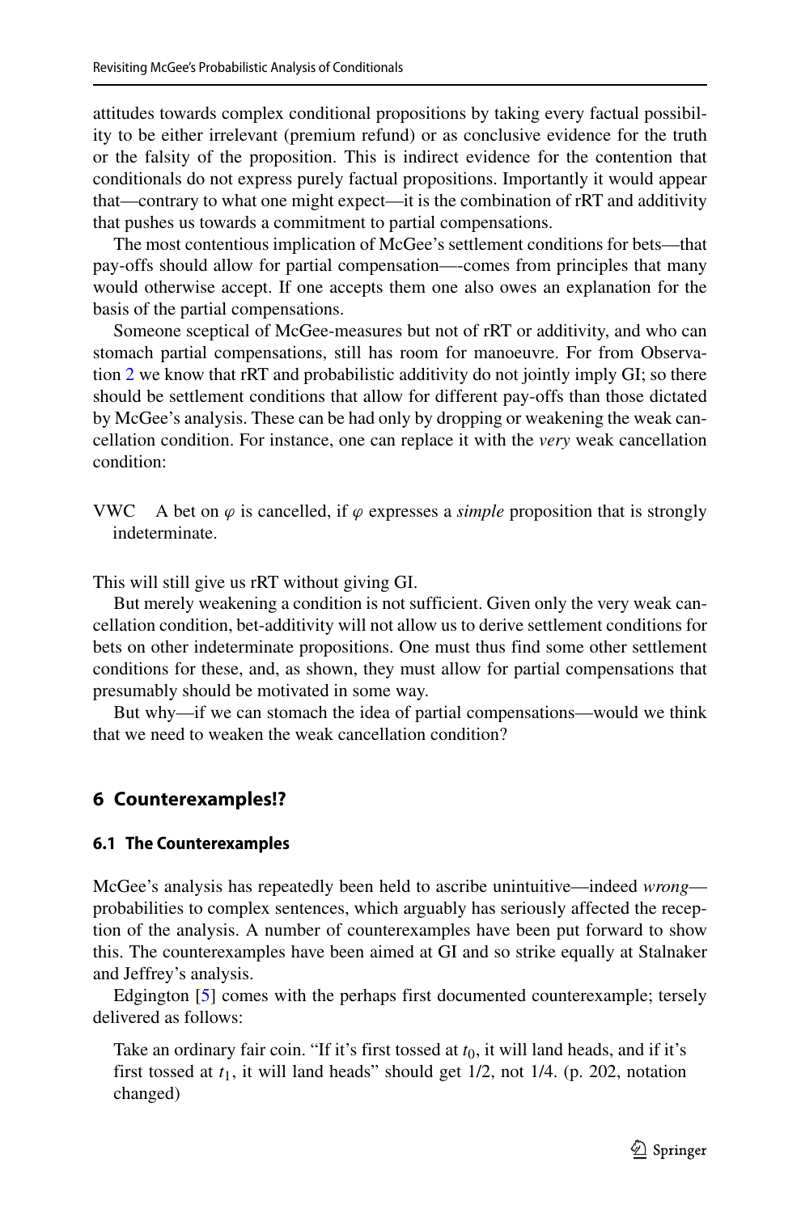attitudes towards complex conditional propositions by taking every factual possibility to be either irrelevant (premium refund) or as conclusive evidence for the truth or the falsity of the proposition. This is indirect evidence for the contention that conditionals do not express purely factual propositions. Importantly it would appear that—contrary to what one might expect—it is the combination of rRT and additivity that pushes us towards a commitment to partial compensations.

The most contentious implication of McGee's settlement conditions for bets—that pay-offs should allow for partial compensation—-comes from principles that many would otherwise accept. If one accepts them one also owes an explanation for the basis of the partial compensations.

Someone sceptical of McGee-measures but not of rRT or additivity, and who can stomach partial compensations, still has room for manoeuvre. For from Observation 2 we know that rRT and probabilistic additivity do not jointly imply GI; so there should be settlement conditions that allow for different pay-offs than those dictated by McGee's analysis. These can be had only by dropping or weakening the weak cancellation condition. For instance, one can replace it with the *very* weak cancellation condition:

VWC   A bet on $\varphi$ is cancelled, if $\varphi$ expresses a *simple* proposition that is strongly indeterminate.

This will still give us rRT without giving GI.

But merely weakening a condition is not sufficient. Given only the very weak cancellation condition, bet-additivity will not allow us to derive settlement conditions for bets on other indeterminate propositions. One must thus find some other settlement conditions for these, and, as shown, they must allow for partial compensations that presumably should be motivated in some way.

But why—if we can stomach the idea of partial compensations—would we think that we need to weaken the weak cancellation condition?

## 6 Counterexamples!?

### 6.1 The Counterexamples

McGee's analysis has repeatedly been held to ascribe unintuitive—indeed *wrong*—probabilities to complex sentences, which arguably has seriously affected the reception of the analysis. A number of counterexamples have been put forward to show this. The counterexamples have been aimed at GI and so strike equally at Stalnaker and Jeffrey's analysis.

Edgington [5] comes with the perhaps first documented counterexample; tersely delivered as follows:

> Take an ordinary fair coin. "If it's first tossed at $t_0$, it will land heads, and if it's first tossed at $t_1$, it will land heads" should get 1/2, not 1/4. (p. 202, notation changed)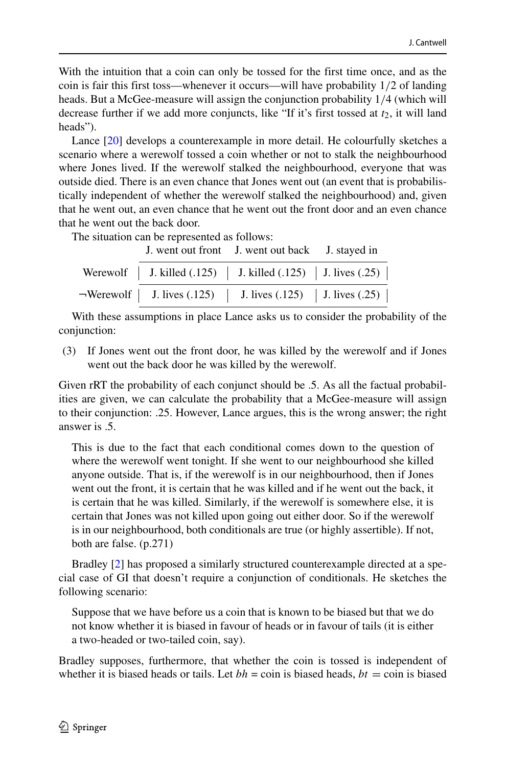With the intuition that a coin can only be tossed for the first time once, and as the coin is fair this first toss—whenever it occurs—will have probability $1/2$ of landing heads. But a McGee-measure will assign the conjunction probability $1/4$ (which will decrease further if we add more conjuncts, like "If it's first tossed at $t_2$, it will land heads").

Lance [20] develops a counterexample in more detail. He colourfully sketches a scenario where a werewolf tossed a coin whether or not to stalk the neighbourhood where Jones lived. If the werewolf stalked the neighbourhood, everyone that was outside died. There is an even chance that Jones went out (an event that is probabilistically independent of whether the werewolf stalked the neighbourhood) and, given that he went out, an even chance that he went out the front door and an even chance that he went out the back door.

The situation can be represented as follows:

| | J. went out front | J. went out back | J. stayed in |
|---|---|---|---|
| Werewolf | J. killed (.125) | J. killed (.125) | J. lives (.25) |
| ¬Werewolf | J. lives (.125) | J. lives (.125) | J. lives (.25) |

With these assumptions in place Lance asks us to consider the probability of the conjunction:

(3) If Jones went out the front door, he was killed by the werewolf and if Jones went out the back door he was killed by the werewolf.

Given rRT the probability of each conjunct should be .5. As all the factual probabilities are given, we can calculate the probability that a McGee-measure will assign to their conjunction: .25. However, Lance argues, this is the wrong answer; the right answer is .5.

> This is due to the fact that each conditional comes down to the question of where the werewolf went tonight. If she went to our neighbourhood she killed anyone outside. That is, if the werewolf is in our neighbourhood, then if Jones went out the front, it is certain that he was killed and if he went out the back, it is certain that he was killed. Similarly, if the werewolf is somewhere else, it is certain that Jones was not killed upon going out either door. So if the werewolf is in our neighbourhood, both conditionals are true (or highly assertible). If not, both are false. (p.271)

Bradley [2] has proposed a similarly structured counterexample directed at a special case of GI that doesn't require a conjunction of conditionals. He sketches the following scenario:

> Suppose that we have before us a coin that is known to be biased but that we do not know whether it is biased in favour of heads or in favour of tails (it is either a two-headed or two-tailed coin, say).

Bradley supposes, furthermore, that whether the coin is tossed is independent of whether it is biased heads or tails. Let $bh$ = coin is biased heads, $bt$ = coin is biased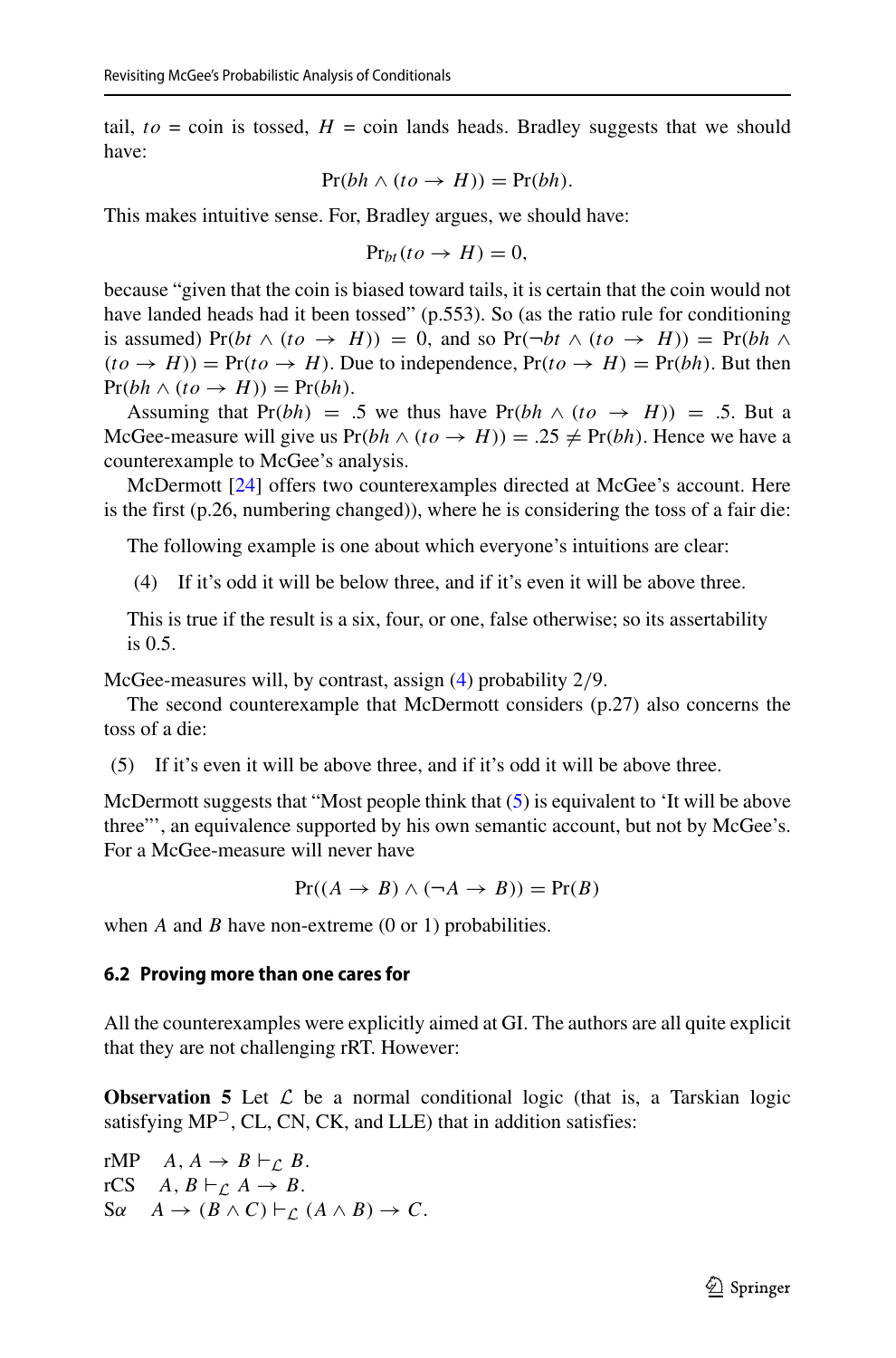tail, $to$ = coin is tossed, $H$ = coin lands heads. Bradley suggests that we should have:

$$\Pr(bh \wedge (to \rightarrow H)) = \Pr(bh).$$

This makes intuitive sense. For, Bradley argues, we should have:

$$\Pr_{bt}(to \rightarrow H) = 0,$$

because "given that the coin is biased toward tails, it is certain that the coin would not have landed heads had it been tossed" (p.553). So (as the ratio rule for conditioning is assumed) $\Pr(bt \wedge (to \rightarrow H)) = 0$, and so $\Pr(\neg bt \wedge (to \rightarrow H)) = \Pr(bh \wedge (to \rightarrow H)) = \Pr(to \rightarrow H)$. Due to independence, $\Pr(to \rightarrow H) = \Pr(bh)$. But then $\Pr(bh \wedge (to \rightarrow H)) = \Pr(bh)$.

Assuming that $\Pr(bh) = .5$ we thus have $\Pr(bh \wedge (to \rightarrow H)) = .5$. But a McGee-measure will give us $\Pr(bh \wedge (to \rightarrow H)) = .25 \neq \Pr(bh)$. Hence we have a counterexample to McGee's analysis.

McDermott [24] offers two counterexamples directed at McGee's account. Here is the first (p.26, numbering changed)), where he is considering the toss of a fair die:

> The following example is one about which everyone's intuitions are clear:
>
> (4) If it's odd it will be below three, and if it's even it will be above three.
>
> This is true if the result is a six, four, or one, false otherwise; so its assertability is 0.5.

McGee-measures will, by contrast, assign (4) probability 2/9.

The second counterexample that McDermott considers (p.27) also concerns the toss of a die:

(5) If it's even it will be above three, and if it's odd it will be above three.

McDermott suggests that "Most people think that (5) is equivalent to 'It will be above three"', an equivalence supported by his own semantic account, but not by McGee's. For a McGee-measure will never have

$$\Pr((A \rightarrow B) \wedge (\neg A \rightarrow B)) = \Pr(B)$$

when $A$ and $B$ have non-extreme (0 or 1) probabilities.

### 6.2 Proving more than one cares for

All the counterexamples were explicitly aimed at GI. The authors are all quite explicit that they are not challenging rRT. However:

**Observation 5** Let $\mathcal{L}$ be a normal conditional logic (that is, a Tarskian logic satisfying MP$^{\supset}$, CL, CN, CK, and LLE) that in addition satisfies:

rMP $\quad A, A \rightarrow B \vdash_{\mathcal{L}} B.$
rCS $\quad A, B \vdash_{\mathcal{L}} A \rightarrow B.$
S$\alpha$ $\quad A \rightarrow (B \wedge C) \vdash_{\mathcal{L}} (A \wedge B) \rightarrow C.$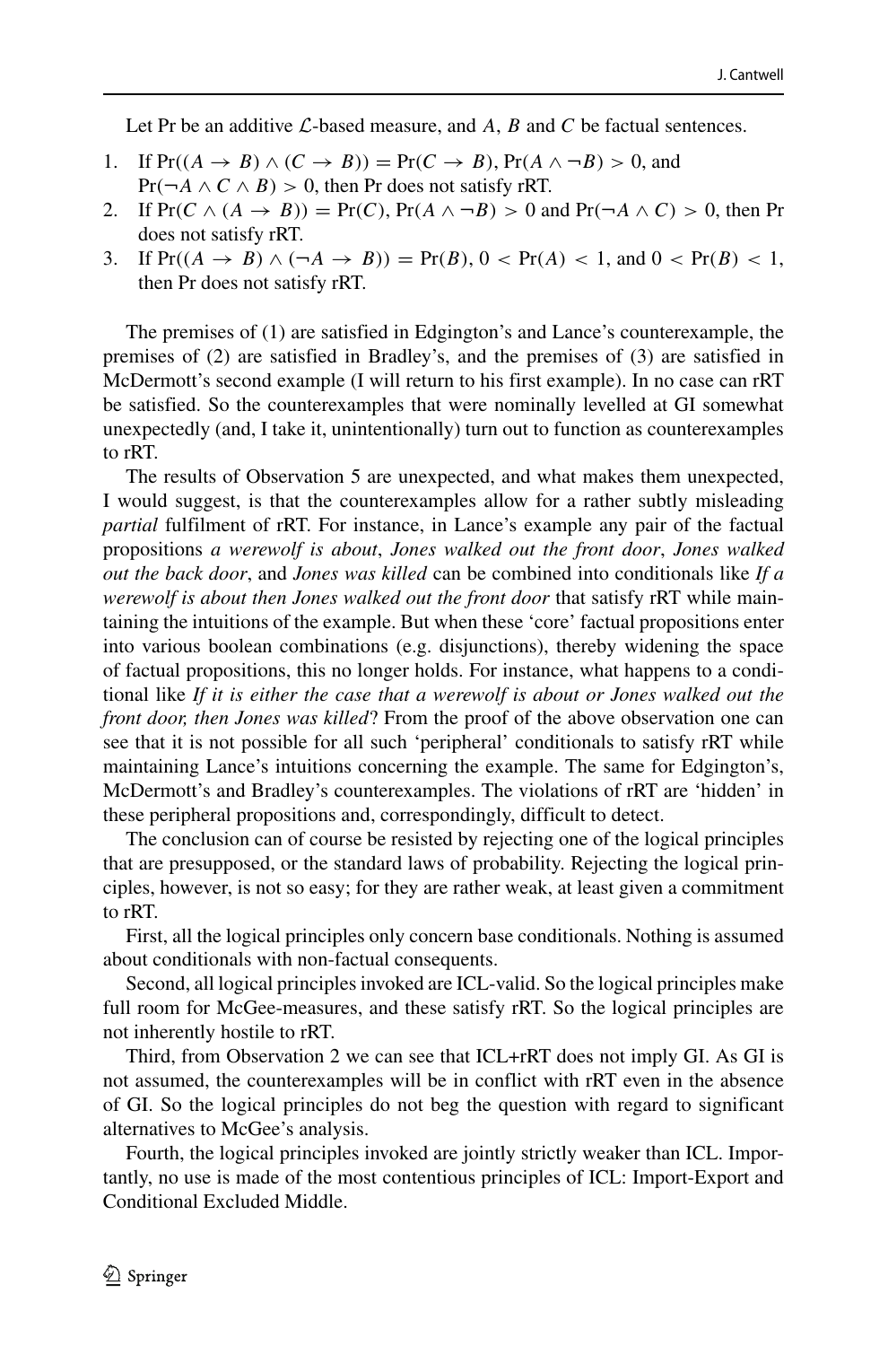Let Pr be an additive $\mathcal{L}$-based measure, and $A$, $B$ and $C$ be factual sentences.

1. If $\Pr((A \to B) \wedge (C \to B)) = \Pr(C \to B)$, $\Pr(A \wedge \neg B) > 0$, and $\Pr(\neg A \wedge C \wedge B) > 0$, then Pr does not satisfy rRT.
2. If $\Pr(C \wedge (A \to B)) = \Pr(C)$, $\Pr(A \wedge \neg B) > 0$ and $\Pr(\neg A \wedge C) > 0$, then Pr does not satisfy rRT.
3. If $\Pr((A \to B) \wedge (\neg A \to B)) = \Pr(B)$, $0 < \Pr(A) < 1$, and $0 < \Pr(B) < 1$, then Pr does not satisfy rRT.

The premises of (1) are satisfied in Edgington's and Lance's counterexample, the premises of (2) are satisfied in Bradley's, and the premises of (3) are satisfied in McDermott's second example (I will return to his first example). In no case can rRT be satisfied. So the counterexamples that were nominally levelled at GI somewhat unexpectedly (and, I take it, unintentionally) turn out to function as counterexamples to rRT.

The results of Observation 5 are unexpected, and what makes them unexpected, I would suggest, is that the counterexamples allow for a rather subtly misleading *partial* fulfilment of rRT. For instance, in Lance's example any pair of the factual propositions *a werewolf is about*, *Jones walked out the front door*, *Jones walked out the back door*, and *Jones was killed* can be combined into conditionals like *If a werewolf is about then Jones walked out the front door* that satisfy rRT while maintaining the intuitions of the example. But when these 'core' factual propositions enter into various boolean combinations (e.g. disjunctions), thereby widening the space of factual propositions, this no longer holds. For instance, what happens to a conditional like *If it is either the case that a werewolf is about or Jones walked out the front door, then Jones was killed*? From the proof of the above observation one can see that it is not possible for all such 'peripheral' conditionals to satisfy rRT while maintaining Lance's intuitions concerning the example. The same for Edgington's, McDermott's and Bradley's counterexamples. The violations of rRT are 'hidden' in these peripheral propositions and, correspondingly, difficult to detect.

The conclusion can of course be resisted by rejecting one of the logical principles that are presupposed, or the standard laws of probability. Rejecting the logical principles, however, is not so easy; for they are rather weak, at least given a commitment to rRT.

First, all the logical principles only concern base conditionals. Nothing is assumed about conditionals with non-factual consequents.

Second, all logical principles invoked are ICL-valid. So the logical principles make full room for McGee-measures, and these satisfy rRT. So the logical principles are not inherently hostile to rRT.

Third, from Observation 2 we can see that ICL+rRT does not imply GI. As GI is not assumed, the counterexamples will be in conflict with rRT even in the absence of GI. So the logical principles do not beg the question with regard to significant alternatives to McGee's analysis.

Fourth, the logical principles invoked are jointly strictly weaker than ICL. Importantly, no use is made of the most contentious principles of ICL: Import-Export and Conditional Excluded Middle.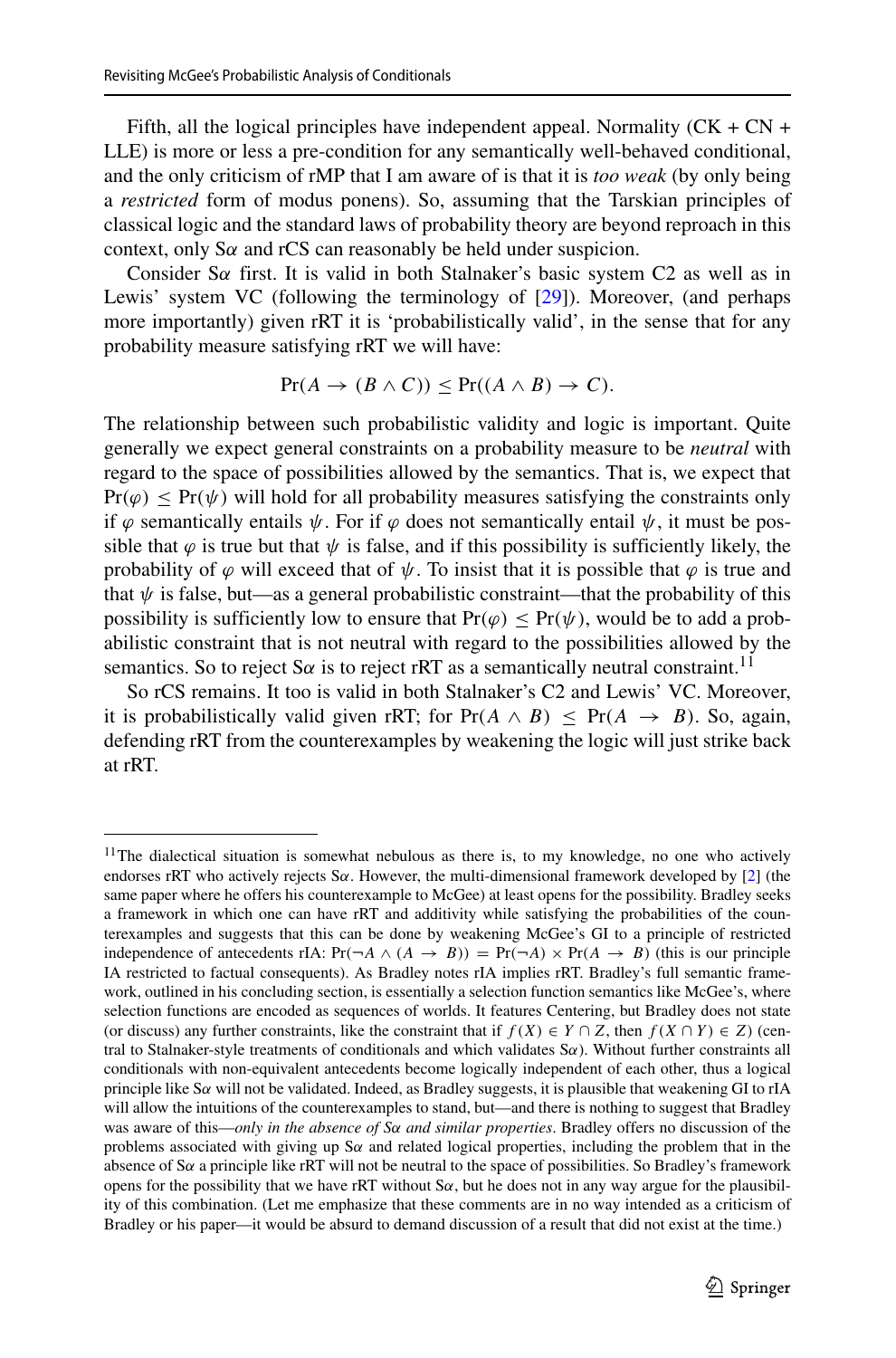Fifth, all the logical principles have independent appeal. Normality (CK + CN + LLE) is more or less a pre-condition for any semantically well-behaved conditional, and the only criticism of rMP that I am aware of is that it is *too weak* (by only being a *restricted* form of modus ponens). So, assuming that the Tarskian principles of classical logic and the standard laws of probability theory are beyond reproach in this context, only S$\alpha$ and rCS can reasonably be held under suspicion.

Consider S$\alpha$ first. It is valid in both Stalnaker's basic system C2 as well as in Lewis' system VC (following the terminology of [29]). Moreover, (and perhaps more importantly) given rRT it is 'probabilistically valid', in the sense that for any probability measure satisfying rRT we will have:

$$\Pr(A \to (B \wedge C)) \leq \Pr((A \wedge B) \to C).$$

The relationship between such probabilistic validity and logic is important. Quite generally we expect general constraints on a probability measure to be *neutral* with regard to the space of possibilities allowed by the semantics. That is, we expect that $\Pr(\varphi) \leq \Pr(\psi)$ will hold for all probability measures satisfying the constraints only if $\varphi$ semantically entails $\psi$. For if $\varphi$ does not semantically entail $\psi$, it must be possible that $\varphi$ is true but that $\psi$ is false, and if this possibility is sufficiently likely, the probability of $\varphi$ will exceed that of $\psi$. To insist that it is possible that $\varphi$ is true and that $\psi$ is false, but—as a general probabilistic constraint—that the probability of this possibility is sufficiently low to ensure that $\Pr(\varphi) \leq \Pr(\psi)$, would be to add a probabilistic constraint that is not neutral with regard to the possibilities allowed by the semantics. So to reject S$\alpha$ is to reject rRT as a semantically neutral constraint.[11]

So rCS remains. It too is valid in both Stalnaker's C2 and Lewis' VC. Moreover, it is probabilistically valid given rRT; for $\Pr(A \wedge B) \leq \Pr(A \to B)$. So, again, defending rRT from the counterexamples by weakening the logic will just strike back at rRT.

---

[11] The dialectical situation is somewhat nebulous as there is, to my knowledge, no one who actively endorses rRT who actively rejects S$\alpha$. However, the multi-dimensional framework developed by [2] (the same paper where he offers his counterexample to McGee) at least opens for the possibility. Bradley seeks a framework in which one can have rRT and additivity while satisfying the probabilities of the counterexamples and suggests that this can be done by weakening McGee's GI to a principle of restricted independence of antecedents rIA: $\Pr(\neg A \wedge (A \to B)) = \Pr(\neg A) \times \Pr(A \to B)$ (this is our principle IA restricted to factual consequents). As Bradley notes rIA implies rRT. Bradley's full semantic framework, outlined in his concluding section, is essentially a selection function semantics like McGee's, where selection functions are encoded as sequences of worlds. It features Centering, but Bradley does not state (or discuss) any further constraints, like the constraint that if $f(X) \in Y \cap Z$, then $f(X \cap Y) \in Z$) (central to Stalnaker-style treatments of conditionals and which validates S$\alpha$). Without further constraints all conditionals with non-equivalent antecedents become logically independent of each other, thus a logical principle like S$\alpha$ will not be validated. Indeed, as Bradley suggests, it is plausible that weakening GI to rIA will allow the intuitions of the counterexamples to stand, but—and there is nothing to suggest that Bradley was aware of this—*only in the absence of S$\alpha$ and similar properties*. Bradley offers no discussion of the problems associated with giving up S$\alpha$ and related logical properties, including the problem that in the absence of S$\alpha$ a principle like rRT will not be neutral to the space of possibilities. So Bradley's framework opens for the possibility that we have rRT without S$\alpha$, but he does not in any way argue for the plausibility of this combination. (Let me emphasize that these comments are in no way intended as a criticism of Bradley or his paper—it would be absurd to demand discussion of a result that did not exist at the time.)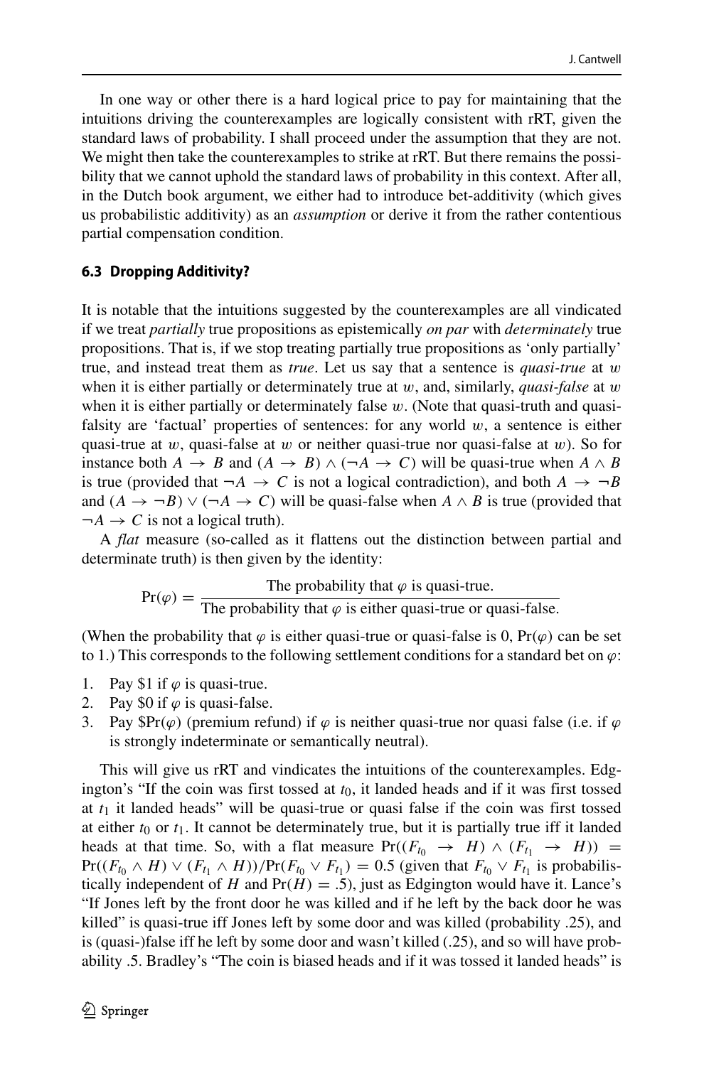In one way or other there is a hard logical price to pay for maintaining that the intuitions driving the counterexamples are logically consistent with rRT, given the standard laws of probability. I shall proceed under the assumption that they are not. We might then take the counterexamples to strike at rRT. But there remains the possibility that we cannot uphold the standard laws of probability in this context. After all, in the Dutch book argument, we either had to introduce bet-additivity (which gives us probabilistic additivity) as an *assumption* or derive it from the rather contentious partial compensation condition.

### 6.3 Dropping Additivity?

It is notable that the intuitions suggested by the counterexamples are all vindicated if we treat *partially* true propositions as epistemically *on par* with *determinately* true propositions. That is, if we stop treating partially true propositions as 'only partially' true, and instead treat them as *true*. Let us say that a sentence is *quasi-true* at $w$ when it is either partially or determinately true at $w$, and, similarly, *quasi-false* at $w$ when it is either partially or determinately false $w$. (Note that quasi-truth and quasi-falsity are 'factual' properties of sentences: for any world $w$, a sentence is either quasi-true at $w$, quasi-false at $w$ or neither quasi-true nor quasi-false at $w$). So for instance both $A \to B$ and $(A \to B) \wedge (\neg A \to C)$ will be quasi-true when $A \wedge B$ is true (provided that $\neg A \to C$ is not a logical contradiction), and both $A \to \neg B$ and $(A \to \neg B) \vee (\neg A \to C)$ will be quasi-false when $A \wedge B$ is true (provided that $\neg A \to C$ is not a logical truth).

A *flat* measure (so-called as it flattens out the distinction between partial and determinate truth) is then given by the identity:

$$\Pr(\varphi) = \frac{\text{The probability that } \varphi \text{ is quasi-true.}}{\text{The probability that } \varphi \text{ is either quasi-true or quasi-false.}}$$

(When the probability that $\varphi$ is either quasi-true or quasi-false is 0, $\Pr(\varphi)$ can be set to 1.) This corresponds to the following settlement conditions for a standard bet on $\varphi$:

1. Pay \$1 if $\varphi$ is quasi-true.
2. Pay \$0 if $\varphi$ is quasi-false.
3. Pay \$$\Pr(\varphi)$ (premium refund) if $\varphi$ is neither quasi-true nor quasi false (i.e. if $\varphi$ is strongly indeterminate or semantically neutral).

This will give us rRT and vindicates the intuitions of the counterexamples. Edgington's "If the coin was first tossed at $t_0$, it landed heads and if it was first tossed at $t_1$ it landed heads" will be quasi-true or quasi false if the coin was first tossed at either $t_0$ or $t_1$. It cannot be determinately true, but it is partially true iff it landed heads at that time. So, with a flat measure $\Pr((F_{t_0} \to H) \wedge (F_{t_1} \to H)) = \Pr((F_{t_0} \wedge H) \vee (F_{t_1} \wedge H))/\Pr(F_{t_0} \vee F_{t_1}) = 0.5$ (given that $F_{t_0} \vee F_{t_1}$ is probabilistically independent of $H$ and $\Pr(H) = .5$), just as Edgington would have it. Lance's "If Jones left by the front door he was killed and if he left by the back door he was killed" is quasi-true iff Jones left by some door and was killed (probability .25), and is (quasi-)false iff he left by some door and wasn't killed (.25), and so will have probability .5. Bradley's "The coin is biased heads and if it was tossed it landed heads" is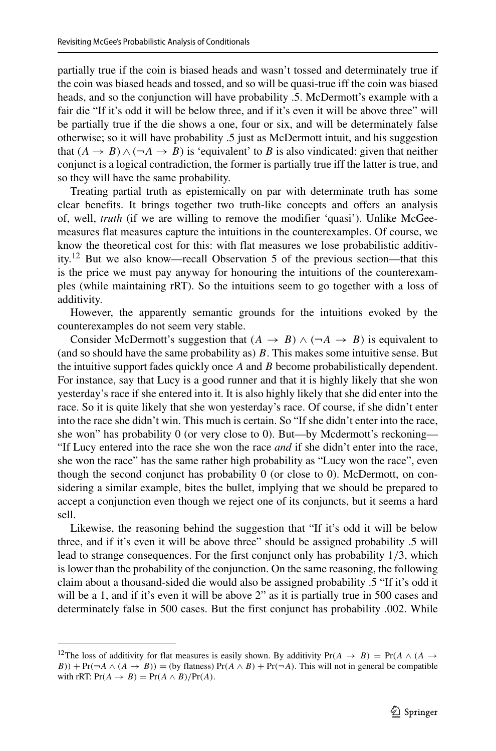partially true if the coin is biased heads and wasn't tossed and determinately true if the coin was biased heads and tossed, and so will be quasi-true iff the coin was biased heads, and so the conjunction will have probability .5. McDermott's example with a fair die "If it's odd it will be below three, and if it's even it will be above three" will be partially true if the die shows a one, four or six, and will be determinately false otherwise; so it will have probability .5 just as McDermott intuit, and his suggestion that $(A \to B) \wedge (\neg A \to B)$ is 'equivalent' to $B$ is also vindicated: given that neither conjunct is a logical contradiction, the former is partially true iff the latter is true, and so they will have the same probability.

Treating partial truth as epistemically on par with determinate truth has some clear benefits. It brings together two truth-like concepts and offers an analysis of, well, *truth* (if we are willing to remove the modifier 'quasi'). Unlike McGee-measures flat measures capture the intuitions in the counterexamples. Of course, we know the theoretical cost for this: with flat measures we lose probabilistic additivity.[12] But we also know—recall Observation 5 of the previous section—that this is the price we must pay anyway for honouring the intuitions of the counterexamples (while maintaining rRT). So the intuitions seem to go together with a loss of additivity.

However, the apparently semantic grounds for the intuitions evoked by the counterexamples do not seem very stable.

Consider McDermott's suggestion that $(A \to B) \wedge (\neg A \to B)$ is equivalent to (and so should have the same probability as) $B$. This makes some intuitive sense. But the intuitive support fades quickly once $A$ and $B$ become probabilistically dependent. For instance, say that Lucy is a good runner and that it is highly likely that she won yesterday's race if she entered into it. It is also highly likely that she did enter into the race. So it is quite likely that she won yesterday's race. Of course, if she didn't enter into the race she didn't win. This much is certain. So "If she didn't enter into the race, she won" has probability 0 (or very close to 0). But—by Mcdermott's reckoning—"If Lucy entered into the race she won the race *and* if she didn't enter into the race, she won the race" has the same rather high probability as "Lucy won the race", even though the second conjunct has probability 0 (or close to 0). McDermott, on considering a similar example, bites the bullet, implying that we should be prepared to accept a conjunction even though we reject one of its conjuncts, but it seems a hard sell.

Likewise, the reasoning behind the suggestion that "If it's odd it will be below three, and if it's even it will be above three" should be assigned probability .5 will lead to strange consequences. For the first conjunct only has probability 1/3, which is lower than the probability of the conjunction. On the same reasoning, the following claim about a thousand-sided die would also be assigned probability .5 "If it's odd it will be a 1, and if it's even it will be above 2" as it is partially true in 500 cases and determinately false in 500 cases. But the first conjunct has probability .002. While

---

[12] The loss of additivity for flat measures is easily shown. By additivity $\Pr(A \to B) = \Pr(A \wedge (A \to B)) + \Pr(\neg A \wedge (A \to B)) =$ (by flatness) $\Pr(A \wedge B) + \Pr(\neg A)$. This will not in general be compatible with rRT: $\Pr(A \to B) = \Pr(A \wedge B)/\Pr(A)$.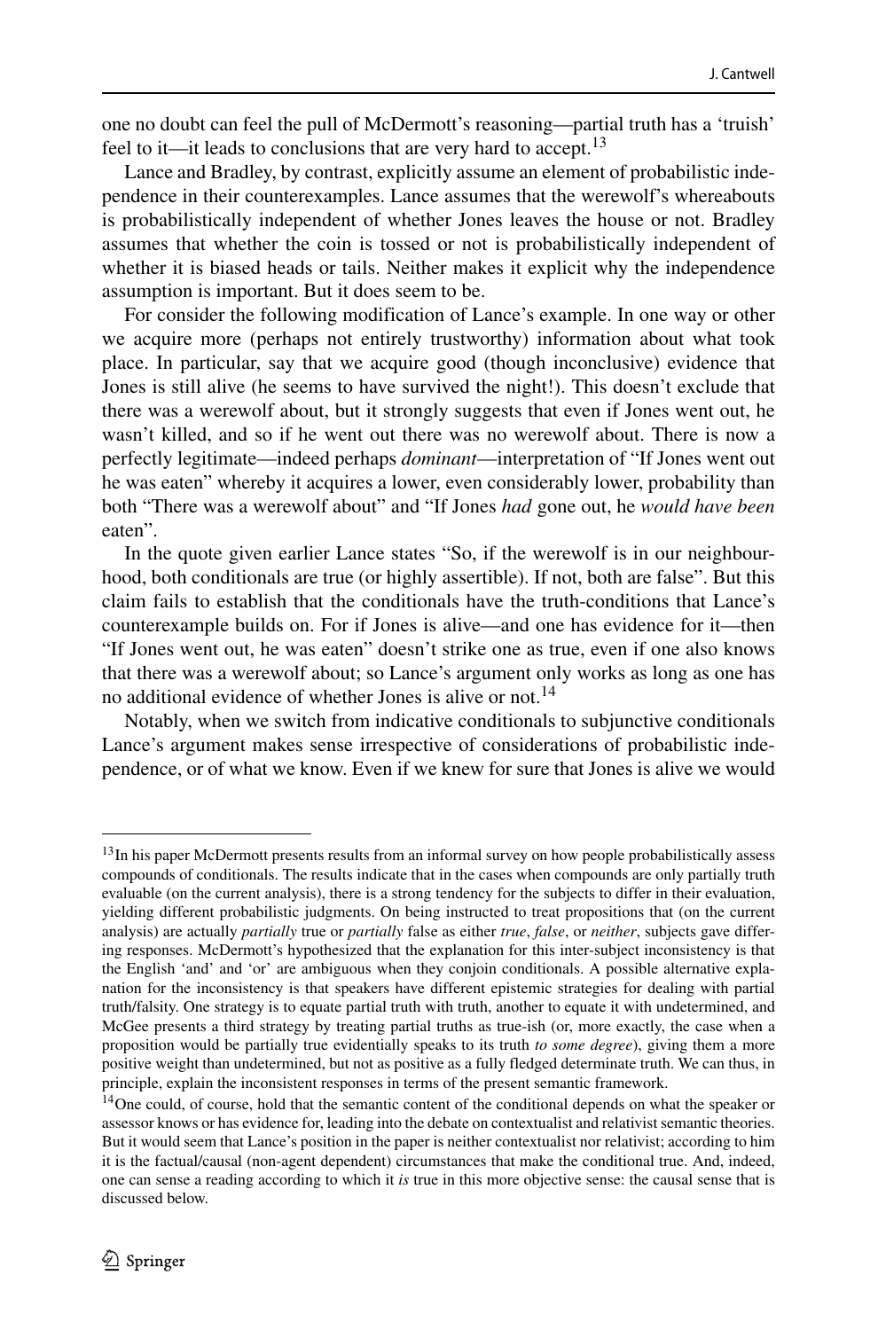one no doubt can feel the pull of McDermott's reasoning—partial truth has a 'truish' feel to it—it leads to conclusions that are very hard to accept.[13]

Lance and Bradley, by contrast, explicitly assume an element of probabilistic independence in their counterexamples. Lance assumes that the werewolf's whereabouts is probabilistically independent of whether Jones leaves the house or not. Bradley assumes that whether the coin is tossed or not is probabilistically independent of whether it is biased heads or tails. Neither makes it explicit why the independence assumption is important. But it does seem to be.

For consider the following modification of Lance's example. In one way or other we acquire more (perhaps not entirely trustworthy) information about what took place. In particular, say that we acquire good (though inconclusive) evidence that Jones is still alive (he seems to have survived the night!). This doesn't exclude that there was a werewolf about, but it strongly suggests that even if Jones went out, he wasn't killed, and so if he went out there was no werewolf about. There is now a perfectly legitimate—indeed perhaps *dominant*—interpretation of "If Jones went out he was eaten" whereby it acquires a lower, even considerably lower, probability than both "There was a werewolf about" and "If Jones *had* gone out, he *would have been* eaten".

In the quote given earlier Lance states "So, if the werewolf is in our neighbourhood, both conditionals are true (or highly assertible). If not, both are false". But this claim fails to establish that the conditionals have the truth-conditions that Lance's counterexample builds on. For if Jones is alive—and one has evidence for it—then "If Jones went out, he was eaten" doesn't strike one as true, even if one also knows that there was a werewolf about; so Lance's argument only works as long as one has no additional evidence of whether Jones is alive or not.[14]

Notably, when we switch from indicative conditionals to subjunctive conditionals Lance's argument makes sense irrespective of considerations of probabilistic independence, or of what we know. Even if we knew for sure that Jones is alive we would

---

[13] In his paper McDermott presents results from an informal survey on how people probabilistically assess compounds of conditionals. The results indicate that in the cases when compounds are only partially truth evaluable (on the current analysis), there is a strong tendency for the subjects to differ in their evaluation, yielding different probabilistic judgments. On being instructed to treat propositions that (on the current analysis) are actually *partially* true or *partially* false as either *true*, *false*, or *neither*, subjects gave differing responses. McDermott's hypothesized that the explanation for this inter-subject inconsistency is that the English 'and' and 'or' are ambiguous when they conjoin conditionals. A possible alternative explanation for the inconsistency is that speakers have different epistemic strategies for dealing with partial truth/falsity. One strategy is to equate partial truth with truth, another to equate it with undetermined, and McGee presents a third strategy by treating partial truths as true-ish (or, more exactly, the case when a proposition would be partially true evidentially speaks to its truth *to some degree*), giving them a more positive weight than undetermined, but not as positive as a fully fledged determinate truth. We can thus, in principle, explain the inconsistent responses in terms of the present semantic framework.

[14] One could, of course, hold that the semantic content of the conditional depends on what the speaker or assessor knows or has evidence for, leading into the debate on contextualist and relativist semantic theories. But it would seem that Lance's position in the paper is neither contextualist nor relativist; according to him it is the factual/causal (non-agent dependent) circumstances that make the conditional true. And, indeed, one can sense a reading according to which it *is* true in this more objective sense: the causal sense that is discussed below.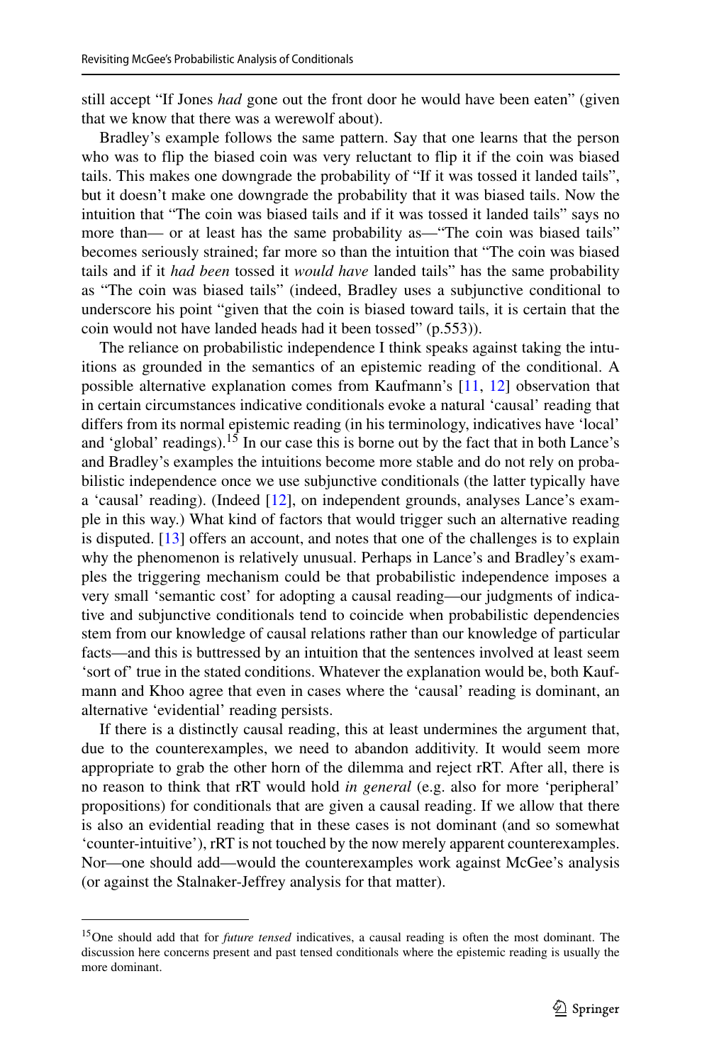still accept "If Jones *had* gone out the front door he would have been eaten" (given that we know that there was a werewolf about).

Bradley's example follows the same pattern. Say that one learns that the person who was to flip the biased coin was very reluctant to flip it if the coin was biased tails. This makes one downgrade the probability of "If it was tossed it landed tails", but it doesn't make one downgrade the probability that it was biased tails. Now the intuition that "The coin was biased tails and if it was tossed it landed tails" says no more than— or at least has the same probability as—"The coin was biased tails" becomes seriously strained; far more so than the intuition that "The coin was biased tails and if it *had been* tossed it *would have* landed tails" has the same probability as "The coin was biased tails" (indeed, Bradley uses a subjunctive conditional to underscore his point "given that the coin is biased toward tails, it is certain that the coin would not have landed heads had it been tossed" (p.553)).

The reliance on probabilistic independence I think speaks against taking the intuitions as grounded in the semantics of an epistemic reading of the conditional. A possible alternative explanation comes from Kaufmann's [11, 12] observation that in certain circumstances indicative conditionals evoke a natural 'causal' reading that differs from its normal epistemic reading (in his terminology, indicatives have 'local' and 'global' readings).[15] In our case this is borne out by the fact that in both Lance's and Bradley's examples the intuitions become more stable and do not rely on probabilistic independence once we use subjunctive conditionals (the latter typically have a 'causal' reading). (Indeed [12], on independent grounds, analyses Lance's example in this way.) What kind of factors that would trigger such an alternative reading is disputed. [13] offers an account, and notes that one of the challenges is to explain why the phenomenon is relatively unusual. Perhaps in Lance's and Bradley's examples the triggering mechanism could be that probabilistic independence imposes a very small 'semantic cost' for adopting a causal reading—our judgments of indicative and subjunctive conditionals tend to coincide when probabilistic dependencies stem from our knowledge of causal relations rather than our knowledge of particular facts—and this is buttressed by an intuition that the sentences involved at least seem 'sort of' true in the stated conditions. Whatever the explanation would be, both Kaufmann and Khoo agree that even in cases where the 'causal' reading is dominant, an alternative 'evidential' reading persists.

If there is a distinctly causal reading, this at least undermines the argument that, due to the counterexamples, we need to abandon additivity. It would seem more appropriate to grab the other horn of the dilemma and reject rRT. After all, there is no reason to think that rRT would hold *in general* (e.g. also for more 'peripheral' propositions) for conditionals that are given a causal reading. If we allow that there is also an evidential reading that in these cases is not dominant (and so somewhat 'counter-intuitive'), rRT is not touched by the now merely apparent counterexamples. Nor—one should add—would the counterexamples work against McGee's analysis (or against the Stalnaker-Jeffrey analysis for that matter).

[15] One should add that for *future tensed* indicatives, a causal reading is often the most dominant. The discussion here concerns present and past tensed conditionals where the epistemic reading is usually the more dominant.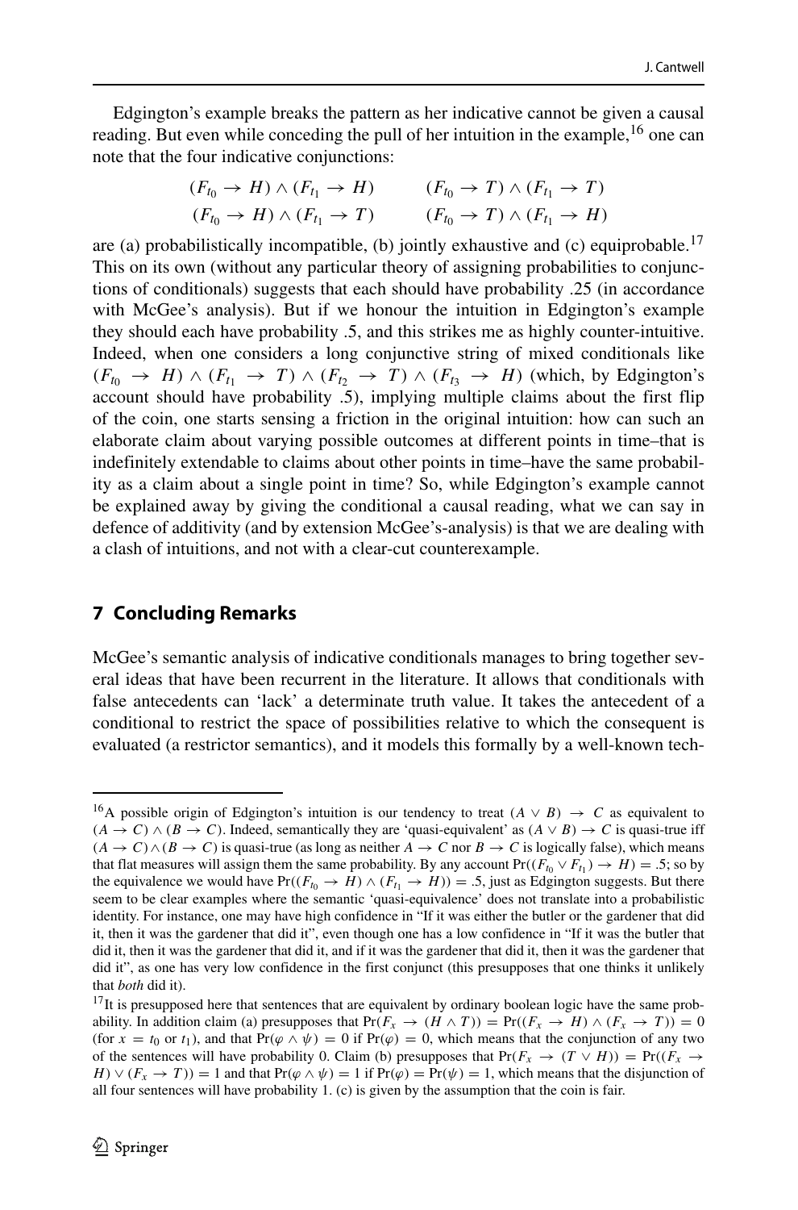Edgington's example breaks the pattern as her indicative cannot be given a causal reading. But even while conceding the pull of her intuition in the example,[16] one can note that the four indicative conjunctions:

$$(F_{t_0} \to H) \wedge (F_{t_1} \to H) \qquad (F_{t_0} \to T) \wedge (F_{t_1} \to T)$$
$$(F_{t_0} \to H) \wedge (F_{t_1} \to T) \qquad (F_{t_0} \to T) \wedge (F_{t_1} \to H)$$

are (a) probabilistically incompatible, (b) jointly exhaustive and (c) equiprobable.[17] This on its own (without any particular theory of assigning probabilities to conjunctions of conditionals) suggests that each should have probability .25 (in accordance with McGee's analysis). But if we honour the intuition in Edgington's example they should each have probability .5, and this strikes me as highly counter-intuitive. Indeed, when one considers a long conjunctive string of mixed conditionals like $(F_{t_0} \to H) \wedge (F_{t_1} \to T) \wedge (F_{t_2} \to T) \wedge (F_{t_3} \to H)$ (which, by Edgington's account should have probability .5), implying multiple claims about the first flip of the coin, one starts sensing a friction in the original intuition: how can such an elaborate claim about varying possible outcomes at different points in time–that is indefinitely extendable to claims about other points in time–have the same probability as a claim about a single point in time? So, while Edgington's example cannot be explained away by giving the conditional a causal reading, what we can say in defence of additivity (and by extension McGee's-analysis) is that we are dealing with a clash of intuitions, and not with a clear-cut counterexample.

## 7 Concluding Remarks

McGee's semantic analysis of indicative conditionals manages to bring together several ideas that have been recurrent in the literature. It allows that conditionals with false antecedents can 'lack' a determinate truth value. It takes the antecedent of a conditional to restrict the space of possibilities relative to which the consequent is evaluated (a restrictor semantics), and it models this formally by a well-known tech-

---

[16] A possible origin of Edgington's intuition is our tendency to treat $(A \vee B) \to C$ as equivalent to $(A \to C) \wedge (B \to C)$. Indeed, semantically they are 'quasi-equivalent' as $(A \vee B) \to C$ is quasi-true iff $(A \to C) \wedge (B \to C)$ is quasi-true (as long as neither $A \to C$ nor $B \to C$ is logically false), which means that flat measures will assign them the same probability. By any account $\Pr((F_{t_0} \vee F_{t_1}) \to H) = .5$; so by the equivalence we would have $\Pr((F_{t_0} \to H) \wedge (F_{t_1} \to H)) = .5$, just as Edgington suggests. But there seem to be clear examples where the semantic 'quasi-equivalence' does not translate into a probabilistic identity. For instance, one may have high confidence in "If it was either the butler or the gardener that did it, then it was the gardener that did it", even though one has a low confidence in "If it was the butler that did it, then it was the gardener that did it, and if it was the gardener that did it, then it was the gardener that did it", as one has very low confidence in the first conjunct (this presupposes that one thinks it unlikely that *both* did it).

[17] It is presupposed here that sentences that are equivalent by ordinary boolean logic have the same probability. In addition claim (a) presupposes that $\Pr(F_x \to (H \wedge T)) = \Pr((F_x \to H) \wedge (F_x \to T)) = 0$ (for $x = t_0$ or $t_1$), and that $\Pr(\varphi \wedge \psi) = 0$ if $\Pr(\varphi) = 0$, which means that the conjunction of any two of the sentences will have probability 0. Claim (b) presupposes that $\Pr(F_x \to (T \vee H)) = \Pr((F_x \to H) \vee (F_x \to T)) = 1$ and that $\Pr(\varphi \wedge \psi) = 1$ if $\Pr(\varphi) = \Pr(\psi) = 1$, which means that the disjunction of all four sentences will have probability 1. (c) is given by the assumption that the coin is fair.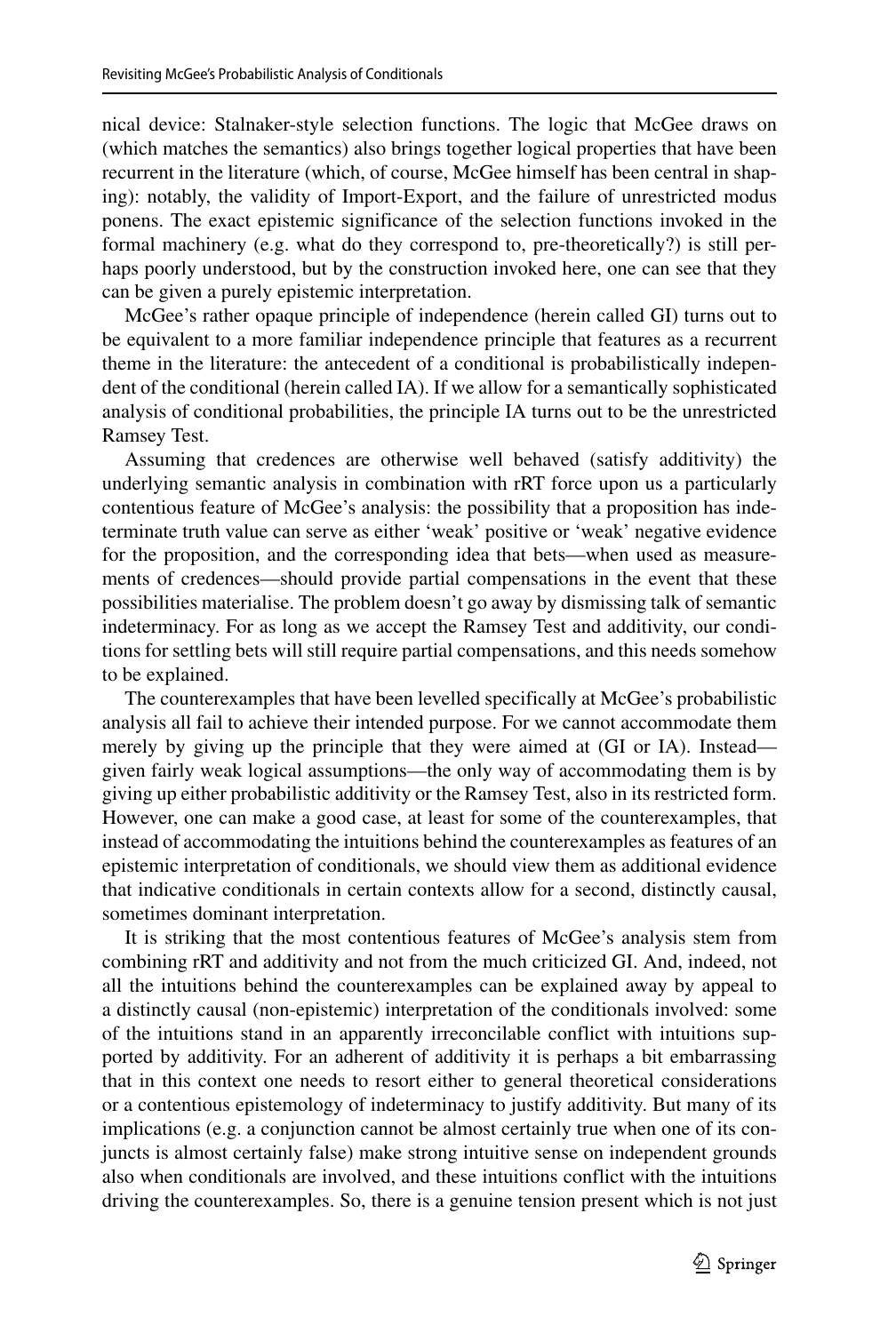nical device: Stalnaker-style selection functions. The logic that McGee draws on (which matches the semantics) also brings together logical properties that have been recurrent in the literature (which, of course, McGee himself has been central in shaping): notably, the validity of Import-Export, and the failure of unrestricted modus ponens. The exact epistemic significance of the selection functions invoked in the formal machinery (e.g. what do they correspond to, pre-theoretically?) is still perhaps poorly understood, but by the construction invoked here, one can see that they can be given a purely epistemic interpretation.

McGee's rather opaque principle of independence (herein called GI) turns out to be equivalent to a more familiar independence principle that features as a recurrent theme in the literature: the antecedent of a conditional is probabilistically independent of the conditional (herein called IA). If we allow for a semantically sophisticated analysis of conditional probabilities, the principle IA turns out to be the unrestricted Ramsey Test.

Assuming that credences are otherwise well behaved (satisfy additivity) the underlying semantic analysis in combination with rRT force upon us a particularly contentious feature of McGee's analysis: the possibility that a proposition has indeterminate truth value can serve as either 'weak' positive or 'weak' negative evidence for the proposition, and the corresponding idea that bets—when used as measurements of credences—should provide partial compensations in the event that these possibilities materialise. The problem doesn't go away by dismissing talk of semantic indeterminacy. For as long as we accept the Ramsey Test and additivity, our conditions for settling bets will still require partial compensations, and this needs somehow to be explained.

The counterexamples that have been levelled specifically at McGee's probabilistic analysis all fail to achieve their intended purpose. For we cannot accommodate them merely by giving up the principle that they were aimed at (GI or IA). Instead—given fairly weak logical assumptions—the only way of accommodating them is by giving up either probabilistic additivity or the Ramsey Test, also in its restricted form. However, one can make a good case, at least for some of the counterexamples, that instead of accommodating the intuitions behind the counterexamples as features of an epistemic interpretation of conditionals, we should view them as additional evidence that indicative conditionals in certain contexts allow for a second, distinctly causal, sometimes dominant interpretation.

It is striking that the most contentious features of McGee's analysis stem from combining rRT and additivity and not from the much criticized GI. And, indeed, not all the intuitions behind the counterexamples can be explained away by appeal to a distinctly causal (non-epistemic) interpretation of the conditionals involved: some of the intuitions stand in an apparently irreconcilable conflict with intuitions supported by additivity. For an adherent of additivity it is perhaps a bit embarrassing that in this context one needs to resort either to general theoretical considerations or a contentious epistemology of indeterminacy to justify additivity. But many of its implications (e.g. a conjunction cannot be almost certainly true when one of its conjuncts is almost certainly false) make strong intuitive sense on independent grounds also when conditionals are involved, and these intuitions conflict with the intuitions driving the counterexamples. So, there is a genuine tension present which is not just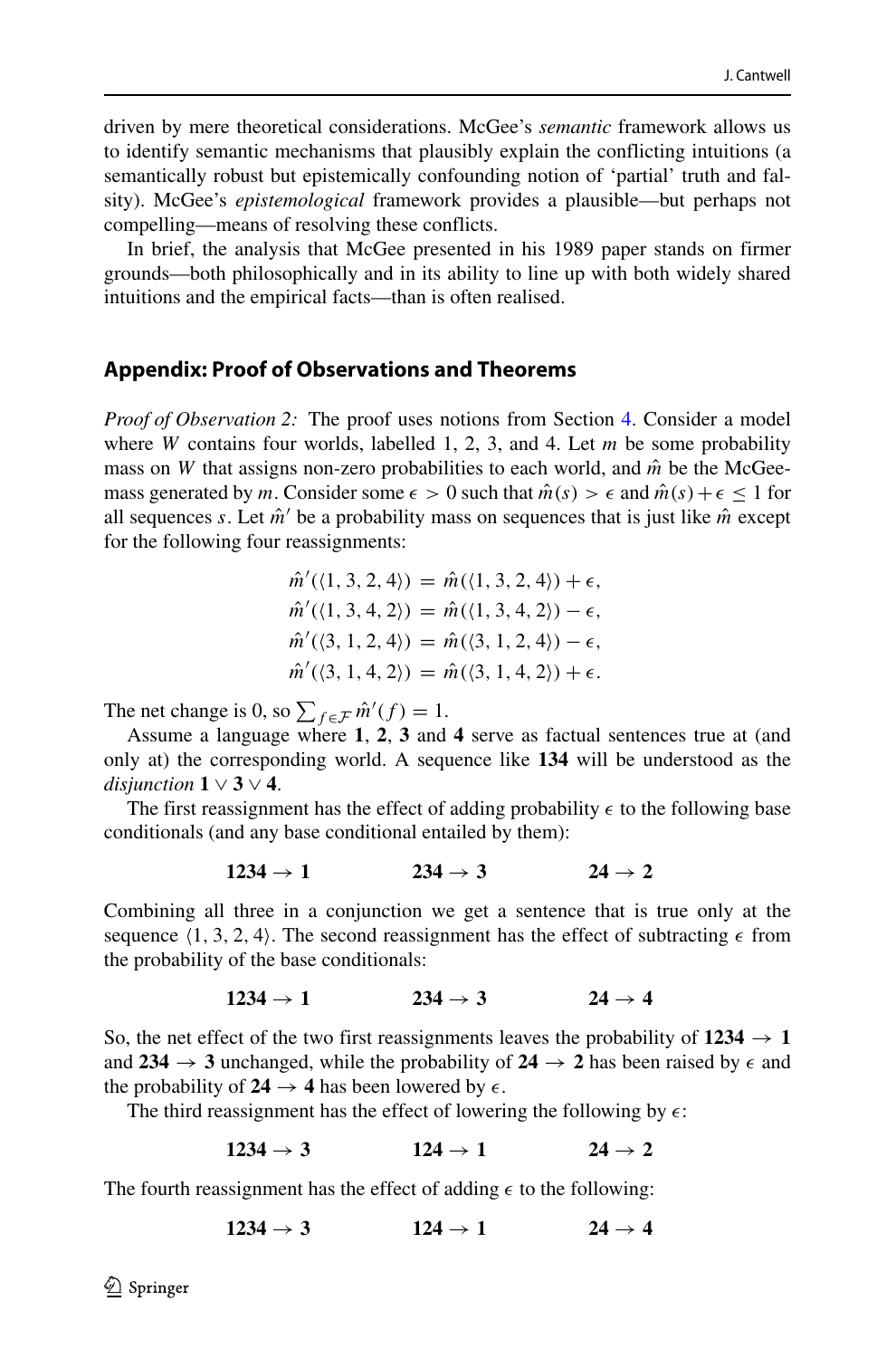driven by mere theoretical considerations. McGee's *semantic* framework allows us to identify semantic mechanisms that plausibly explain the conflicting intuitions (a semantically robust but epistemically confounding notion of 'partial' truth and falsity). McGee's *epistemological* framework provides a plausible—but perhaps not compelling—means of resolving these conflicts.

In brief, the analysis that McGee presented in his 1989 paper stands on firmer grounds—both philosophically and in its ability to line up with both widely shared intuitions and the empirical facts—than is often realised.

## Appendix: Proof of Observations and Theorems

*Proof of Observation 2:* The proof uses notions from Section 4. Consider a model where $W$ contains four worlds, labelled 1, 2, 3, and 4. Let $m$ be some probability mass on $W$ that assigns non-zero probabilities to each world, and $\hat{m}$ be the McGee-mass generated by $m$. Consider some $\epsilon > 0$ such that $\hat{m}(s) > \epsilon$ and $\hat{m}(s) + \epsilon \leq 1$ for all sequences $s$. Let $\hat{m}'$ be a probability mass on sequences that is just like $\hat{m}$ except for the following four reassignments:

$$\begin{aligned}
\hat{m}'(\langle 1, 3, 2, 4\rangle) &= \hat{m}(\langle 1, 3, 2, 4\rangle) + \epsilon, \\
\hat{m}'(\langle 1, 3, 4, 2\rangle) &= \hat{m}(\langle 1, 3, 4, 2\rangle) - \epsilon, \\
\hat{m}'(\langle 3, 1, 2, 4\rangle) &= \hat{m}(\langle 3, 1, 2, 4\rangle) - \epsilon, \\
\hat{m}'(\langle 3, 1, 4, 2\rangle) &= \hat{m}(\langle 3, 1, 4, 2\rangle) + \epsilon.
\end{aligned}$$

The net change is 0, so $\sum_{f \in \mathcal{F}} \hat{m}'(f) = 1$.

Assume a language where **1**, **2**, **3** and **4** serve as factual sentences true at (and only at) the corresponding world. A sequence like **134** will be understood as the *disjunction* $\mathbf{1} \vee \mathbf{3} \vee \mathbf{4}$.

The first reassignment has the effect of adding probability $\epsilon$ to the following base conditionals (and any base conditional entailed by them):

$$\mathbf{1234} \rightarrow \mathbf{1} \qquad \mathbf{234} \rightarrow \mathbf{3} \qquad \mathbf{24} \rightarrow \mathbf{2}$$

Combining all three in a conjunction we get a sentence that is true only at the sequence $\langle 1, 3, 2, 4\rangle$. The second reassignment has the effect of subtracting $\epsilon$ from the probability of the base conditionals:

$$\mathbf{1234} \rightarrow \mathbf{1} \qquad \mathbf{234} \rightarrow \mathbf{3} \qquad \mathbf{24} \rightarrow \mathbf{4}$$

So, the net effect of the two first reassignments leaves the probability of $\mathbf{1234} \rightarrow \mathbf{1}$ and $\mathbf{234} \rightarrow \mathbf{3}$ unchanged, while the probability of $\mathbf{24} \rightarrow \mathbf{2}$ has been raised by $\epsilon$ and the probability of $\mathbf{24} \rightarrow \mathbf{4}$ has been lowered by $\epsilon$.

The third reassignment has the effect of lowering the following by $\epsilon$:

$$\mathbf{1234} \rightarrow \mathbf{3} \qquad \mathbf{124} \rightarrow \mathbf{1} \qquad \mathbf{24} \rightarrow \mathbf{2}$$

The fourth reassignment has the effect of adding $\epsilon$ to the following:

$$\mathbf{1234} \rightarrow \mathbf{3} \qquad \mathbf{124} \rightarrow \mathbf{1} \qquad \mathbf{24} \rightarrow \mathbf{4}$$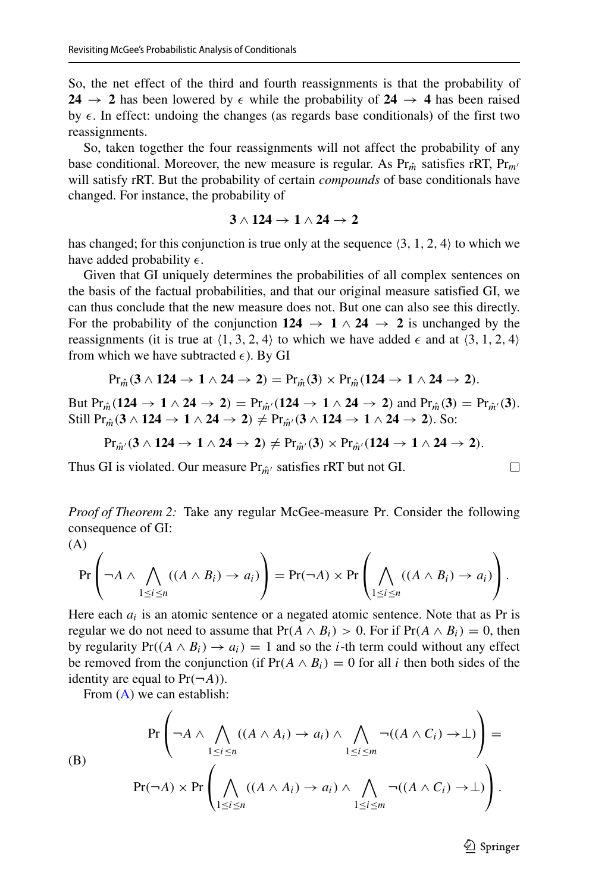So, the net effect of the third and fourth reassignments is that the probability of $\mathbf{24} \to \mathbf{2}$ has been lowered by $\epsilon$ while the probability of $\mathbf{24} \to \mathbf{4}$ has been raised by $\epsilon$. In effect: undoing the changes (as regards base conditionals) of the first two reassignments.

So, taken together the four reassignments will not affect the probability of any base conditional. Moreover, the new measure is regular. As $\Pr_{\hat{m}}$ satisfies rRT, $\Pr_{m'}$ will satisfy rRT. But the probability of certain *compounds* of base conditionals have changed. For instance, the probability of

$$\mathbf{3} \wedge \mathbf{124} \to \mathbf{1} \wedge \mathbf{24} \to \mathbf{2}$$

has changed; for this conjunction is true only at the sequence $\langle 3, 1, 2, 4\rangle$ to which we have added probability $\epsilon$.

Given that GI uniquely determines the probabilities of all complex sentences on the basis of the factual probabilities, and that our original measure satisfied GI, we can thus conclude that the new measure does not. But one can also see this directly. For the probability of the conjunction $\mathbf{124} \to \mathbf{1} \wedge \mathbf{24} \to \mathbf{2}$ is unchanged by the reassignments (it is true at $\langle 1, 3, 2, 4\rangle$ to which we have added $\epsilon$ and at $\langle 3, 1, 2, 4\rangle$ from which we have subtracted $\epsilon$). By GI

$$\Pr_{\hat{m}}(\mathbf{3} \wedge \mathbf{124} \to \mathbf{1} \wedge \mathbf{24} \to \mathbf{2}) = \Pr_{\hat{m}}(\mathbf{3}) \times \Pr_{\hat{m}}(\mathbf{124} \to \mathbf{1} \wedge \mathbf{24} \to \mathbf{2}).$$

But $\Pr_{\hat{m}}(\mathbf{124} \to \mathbf{1} \wedge \mathbf{24} \to \mathbf{2}) = \Pr_{\hat{m}'}(\mathbf{124} \to \mathbf{1} \wedge \mathbf{24} \to \mathbf{2})$ and $\Pr_{\hat{m}}(\mathbf{3}) = \Pr_{\hat{m}'}(\mathbf{3})$. Still $\Pr_{\hat{m}}(\mathbf{3} \wedge \mathbf{124} \to \mathbf{1} \wedge \mathbf{24} \to \mathbf{2}) \neq \Pr_{\hat{m}'}(\mathbf{3} \wedge \mathbf{124} \to \mathbf{1} \wedge \mathbf{24} \to \mathbf{2})$. So:

$$\Pr_{\hat{m}'}(\mathbf{3} \wedge \mathbf{124} \to \mathbf{1} \wedge \mathbf{24} \to \mathbf{2}) \neq \Pr_{\hat{m}'}(\mathbf{3}) \times \Pr_{\hat{m}'}(\mathbf{124} \to \mathbf{1} \wedge \mathbf{24} \to \mathbf{2}).$$

Thus GI is violated. Our measure $\Pr_{\hat{m}'}$ satisfies rRT but not GI. □

*Proof of Theorem 2:* Take any regular McGee-measure Pr. Consider the following consequence of GI:

(A)

$$\Pr\left(\neg A \wedge \bigwedge_{1 \leq i \leq n} ((A \wedge B_i) \to a_i)\right) = \Pr(\neg A) \times \Pr\left(\bigwedge_{1 \leq i \leq n} ((A \wedge B_i) \to a_i)\right).$$

Here each $a_i$ is an atomic sentence or a negated atomic sentence. Note that as Pr is regular we do not need to assume that $\Pr(A \wedge B_i) > 0$. For if $\Pr(A \wedge B_i) = 0$, then by regularity $\Pr((A \wedge B_i) \to a_i) = 1$ and so the $i$-th term could without any effect be removed from the conjunction (if $\Pr(A \wedge B_i) = 0$ for all $i$ then both sides of the identity are equal to $\Pr(\neg A)$).

From (A) we can establish:

(B)

$$\Pr\left(\neg A \wedge \bigwedge_{1 \leq i \leq n} ((A \wedge A_i) \to a_i) \wedge \bigwedge_{1 \leq i \leq m} \neg((A \wedge C_i) \to \bot)\right) =$$

$$\Pr(\neg A) \times \Pr\left(\bigwedge_{1 \leq i \leq n} ((A \wedge A_i) \to a_i) \wedge \bigwedge_{1 \leq i \leq m} \neg((A \wedge C_i) \to \bot)\right).$$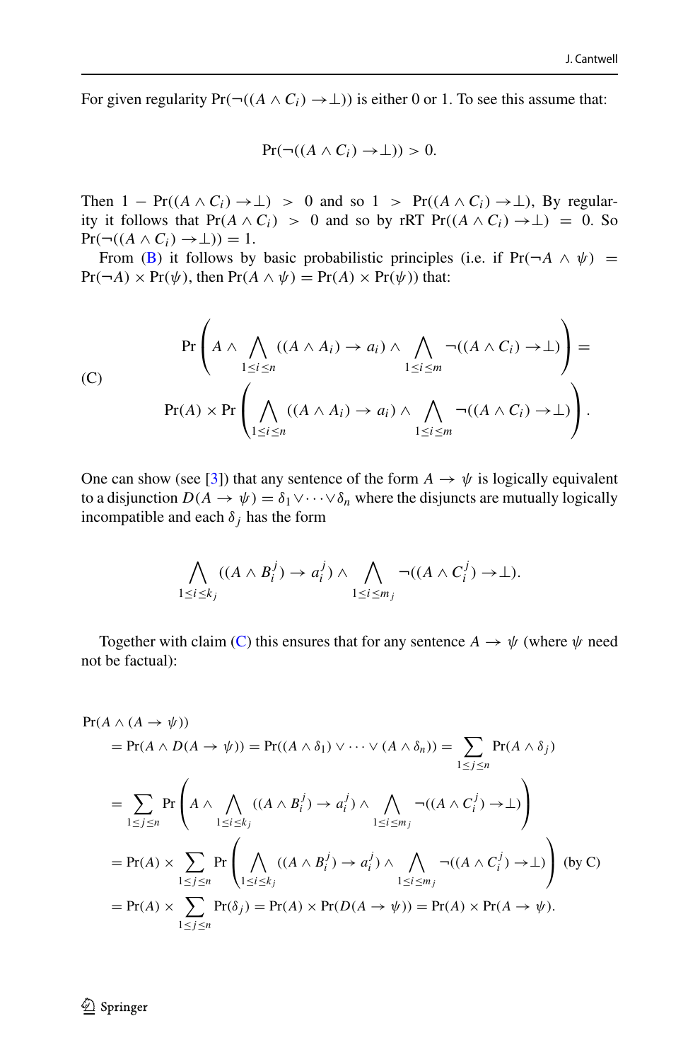For given regularity $\Pr(\neg((A \wedge C_i) \to\perp))$ is either 0 or 1. To see this assume that:

$$\Pr(\neg((A \wedge C_i) \to\perp)) > 0.$$

Then $1 - \Pr((A \wedge C_i) \to\perp) > 0$ and so $1 > \Pr((A \wedge C_i) \to\perp)$, By regularity it follows that $\Pr(A \wedge C_i) > 0$ and so by rRT $\Pr((A \wedge C_i) \to\perp) = 0$. So $\Pr(\neg((A \wedge C_i) \to\perp)) = 1$.

From (B) it follows by basic probabilistic principles (i.e. if $\Pr(\neg A \wedge \psi) = \Pr(\neg A) \times \Pr(\psi)$, then $\Pr(A \wedge \psi) = \Pr(A) \times \Pr(\psi)$) that:

$$\text{(C)} \quad \begin{aligned} &\Pr\left(A \wedge \bigwedge_{1 \le i \le n} ((A \wedge A_i) \to a_i) \wedge \bigwedge_{1 \le i \le m} \neg((A \wedge C_i) \to\perp)\right) = \\ &\Pr(A) \times \Pr\left(\bigwedge_{1 \le i \le n} ((A \wedge A_i) \to a_i) \wedge \bigwedge_{1 \le i \le m} \neg((A \wedge C_i) \to\perp)\right). \end{aligned}$$

One can show (see [3]) that any sentence of the form $A \to \psi$ is logically equivalent to a disjunction $D(A \to \psi) = \delta_1 \vee \cdots \vee \delta_n$ where the disjuncts are mutually logically incompatible and each $\delta_j$ has the form

$$\bigwedge_{1 \le i \le k_j} ((A \wedge B_i^j) \to a_i^j) \wedge \bigwedge_{1 \le i \le m_j} \neg((A \wedge C_i^j) \to\perp).$$

Together with claim (C) this ensures that for any sentence $A \to \psi$ (where $\psi$ need not be factual):

$$\begin{aligned}
&\Pr(A \wedge (A \to \psi)) \\
&\quad = \Pr(A \wedge D(A \to \psi)) = \Pr((A \wedge \delta_1) \vee \cdots \vee (A \wedge \delta_n)) = \sum_{1 \le j \le n} \Pr(A \wedge \delta_j) \\
&\quad = \sum_{1 \le j \le n} \Pr\left(A \wedge \bigwedge_{1 \le i \le k_j} ((A \wedge B_i^j) \to a_i^j) \wedge \bigwedge_{1 \le i \le m_j} \neg((A \wedge C_i^j) \to\perp)\right) \\
&\quad = \Pr(A) \times \sum_{1 \le j \le n} \Pr\left(\bigwedge_{1 \le i \le k_j} ((A \wedge B_i^j) \to a_i^j) \wedge \bigwedge_{1 \le i \le m_j} \neg((A \wedge C_i^j) \to\perp)\right) \text{ (by C)} \\
&\quad = \Pr(A) \times \sum_{1 \le j \le n} \Pr(\delta_j) = \Pr(A) \times \Pr(D(A \to \psi)) = \Pr(A) \times \Pr(A \to \psi).
\end{aligned}$$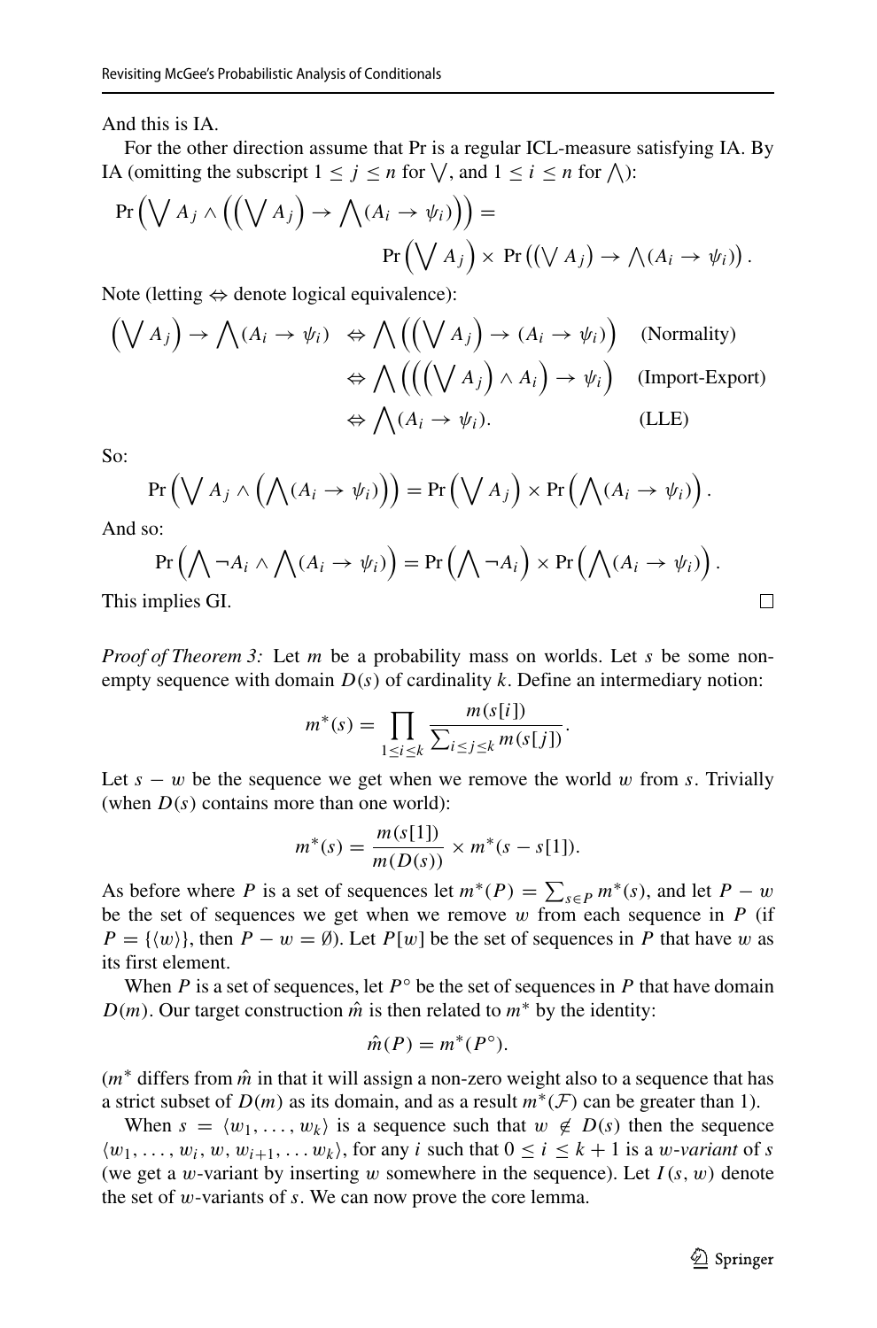And this is IA.

For the other direction assume that Pr is a regular ICL-measure satisfying IA. By IA (omitting the subscript $1 \leq j \leq n$ for $\bigvee$, and $1 \leq i \leq n$ for $\bigwedge$):

$$\Pr\left(\bigvee A_j \wedge \left(\left(\bigvee A_j\right) \rightarrow \bigwedge (A_i \rightarrow \psi_i)\right)\right) =$$
$$\Pr\left(\bigvee A_j\right) \times \Pr\left(\left(\bigvee A_j\right) \rightarrow \bigwedge (A_i \rightarrow \psi_i)\right).$$

Note (letting $\Leftrightarrow$ denote logical equivalence):

$$\begin{aligned}
\left(\bigvee A_j\right) \rightarrow \bigwedge (A_i \rightarrow \psi_i) &\Leftrightarrow \bigwedge \left(\left(\bigvee A_j\right) \rightarrow (A_i \rightarrow \psi_i)\right) && \text{(Normality)} \\
&\Leftrightarrow \bigwedge \left(\left(\left(\bigvee A_j\right) \wedge A_i\right) \rightarrow \psi_i\right) && \text{(Import-Export)} \\
&\Leftrightarrow \bigwedge (A_i \rightarrow \psi_i). && \text{(LLE)}
\end{aligned}$$

So:

$$\Pr\left(\bigvee A_j \wedge \left(\bigwedge (A_i \rightarrow \psi_i)\right)\right) = \Pr\left(\bigvee A_j\right) \times \Pr\left(\bigwedge (A_i \rightarrow \psi_i)\right).$$

And so:

$$\Pr\left(\bigwedge \neg A_i \wedge \bigwedge (A_i \rightarrow \psi_i)\right) = \Pr\left(\bigwedge \neg A_i\right) \times \Pr\left(\bigwedge (A_i \rightarrow \psi_i)\right).$$

This implies GI. □

*Proof of Theorem 3:* Let $m$ be a probability mass on worlds. Let $s$ be some non-empty sequence with domain $D(s)$ of cardinality $k$. Define an intermediary notion:

$$m^*(s) = \prod_{1 \leq i \leq k} \frac{m(s[i])}{\sum_{i \leq j \leq k} m(s[j])}.$$

Let $s - w$ be the sequence we get when we remove the world $w$ from $s$. Trivially (when $D(s)$ contains more than one world):

$$m^*(s) = \frac{m(s[1])}{m(D(s))} \times m^*(s - s[1]).$$

As before where $P$ is a set of sequences let $m^*(P) = \sum_{s \in P} m^*(s)$, and let $P - w$ be the set of sequences we get when we remove $w$ from each sequence in $P$ (if $P = \{\langle w \rangle\}$, then $P - w = \emptyset$). Let $P[w]$ be the set of sequences in $P$ that have $w$ as its first element.

When $P$ is a set of sequences, let $P^\circ$ be the set of sequences in $P$ that have domain $D(m)$. Our target construction $\hat{m}$ is then related to $m^*$ by the identity:

$$\hat{m}(P) = m^*(P^\circ).$$

($m^*$ differs from $\hat{m}$ in that it will assign a non-zero weight also to a sequence that has a strict subset of $D(m)$ as its domain, and as a result $m^*(\mathcal{F})$ can be greater than 1).

When $s = \langle w_1, \ldots, w_k \rangle$ is a sequence such that $w \notin D(s)$ then the sequence $\langle w_1, \ldots, w_i, w, w_{i+1}, \ldots w_k \rangle$, for any $i$ such that $0 \leq i \leq k+1$ is a *$w$-variant* of $s$ (we get a $w$-variant by inserting $w$ somewhere in the sequence). Let $I(s, w)$ denote the set of $w$-variants of $s$. We can now prove the core lemma.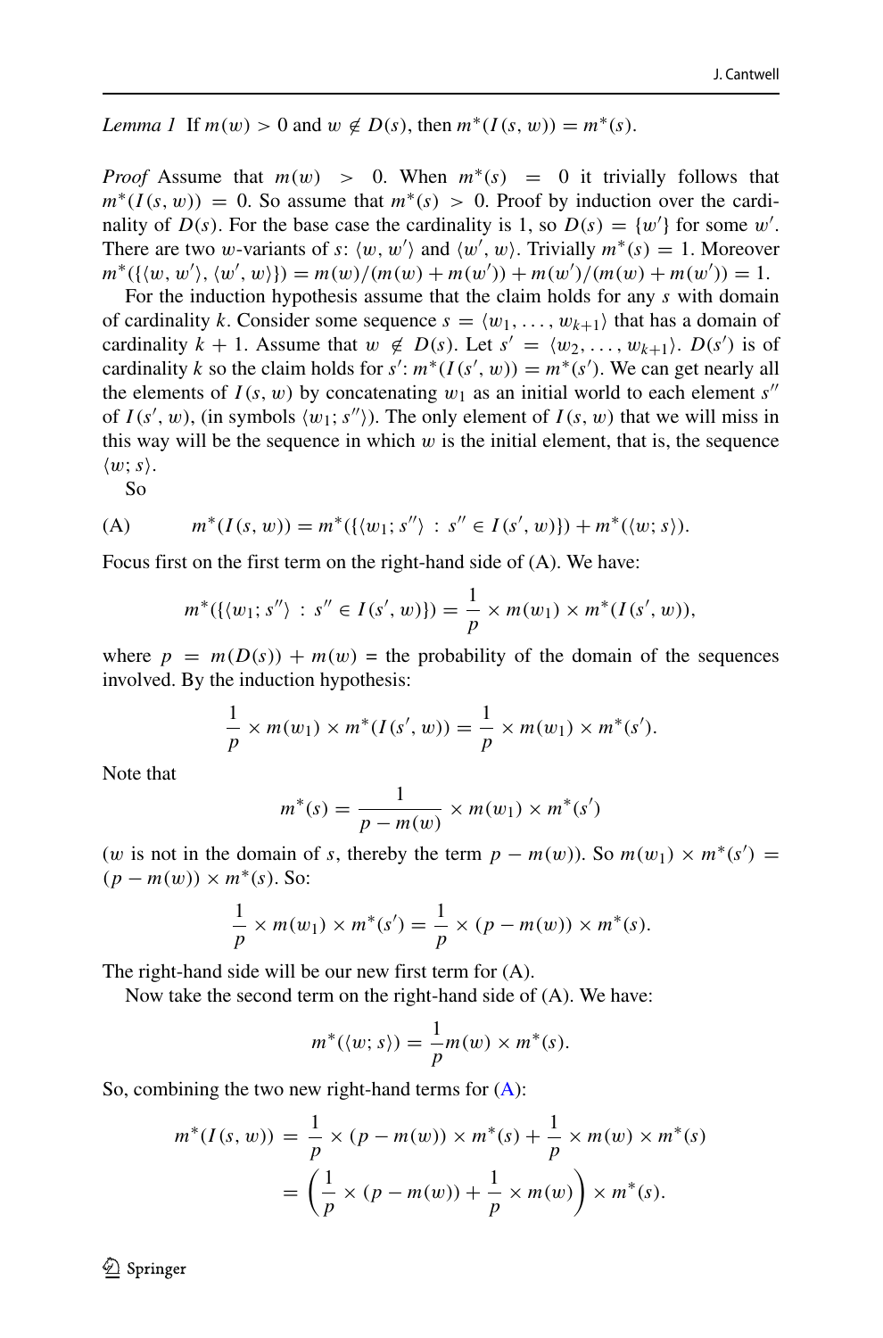*Lemma 1* If $m(w) > 0$ and $w \notin D(s)$, then $m^*(I(s, w)) = m^*(s)$.

*Proof* Assume that $m(w) > 0$. When $m^*(s) = 0$ it trivially follows that $m^*(I(s, w)) = 0$. So assume that $m^*(s) > 0$. Proof by induction over the cardinality of $D(s)$. For the base case the cardinality is 1, so $D(s) = \{w'\}$ for some $w'$. There are two $w$-variants of $s$: $\langle w, w' \rangle$ and $\langle w', w \rangle$. Trivially $m^*(s) = 1$. Moreover $m^*(\{\langle w, w' \rangle, \langle w', w \rangle\}) = m(w)/(m(w) + m(w')) + m(w')/(m(w) + m(w')) = 1$.

For the induction hypothesis assume that the claim holds for any $s$ with domain of cardinality $k$. Consider some sequence $s = \langle w_1, \ldots, w_{k+1} \rangle$ that has a domain of cardinality $k + 1$. Assume that $w \notin D(s)$. Let $s' = \langle w_2, \ldots, w_{k+1} \rangle$. $D(s')$ is of cardinality $k$ so the claim holds for $s'$: $m^*(I(s', w)) = m^*(s')$. We can get nearly all the elements of $I(s, w)$ by concatenating $w_1$ as an initial world to each element $s''$ of $I(s', w)$, (in symbols $\langle w_1; s'' \rangle$). The only element of $I(s, w)$ that we will miss in this way will be the sequence in which $w$ is the initial element, that is, the sequence $\langle w; s \rangle$.

So

$$\text{(A)} \qquad m^*(I(s, w)) = m^*(\{\langle w_1; s'' \rangle : s'' \in I(s', w)\}) + m^*(\langle w; s \rangle).$$

Focus first on the first term on the right-hand side of (A). We have:

$$m^*(\{\langle w_1; s'' \rangle : s'' \in I(s', w)\}) = \frac{1}{p} \times m(w_1) \times m^*(I(s', w)),$$

where $p = m(D(s)) + m(w)$ = the probability of the domain of the sequences involved. By the induction hypothesis:

$$\frac{1}{p} \times m(w_1) \times m^*(I(s', w)) = \frac{1}{p} \times m(w_1) \times m^*(s').$$

Note that

$$m^*(s) = \frac{1}{p - m(w)} \times m(w_1) \times m^*(s')$$

($w$ is not in the domain of $s$, thereby the term $p - m(w)$). So $m(w_1) \times m^*(s') = (p - m(w)) \times m^*(s)$. So:

$$\frac{1}{p} \times m(w_1) \times m^*(s') = \frac{1}{p} \times (p - m(w)) \times m^*(s).$$

The right-hand side will be our new first term for (A).

Now take the second term on the right-hand side of (A). We have:

$$m^*(\langle w; s \rangle) = \frac{1}{p} m(w) \times m^*(s).$$

So, combining the two new right-hand terms for (A):

$$\begin{aligned} m^*(I(s, w)) &= \frac{1}{p} \times (p - m(w)) \times m^*(s) + \frac{1}{p} \times m(w) \times m^*(s) \\ &= \left( \frac{1}{p} \times (p - m(w)) + \frac{1}{p} \times m(w) \right) \times m^*(s). \end{aligned}$$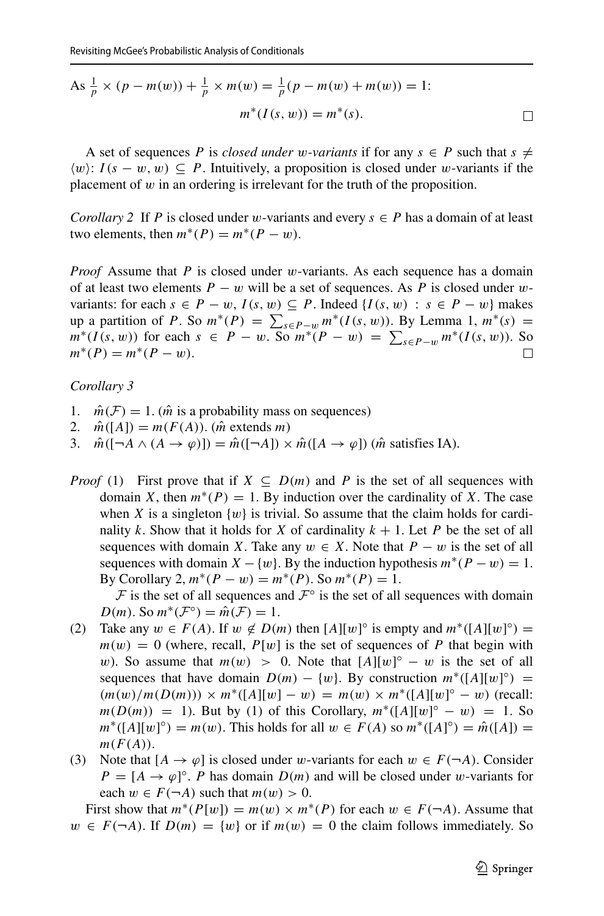As $\frac{1}{p} \times (p - m(w)) + \frac{1}{p} \times m(w) = \frac{1}{p}(p - m(w) + m(w)) = 1$:

$$m^*(I(s, w)) = m^*(s). \qquad \square$$

A set of sequences $P$ is *closed under $w$-variants* if for any $s \in P$ such that $s \neq \langle w \rangle$: $I(s - w, w) \subseteq P$. Intuitively, a proposition is closed under $w$-variants if the placement of $w$ in an ordering is irrelevant for the truth of the proposition.

*Corollary 2* If $P$ is closed under $w$-variants and every $s \in P$ has a domain of at least two elements, then $m^*(P) = m^*(P - w)$.

*Proof* Assume that $P$ is closed under $w$-variants. As each sequence has a domain of at least two elements $P - w$ will be a set of sequences. As $P$ is closed under $w$-variants: for each $s \in P - w$, $I(s, w) \subseteq P$. Indeed $\{I(s, w) : s \in P - w\}$ makes up a partition of $P$. So $m^*(P) = \sum_{s \in P - w} m^*(I(s, w))$. By Lemma 1, $m^*(s) = m^*(I(s, w))$ for each $s \in P - w$. So $m^*(P - w) = \sum_{s \in P - w} m^*(I(s, w))$. So $m^*(P) = m^*(P - w)$. $\square$

*Corollary 3*

1. $\hat{m}(\mathcal{F}) = 1$. ($\hat{m}$ is a probability mass on sequences)
2. $\hat{m}([A]) = m(F(A))$. ($\hat{m}$ extends $m$)
3. $\hat{m}([\neg A \wedge (A \rightarrow \varphi)]) = \hat{m}([\neg A]) \times \hat{m}([A \rightarrow \varphi])$ ($\hat{m}$ satisfies IA).

*Proof* (1) First prove that if $X \subseteq D(m)$ and $P$ is the set of all sequences with domain $X$, then $m^*(P) = 1$. By induction over the cardinality of $X$. The case when $X$ is a singleton $\{w\}$ is trivial. So assume that the claim holds for cardinality $k$. Show that it holds for $X$ of cardinality $k + 1$. Let $P$ be the set of all sequences with domain $X$. Take any $w \in X$. Note that $P - w$ is the set of all sequences with domain $X - \{w\}$. By the induction hypothesis $m^*(P - w) = 1$. By Corollary 2, $m^*(P - w) = m^*(P)$. So $m^*(P) = 1$.

$\mathcal{F}$ is the set of all sequences and $\mathcal{F}^\circ$ is the set of all sequences with domain $D(m)$. So $m^*(\mathcal{F}^\circ) = \hat{m}(\mathcal{F}) = 1$.

(2) Take any $w \in F(A)$. If $w \notin D(m)$ then $[A][w]^\circ$ is empty and $m^*([A][w]^\circ) = m(w) = 0$ (where, recall, $P[w]$ is the set of sequences of $P$ that begin with $w$). So assume that $m(w) > 0$. Note that $[A][w]^\circ - w$ is the set of all sequences that have domain $D(m) - \{w\}$. By construction $m^*([A][w]^\circ) = (m(w)/m(D(m))) \times m^*([A][w] - w) = m(w) \times m^*([A][w]^\circ - w)$ (recall: $m(D(m)) = 1$). But by (1) of this Corollary, $m^*([A][w]^\circ - w) = 1$. So $m^*([A][w]^\circ) = m(w)$. This holds for all $w \in F(A)$ so $m^*([A]^\circ) = \hat{m}([A]) = m(F(A))$.

(3) Note that $[A \rightarrow \varphi]$ is closed under $w$-variants for each $w \in F(\neg A)$. Consider $P = [A \rightarrow \varphi]^\circ$. $P$ has domain $D(m)$ and will be closed under $w$-variants for each $w \in F(\neg A)$ such that $m(w) > 0$.

First show that $m^*(P[w]) = m(w) \times m^*(P)$ for each $w \in F(\neg A)$. Assume that $w \in F(\neg A)$. If $D(m) = \{w\}$ or if $m(w) = 0$ the claim follows immediately. So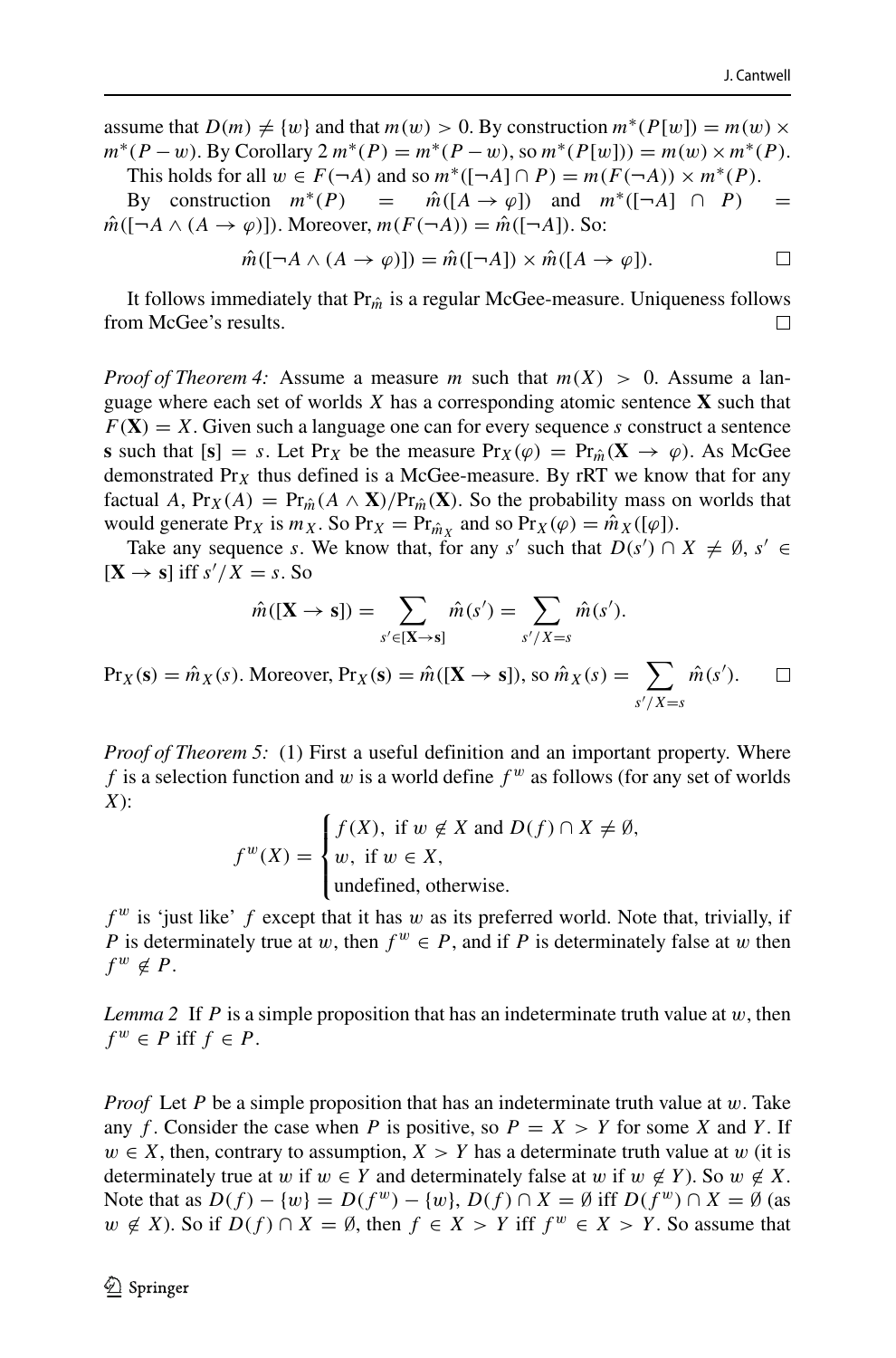assume that $D(m) \neq \{w\}$ and that $m(w) > 0$. By construction $m^*(P[w]) = m(w) \times m^*(P - w)$. By Corollary 2 $m^*(P) = m^*(P - w)$, so $m^*(P[w])) = m(w) \times m^*(P)$.

This holds for all $w \in F(\neg A)$ and so $m^*([\neg A] \cap P) = m(F(\neg A)) \times m^*(P)$.

By construction $m^*(P) = \hat{m}([A \to \varphi])$ and $m^*([\neg A] \cap P) = \hat{m}([\neg A \wedge (A \to \varphi)])$. Moreover, $m(F(\neg A)) = \hat{m}([\neg A])$. So:

$$\hat{m}([\neg A \wedge (A \to \varphi)]) = \hat{m}([\neg A]) \times \hat{m}([A \to \varphi]).$$

□

It follows immediately that $\Pr_{\hat{m}}$ is a regular McGee-measure. Uniqueness follows from McGee's results. □

*Proof of Theorem 4:* Assume a measure $m$ such that $m(X) > 0$. Assume a language where each set of worlds $X$ has a corresponding atomic sentence $\mathbf{X}$ such that $F(\mathbf{X}) = X$. Given such a language one can for every sequence $s$ construct a sentence $\mathbf{s}$ such that $[\mathbf{s}] = s$. Let $\Pr_X$ be the measure $\Pr_X(\varphi) = \Pr_{\hat{m}}(\mathbf{X} \to \varphi)$. As McGee demonstrated $\Pr_X$ thus defined is a McGee-measure. By rRT we know that for any factual $A$, $\Pr_X(A) = \Pr_{\hat{m}}(A \wedge \mathbf{X})/\Pr_{\hat{m}}(\mathbf{X})$. So the probability mass on worlds that would generate $\Pr_X$ is $m_X$. So $\Pr_X = \Pr_{\hat{m}_X}$ and so $\Pr_X(\varphi) = \hat{m}_X([\varphi])$.

Take any sequence $s$. We know that, for any $s'$ such that $D(s') \cap X \neq \emptyset$, $s' \in [\mathbf{X} \to \mathbf{s}]$ iff $s'/X = s$. So

$$\hat{m}([\mathbf{X} \to \mathbf{s}]) = \sum_{s' \in [\mathbf{X} \to \mathbf{s}]} \hat{m}(s') = \sum_{s'/X = s} \hat{m}(s').$$

$\Pr_X(\mathbf{s}) = \hat{m}_X(s)$. Moreover, $\Pr_X(\mathbf{s}) = \hat{m}([\mathbf{X} \to \mathbf{s}])$, so $\hat{m}_X(s) = \sum_{s'/X=s} \hat{m}(s')$. □

*Proof of Theorem 5:* (1) First a useful definition and an important property. Where $f$ is a selection function and $w$ is a world define $f^w$ as follows (for any set of worlds $X$):

$$f^w(X) = \begin{cases} f(X), & \text{if } w \notin X \text{ and } D(f) \cap X \neq \emptyset, \\ w, & \text{if } w \in X, \\ \text{undefined, otherwise.} \end{cases}$$

$f^w$ is 'just like' $f$ except that it has $w$ as its preferred world. Note that, trivially, if $P$ is determinately true at $w$, then $f^w \in P$, and if $P$ is determinately false at $w$ then $f^w \notin P$.

*Lemma 2* If $P$ is a simple proposition that has an indeterminate truth value at $w$, then $f^w \in P$ iff $f \in P$.

*Proof* Let $P$ be a simple proposition that has an indeterminate truth value at $w$. Take any $f$. Consider the case when $P$ is positive, so $P = X > Y$ for some $X$ and $Y$. If $w \in X$, then, contrary to assumption, $X > Y$ has a determinate truth value at $w$ (it is determinately true at $w$ if $w \in Y$ and determinately false at $w$ if $w \notin Y$). So $w \notin X$. Note that as $D(f) - \{w\} = D(f^w) - \{w\}$, $D(f) \cap X = \emptyset$ iff $D(f^w) \cap X = \emptyset$ (as $w \notin X$). So if $D(f) \cap X = \emptyset$, then $f \in X > Y$ iff $f^w \in X > Y$. So assume that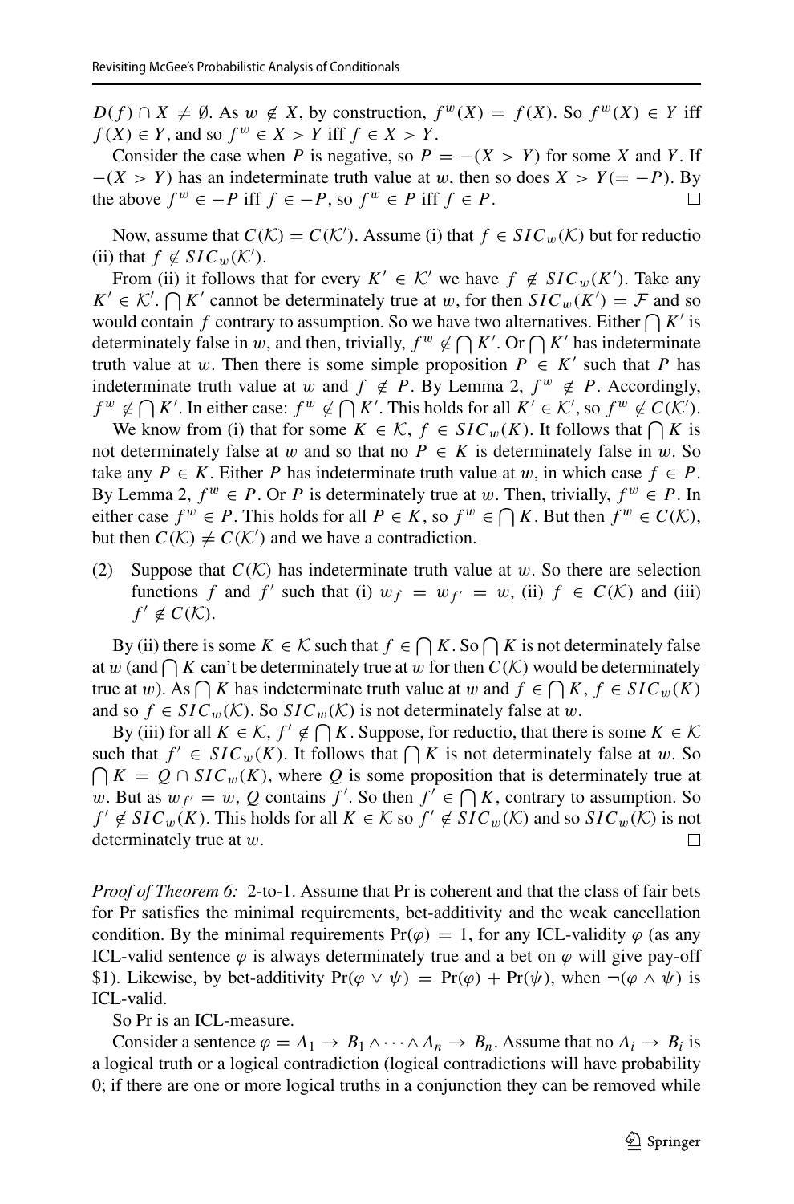$D(f) \cap X \neq \emptyset$. As $w \notin X$, by construction, $f^w(X) = f(X)$. So $f^w(X) \in Y$ iff $f(X) \in Y$, and so $f^w \in X > Y$ iff $f \in X > Y$.

Consider the case when $P$ is negative, so $P = -(X > Y)$ for some $X$ and $Y$. If $-(X > Y)$ has an indeterminate truth value at $w$, then so does $X > Y (= -P)$. By the above $f^w \in -P$ iff $f \in -P$, so $f^w \in P$ iff $f \in P$. □

Now, assume that $C(\mathcal{K}) = C(\mathcal{K}')$. Assume (i) that $f \in SIC_w(\mathcal{K})$ but for reductio (ii) that $f \notin SIC_w(\mathcal{K}')$.

From (ii) it follows that for every $K' \in \mathcal{K}'$ we have $f \notin SIC_w(K')$. Take any $K' \in \mathcal{K}'$. $\bigcap K'$ cannot be determinately true at $w$, for then $SIC_w(K') = \mathcal{F}$ and so would contain $f$ contrary to assumption. So we have two alternatives. Either $\bigcap K'$ is determinately false in $w$, and then, trivially, $f^w \notin \bigcap K'$. Or $\bigcap K'$ has indeterminate truth value at $w$. Then there is some simple proposition $P \in K'$ such that $P$ has indeterminate truth value at $w$ and $f \notin P$. By Lemma 2, $f^w \notin P$. Accordingly, $f^w \notin \bigcap K'$. In either case: $f^w \notin \bigcap K'$. This holds for all $K' \in \mathcal{K}'$, so $f^w \notin C(\mathcal{K}')$.

We know from (i) that for some $K \in \mathcal{K}$, $f \in SIC_w(K)$. It follows that $\bigcap K$ is not determinately false at $w$ and so that no $P \in K$ is determinately false in $w$. So take any $P \in K$. Either $P$ has indeterminate truth value at $w$, in which case $f \in P$. By Lemma 2, $f^w \in P$. Or $P$ is determinately true at $w$. Then, trivially, $f^w \in P$. In either case $f^w \in P$. This holds for all $P \in K$, so $f^w \in \bigcap K$. But then $f^w \in C(\mathcal{K})$, but then $C(\mathcal{K}) \neq C(\mathcal{K}')$ and we have a contradiction.

(2) Suppose that $C(\mathcal{K})$ has indeterminate truth value at $w$. So there are selection functions $f$ and $f'$ such that (i) $w_f = w_{f'} = w$, (ii) $f \in C(\mathcal{K})$ and (iii) $f' \notin C(\mathcal{K})$.

By (ii) there is some $K \in \mathcal{K}$ such that $f \in \bigcap K$. So $\bigcap K$ is not determinately false at $w$ (and $\bigcap K$ can't be determinately true at $w$ for then $C(\mathcal{K})$ would be determinately true at $w$). As $\bigcap K$ has indeterminate truth value at $w$ and $f \in \bigcap K$, $f \in SIC_w(K)$ and so $f \in SIC_w(\mathcal{K})$. So $SIC_w(\mathcal{K})$ is not determinately false at $w$.

By (iii) for all $K \in \mathcal{K}$, $f' \notin \bigcap K$. Suppose, for reductio, that there is some $K \in \mathcal{K}$ such that $f' \in SIC_w(K)$. It follows that $\bigcap K$ is not determinately false at $w$. So $\bigcap K = Q \cap SIC_w(K)$, where $Q$ is some proposition that is determinately true at $w$. But as $w_{f'} = w$, $Q$ contains $f'$. So then $f' \in \bigcap K$, contrary to assumption. So $f' \notin SIC_w(K)$. This holds for all $K \in \mathcal{K}$ so $f' \notin SIC_w(\mathcal{K})$ and so $SIC_w(\mathcal{K})$ is not determinately true at $w$. □

*Proof of Theorem 6:* 2-to-1. Assume that Pr is coherent and that the class of fair bets for Pr satisfies the minimal requirements, bet-additivity and the weak cancellation condition. By the minimal requirements $\Pr(\varphi) = 1$, for any ICL-validity $\varphi$ (as any ICL-valid sentence $\varphi$ is always determinately true and a bet on $\varphi$ will give pay-off \$1). Likewise, by bet-additivity $\Pr(\varphi \vee \psi) = \Pr(\varphi) + \Pr(\psi)$, when $\neg(\varphi \wedge \psi)$ is ICL-valid.

So Pr is an ICL-measure.

Consider a sentence $\varphi = A_1 \to B_1 \wedge \cdots \wedge A_n \to B_n$. Assume that no $A_i \to B_i$ is a logical truth or a logical contradiction (logical contradictions will have probability 0; if there are one or more logical truths in a conjunction they can be removed while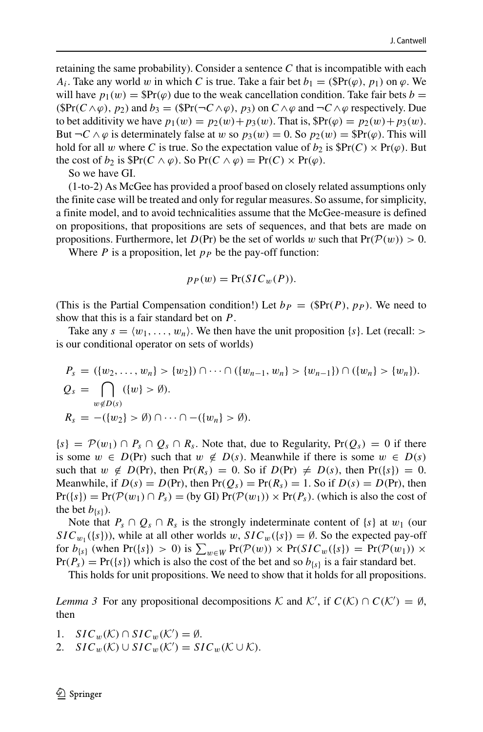retaining the same probability). Consider a sentence $C$ that is incompatible with each $A_i$. Take any world $w$ in which $C$ is true. Take a fair bet $b_1 = (\$\Pr(\varphi), p_1)$ on $\varphi$. We will have $p_1(w) = \$\Pr(\varphi)$ due to the weak cancellation condition. Take fair bets $b = (\$\Pr(C \wedge \varphi), p_2)$ and $b_3 = (\$\Pr(\neg C \wedge \varphi), p_3)$ on $C \wedge \varphi$ and $\neg C \wedge \varphi$ respectively. Due to bet additivity we have $p_1(w) = p_2(w) + p_3(w)$. That is, $\$\Pr(\varphi) = p_2(w) + p_3(w)$. But $\neg C \wedge \varphi$ is determinately false at $w$ so $p_3(w) = 0$. So $p_2(w) = \$\Pr(\varphi)$. This will hold for all $w$ where $C$ is true. So the expectation value of $b_2$ is $\$\Pr(C) \times \Pr(\varphi)$. But the cost of $b_2$ is $\$\Pr(C \wedge \varphi)$. So $\Pr(C \wedge \varphi) = \Pr(C) \times \Pr(\varphi)$.

So we have GI.

(1-to-2) As McGee has provided a proof based on closely related assumptions only the finite case will be treated and only for regular measures. So assume, for simplicity, a finite model, and to avoid technicalities assume that the McGee-measure is defined on propositions, that propositions are sets of sequences, and that bets are made on propositions. Furthermore, let $D(\Pr)$ be the set of worlds $w$ such that $\Pr(\mathcal{P}(w)) > 0$.

Where $P$ is a proposition, let $p_P$ be the pay-off function:

$$p_P(w) = \Pr(SIC_w(P)).$$

(This is the Partial Compensation condition!) Let $b_P = (\$\Pr(P), p_P)$. We need to show that this is a fair standard bet on $P$.

Take any $s = \langle w_1, \ldots, w_n \rangle$. We then have the unit proposition $\{s\}$. Let (recall: $>$ is our conditional operator on sets of worlds)

$$\begin{aligned}
P_s &= (\{w_2, \ldots, w_n\} > \{w_2\}) \cap \cdots \cap (\{w_{n-1}, w_n\} > \{w_{n-1}\}) \cap (\{w_n\} > \{w_n\}).\\
Q_s &= \bigcap_{w \notin D(s)} (\{w\} > \emptyset).\\
R_s &= -(\{w_2\} > \emptyset) \cap \cdots \cap -(\{w_n\} > \emptyset).
\end{aligned}$$

$\{s\} = \mathcal{P}(w_1) \cap P_s \cap Q_s \cap R_s$. Note that, due to Regularity, $\Pr(Q_s) = 0$ if there is some $w \in D(\Pr)$ such that $w \notin D(s)$. Meanwhile if there is some $w \in D(s)$ such that $w \notin D(\Pr)$, then $\Pr(R_s) = 0$. So if $D(\Pr) \neq D(s)$, then $\Pr(\{s\}) = 0$. Meanwhile, if $D(s) = D(\Pr)$, then $\Pr(Q_s) = \Pr(R_s) = 1$. So if $D(s) = D(\Pr)$, then $\Pr(\{s\}) = \Pr(\mathcal{P}(w_1) \cap P_s) =$ (by GI) $\Pr(\mathcal{P}(w_1)) \times \Pr(P_s)$. (which is also the cost of the bet $b_{\{s\}}$).

Note that $P_s \cap Q_s \cap R_s$ is the strongly indeterminate content of $\{s\}$ at $w_1$ (our $SIC_{w_1}(\{s\})$), while at all other worlds $w$, $SIC_w(\{s\}) = \emptyset$. So the expected pay-off for $b_{\{s\}}$ (when $\Pr(\{s\}) > 0$) is $\sum_{w \in W} \Pr(\mathcal{P}(w)) \times \Pr(SIC_w(\{s\}) = \Pr(\mathcal{P}(w_1)) \times \Pr(P_s) = \Pr(\{s\})$ which is also the cost of the bet and so $b_{\{s\}}$ is a fair standard bet.

This holds for unit propositions. We need to show that it holds for all propositions.

*Lemma 3* For any propositional decompositions $\mathcal{K}$ and $\mathcal{K}'$, if $C(\mathcal{K}) \cap C(\mathcal{K}') = \emptyset$, then

1. $SIC_w(\mathcal{K}) \cap SIC_w(\mathcal{K}') = \emptyset$.
2. $SIC_w(\mathcal{K}) \cup SIC_w(\mathcal{K}') = SIC_w(\mathcal{K} \cup \mathcal{K})$.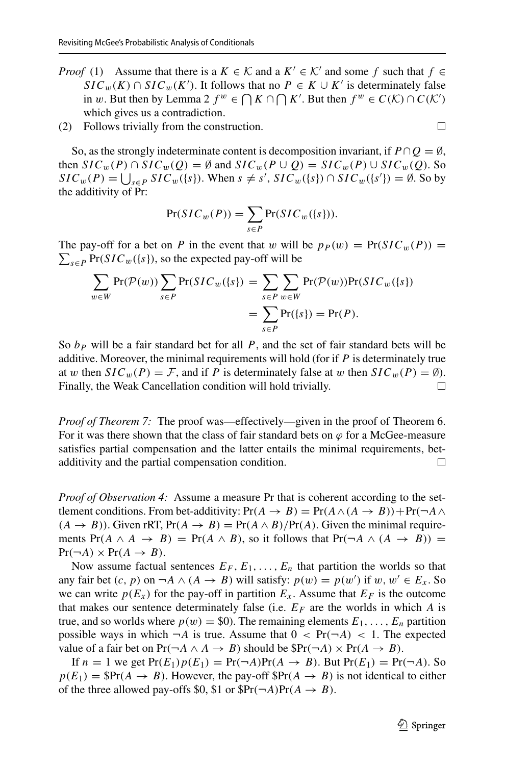*Proof* (1) Assume that there is a $K \in \mathcal{K}$ and a $K' \in \mathcal{K}'$ and some $f$ such that $f \in SIC_w(K) \cap SIC_w(K')$. It follows that no $P \in K \cup K'$ is determinately false in $w$. But then by Lemma 2 $f^w \in \bigcap K \cap \bigcap K'$. But then $f^w \in C(\mathcal{K}) \cap C(\mathcal{K}')$ which gives us a contradiction.

(2) Follows trivially from the construction. □

So, as the strongly indeterminate content is decomposition invariant, if $P \cap Q = \emptyset$, then $SIC_w(P) \cap SIC_w(Q) = \emptyset$ and $SIC_w(P \cup Q) = SIC_w(P) \cup SIC_w(Q)$. So $SIC_w(P) = \bigcup_{s \in P} SIC_w(\{s\})$. When $s \neq s'$, $SIC_w(\{s\}) \cap SIC_w(\{s'\}) = \emptyset$. So by the additivity of Pr:

$$\Pr(SIC_w(P)) = \sum_{s \in P} \Pr(SIC_w(\{s\})).$$

The pay-off for a bet on $P$ in the event that $w$ will be $p_P(w) = \Pr(SIC_w(P)) = \sum_{s \in P} \Pr(SIC_w(\{s\})$, so the expected pay-off will be

$$\begin{aligned} \sum_{w \in W} \Pr(\mathcal{P}(w)) \sum_{s \in P} \Pr(SIC_w(\{s\}) &= \sum_{s \in P} \sum_{w \in W} \Pr(\mathcal{P}(w)) \Pr(SIC_w(\{s\}) \\ &= \sum_{s \in P} \Pr(\{s\}) = \Pr(P). \end{aligned}$$

So $b_P$ will be a fair standard bet for all $P$, and the set of fair standard bets will be additive. Moreover, the minimal requirements will hold (for if $P$ is determinately true at $w$ then $SIC_w(P) = \mathcal{F}$, and if $P$ is determinately false at $w$ then $SIC_w(P) = \emptyset$). Finally, the Weak Cancellation condition will hold trivially. □

*Proof of Theorem 7:* The proof was—effectively—given in the proof of Theorem 6. For it was there shown that the class of fair standard bets on $\varphi$ for a McGee-measure satisfies partial compensation and the latter entails the minimal requirements, bet-additivity and the partial compensation condition. □

*Proof of Observation 4:* Assume a measure Pr that is coherent according to the settlement conditions. From bet-additivity: $\Pr(A \to B) = \Pr(A \wedge (A \to B)) + \Pr(\neg A \wedge (A \to B))$. Given rRT, $\Pr(A \to B) = \Pr(A \wedge B)/\Pr(A)$. Given the minimal requirements $\Pr(A \wedge A \to B) = \Pr(A \wedge B)$, so it follows that $\Pr(\neg A \wedge (A \to B)) = \Pr(\neg A) \times \Pr(A \to B)$.

Now assume factual sentences $E_F, E_1, \ldots, E_n$ that partition the worlds so that any fair bet $(c, p)$ on $\neg A \wedge (A \to B)$ will satisfy: $p(w) = p(w')$ if $w, w' \in E_x$. So we can write $p(E_x)$ for the pay-off in partition $E_x$. Assume that $E_F$ is the outcome that makes our sentence determinately false (i.e. $E_F$ are the worlds in which $A$ is true, and so worlds where $p(w) = \$0$). The remaining elements $E_1, \ldots, E_n$ partition possible ways in which $\neg A$ is true. Assume that $0 < \Pr(\neg A) < 1$. The expected value of a fair bet on $\Pr(\neg A \wedge A \to B)$ should be $\$\Pr(\neg A) \times \Pr(A \to B)$.

If $n = 1$ we get $\Pr(E_1)p(E_1) = \Pr(\neg A)\Pr(A \to B)$. But $\Pr(E_1) = \Pr(\neg A)$. So $p(E_1) = \$\Pr(A \to B)$. However, the pay-off $\$\Pr(A \to B)$ is not identical to either of the three allowed pay-offs \$0, \$1 or $\$\Pr(\neg A)\Pr(A \to B)$.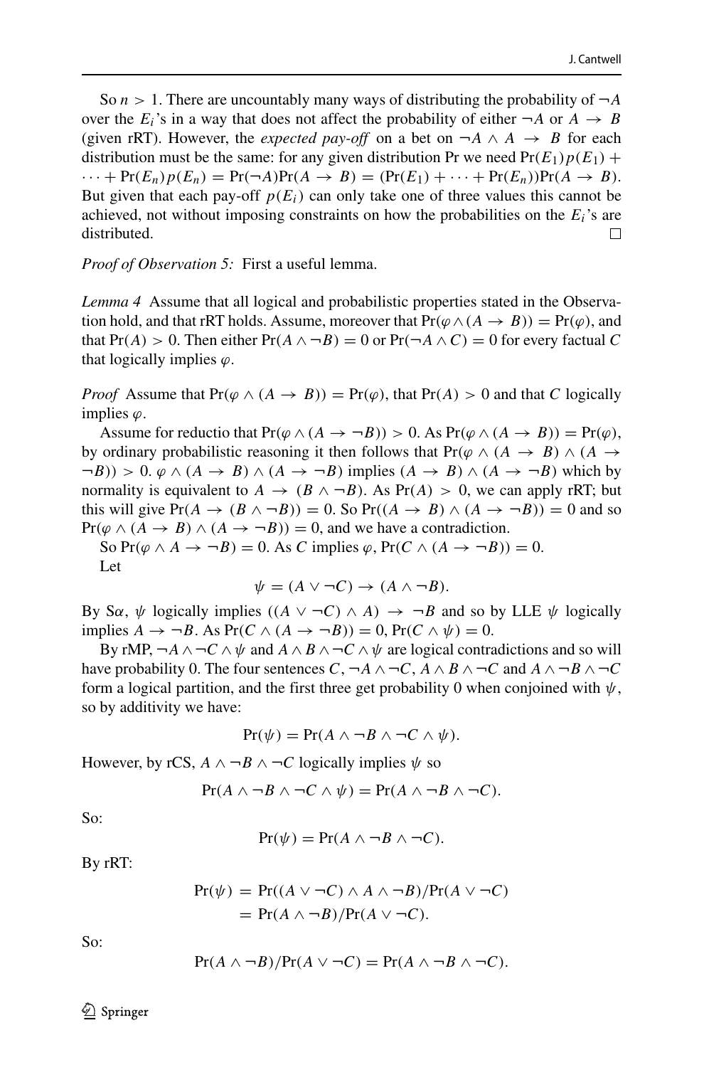So $n > 1$. There are uncountably many ways of distributing the probability of $\neg A$ over the $E_i$'s in a way that does not affect the probability of either $\neg A$ or $A \to B$ (given rRT). However, the *expected pay-off* on a bet on $\neg A \wedge A \to B$ for each distribution must be the same: for any given distribution Pr we need $\Pr(E_1)p(E_1) + \cdots + \Pr(E_n)p(E_n) = \Pr(\neg A)\Pr(A \to B) = (\Pr(E_1) + \cdots + \Pr(E_n))\Pr(A \to B)$. But given that each pay-off $p(E_i)$ can only take one of three values this cannot be achieved, not without imposing constraints on how the probabilities on the $E_i$'s are distributed. □

*Proof of Observation 5:* First a useful lemma.

*Lemma 4* Assume that all logical and probabilistic properties stated in the Observation hold, and that rRT holds. Assume, moreover that $\Pr(\varphi \wedge (A \to B)) = \Pr(\varphi)$, and that $\Pr(A) > 0$. Then either $\Pr(A \wedge \neg B) = 0$ or $\Pr(\neg A \wedge C) = 0$ for every factual $C$ that logically implies $\varphi$.

*Proof* Assume that $\Pr(\varphi \wedge (A \to B)) = \Pr(\varphi)$, that $\Pr(A) > 0$ and that $C$ logically implies $\varphi$.

Assume for reductio that $\Pr(\varphi \wedge (A \to \neg B)) > 0$. As $\Pr(\varphi \wedge (A \to B)) = \Pr(\varphi)$, by ordinary probabilistic reasoning it then follows that $\Pr(\varphi \wedge (A \to B) \wedge (A \to \neg B)) > 0$. $\varphi \wedge (A \to B) \wedge (A \to \neg B)$ implies $(A \to B) \wedge (A \to \neg B)$ which by normality is equivalent to $A \to (B \wedge \neg B)$. As $\Pr(A) > 0$, we can apply rRT; but this will give $\Pr(A \to (B \wedge \neg B)) = 0$. So $\Pr((A \to B) \wedge (A \to \neg B)) = 0$ and so $\Pr(\varphi \wedge (A \to B) \wedge (A \to \neg B)) = 0$, and we have a contradiction.

So $\Pr(\varphi \wedge A \to \neg B) = 0$. As $C$ implies $\varphi$, $\Pr(C \wedge (A \to \neg B)) = 0$.

Let

$$\psi = (A \vee \neg C) \to (A \wedge \neg B).$$

By S$\alpha$, $\psi$ logically implies $((A \vee \neg C) \wedge A) \to \neg B$ and so by LLE $\psi$ logically implies $A \to \neg B$. As $\Pr(C \wedge (A \to \neg B)) = 0$, $\Pr(C \wedge \psi) = 0$.

By rMP, $\neg A \wedge \neg C \wedge \psi$ and $A \wedge B \wedge \neg C \wedge \psi$ are logical contradictions and so will have probability 0. The four sentences $C$, $\neg A \wedge \neg C$, $A \wedge B \wedge \neg C$ and $A \wedge \neg B \wedge \neg C$ form a logical partition, and the first three get probability 0 when conjoined with $\psi$, so by additivity we have:

$$\Pr(\psi) = \Pr(A \wedge \neg B \wedge \neg C \wedge \psi).$$

However, by rCS, $A \wedge \neg B \wedge \neg C$ logically implies $\psi$ so

$$\Pr(A \wedge \neg B \wedge \neg C \wedge \psi) = \Pr(A \wedge \neg B \wedge \neg C).$$

So:

$$\Pr(\psi) = \Pr(A \wedge \neg B \wedge \neg C).$$

By rRT:

$$\begin{aligned}\Pr(\psi) &= \Pr((A \vee \neg C) \wedge A \wedge \neg B)/\Pr(A \vee \neg C)\\ &= \Pr(A \wedge \neg B)/\Pr(A \vee \neg C).\end{aligned}$$

So:

$$\Pr(A \wedge \neg B)/\Pr(A \vee \neg C) = \Pr(A \wedge \neg B \wedge \neg C).$$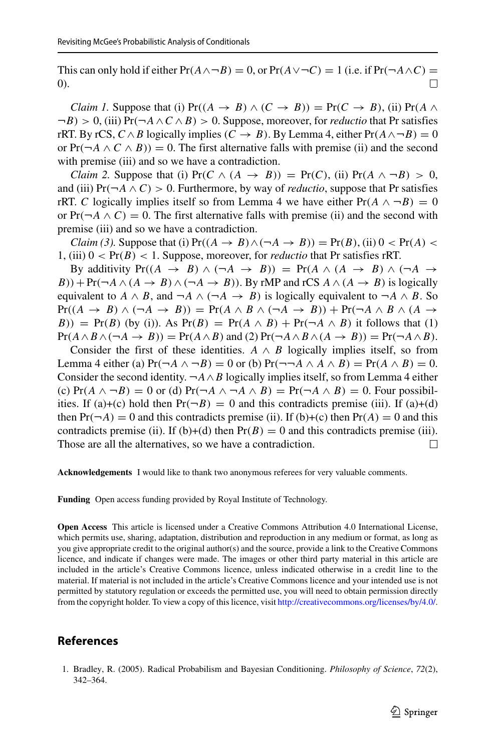This can only hold if either $\Pr(A \wedge \neg B) = 0$, or $\Pr(A \vee \neg C) = 1$ (i.e. if $\Pr(\neg A \wedge C) = 0$). □

*Claim 1.* Suppose that (i) $\Pr((A \to B) \wedge (C \to B)) = \Pr(C \to B)$, (ii) $\Pr(A \wedge \neg B) > 0$, (iii) $\Pr(\neg A \wedge C \wedge B) > 0$. Suppose, moreover, for *reductio* that Pr satisfies rRT. By rCS, $C \wedge B$ logically implies $(C \to B)$. By Lemma 4, either $\Pr(A \wedge \neg B) = 0$ or $\Pr(\neg A \wedge C \wedge B)) = 0$. The first alternative falls with premise (ii) and the second with premise (iii) and so we have a contradiction.

*Claim 2.* Suppose that (i) $\Pr(C \wedge (A \to B)) = \Pr(C)$, (ii) $\Pr(A \wedge \neg B) > 0$, and (iii) $\Pr(\neg A \wedge C) > 0$. Furthermore, by way of *reductio*, suppose that Pr satisfies rRT. $C$ logically implies itself so from Lemma 4 we have either $\Pr(A \wedge \neg B) = 0$ or $\Pr(\neg A \wedge C) = 0$. The first alternative falls with premise (ii) and the second with premise (iii) and so we have a contradiction.

*Claim (3).* Suppose that (i) $\Pr((A \to B) \wedge (\neg A \to B)) = \Pr(B)$, (ii) $0 < \Pr(A) < 1$, (iii) $0 < \Pr(B) < 1$. Suppose, moreover, for *reductio* that Pr satisfies rRT.

By additivity $\Pr((A \to B) \wedge (\neg A \to B)) = \Pr(A \wedge (A \to B) \wedge (\neg A \to B)) + \Pr(\neg A \wedge (A \to B) \wedge (\neg A \to B))$. By rMP and rCS $A \wedge (A \to B)$ is logically equivalent to $A \wedge B$, and $\neg A \wedge (\neg A \to B)$ is logically equivalent to $\neg A \wedge B$. So $\Pr((A \to B) \wedge (\neg A \to B)) = \Pr(A \wedge B \wedge (\neg A \to B)) + \Pr(\neg A \wedge B \wedge (A \to B)) = \Pr(B)$ (by (i)). As $\Pr(B) = \Pr(A \wedge B) + \Pr(\neg A \wedge B)$ it follows that (1) $\Pr(A \wedge B \wedge (\neg A \to B)) = \Pr(A \wedge B)$ and (2) $\Pr(\neg A \wedge B \wedge (A \to B)) = \Pr(\neg A \wedge B)$.

Consider the first of these identities. $A \wedge B$ logically implies itself, so from Lemma 4 either (a) $\Pr(\neg A \wedge \neg B) = 0$ or (b) $\Pr(\neg\neg A \wedge A \wedge B) = \Pr(A \wedge B) = 0$. Consider the second identity. $\neg A \wedge B$ logically implies itself, so from Lemma 4 either (c) $\Pr(A \wedge \neg B) = 0$ or (d) $\Pr(\neg A \wedge \neg A \wedge B) = \Pr(\neg A \wedge B) = 0$. Four possibilities. If (a)+(c) hold then $\Pr(\neg B) = 0$ and this contradicts premise (iii). If (a)+(d) then $\Pr(\neg A) = 0$ and this contradicts premise (ii). If (b)+(c) then $\Pr(A) = 0$ and this contradicts premise (ii). If (b)+(d) then $\Pr(B) = 0$ and this contradicts premise (iii). Those are all the alternatives, so we have a contradiction. □

**Acknowledgements** I would like to thank two anonymous referees for very valuable comments.

**Funding** Open access funding provided by Royal Institute of Technology.

**Open Access** This article is licensed under a Creative Commons Attribution 4.0 International License, which permits use, sharing, adaptation, distribution and reproduction in any medium or format, as long as you give appropriate credit to the original author(s) and the source, provide a link to the Creative Commons licence, and indicate if changes were made. The images or other third party material in this article are included in the article's Creative Commons licence, unless indicated otherwise in a credit line to the material. If material is not included in the article's Creative Commons licence and your intended use is not permitted by statutory regulation or exceeds the permitted use, you will need to obtain permission directly from the copyright holder. To view a copy of this licence, visit http://creativecommons.org/licenses/by/4.0/.

## References

1. Bradley, R. (2005). Radical Probabilism and Bayesian Conditioning. *Philosophy of Science*, *72*(2), 342–364.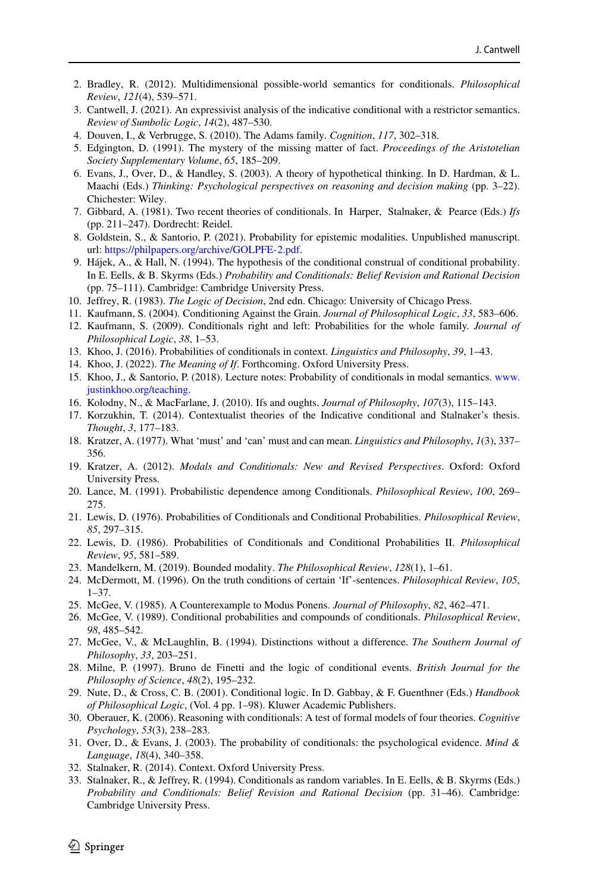2. Bradley, R. (2012). Multidimensional possible-world semantics for conditionals. *Philosophical Review*, *121*(4), 539–571.
3. Cantwell, J. (2021). An expressivist analysis of the indicative conditional with a restrictor semantics. *Review of Sumbolic Logic*, *14*(2), 487–530.
4. Douven, I., & Verbrugge, S. (2010). The Adams family. *Cognition*, *117*, 302–318.
5. Edgington, D. (1991). The mystery of the missing matter of fact. *Proceedings of the Aristotelian Society Supplementary Volume*, *65*, 185–209.
6. Evans, J., Over, D., & Handley, S. (2003). A theory of hypothetical thinking. In D. Hardman, & L. Maachi (Eds.) *Thinking: Psychological perspectives on reasoning and decision making* (pp. 3–22). Chichester: Wiley.
7. Gibbard, A. (1981). Two recent theories of conditionals. In Harper, Stalnaker, & Pearce (Eds.) *Ifs* (pp. 211–247). Dordrecht: Reidel.
8. Goldstein, S., & Santorio, P. (2021). Probability for epistemic modalities. Unpublished manuscript. url: https://philpapers.org/archive/GOLPFE-2.pdf.
9. Hájek, A., & Hall, N. (1994). The hypothesis of the conditional construal of conditional probability. In E. Eells, & B. Skyrms (Eds.) *Probability and Conditionals: Belief Revision and Rational Decision* (pp. 75–111). Cambridge: Cambridge University Press.
10. Jeffrey, R. (1983). *The Logic of Decision*, 2nd edn. Chicago: University of Chicago Press.
11. Kaufmann, S. (2004). Conditioning Against the Grain. *Journal of Philosophical Logic*, *33*, 583–606.
12. Kaufmann, S. (2009). Conditionals right and left: Probabilities for the whole family. *Journal of Philosophical Logic*, *38*, 1–53.
13. Khoo, J. (2016). Probabilities of conditionals in context. *Linguistics and Philosophy*, *39*, 1–43.
14. Khoo, J. (2022). *The Meaning of If*. Forthcoming. Oxford University Press.
15. Khoo, J., & Santorio, P. (2018). Lecture notes: Probability of conditionals in modal semantics. www.justinkhoo.org/teaching.
16. Kolodny, N., & MacFarlane, J. (2010). Ifs and oughts. *Journal of Philosophy*, *107*(3), 115–143.
17. Korzukhin, T. (2014). Contextualist theories of the Indicative conditional and Stalnaker's thesis. *Thought*, *3*, 177–183.
18. Kratzer, A. (1977). What 'must' and 'can' must and can mean. *Linguistics and Philosophy*, *1*(3), 337–356.
19. Kratzer, A. (2012). *Modals and Conditionals: New and Revised Perspectives*. Oxford: Oxford University Press.
20. Lance, M. (1991). Probabilistic dependence among Conditionals. *Philosophical Review*, *100*, 269–275.
21. Lewis, D. (1976). Probabilities of Conditionals and Conditional Probabilities. *Philosophical Review*, *85*, 297–315.
22. Lewis, D. (1986). Probabilities of Conditionals and Conditional Probabilities II. *Philosophical Review*, *95*, 581–589.
23. Mandelkern, M. (2019). Bounded modality. *The Philosophical Review*, *128*(1), 1–61.
24. McDermott, M. (1996). On the truth conditions of certain 'If'-sentences. *Philosophical Review*, *105*, 1–37.
25. McGee, V. (1985). A Counterexample to Modus Ponens. *Journal of Philosophy*, *82*, 462–471.
26. McGee, V. (1989). Conditional probabilities and compounds of conditionals. *Philosophical Review*, *98*, 485–542.
27. McGee, V., & McLaughlin, B. (1994). Distinctions without a difference. *The Southern Journal of Philosophy*, *33*, 203–251.
28. Milne, P. (1997). Bruno de Finetti and the logic of conditional events. *British Journal for the Philosophy of Science*, *48*(2), 195–232.
29. Nute, D., & Cross, C. B. (2001). Conditional logic. In D. Gabbay, & F. Guenthner (Eds.) *Handbook of Philosophical Logic*, (Vol. 4 pp. 1–98). Kluwer Academic Publishers.
30. Oberauer, K. (2006). Reasoning with conditionals: A test of formal models of four theories. *Cognitive Psychology*, *53*(3), 238–283.
31. Over, D., & Evans, J. (2003). The probability of conditionals: the psychological evidence. *Mind & Language*, *18*(4), 340–358.
32. Stalnaker, R. (2014). Context. Oxford University Press.
33. Stalnaker, R., & Jeffrey, R. (1994). Conditionals as random variables. In E. Eells, & B. Skyrms (Eds.) *Probability and Conditionals: Belief Revision and Rational Decision* (pp. 31–46). Cambridge: Cambridge University Press.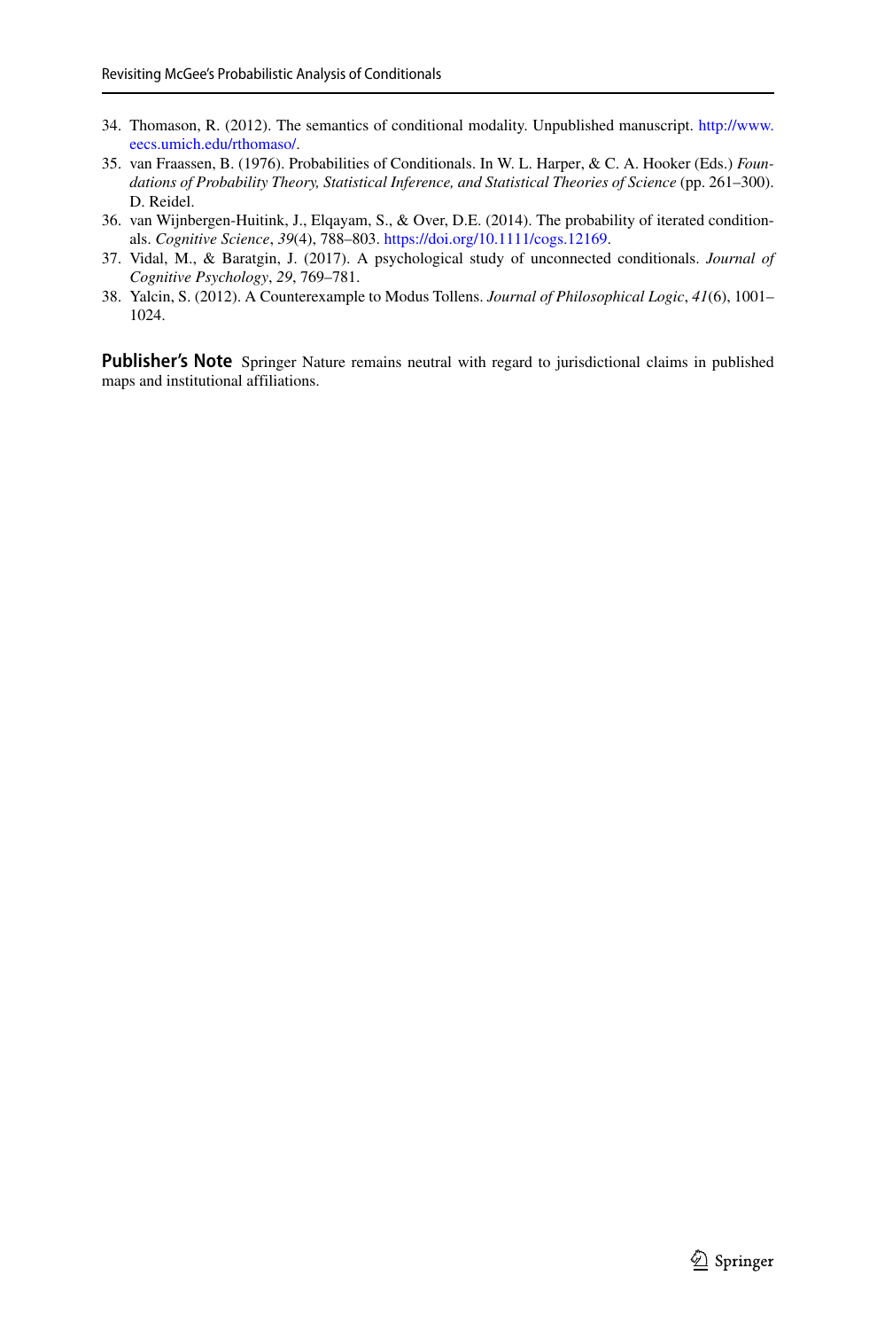34. Thomason, R. (2012). The semantics of conditional modality. Unpublished manuscript. http://www.eecs.umich.edu/rthomaso/.
35. van Fraassen, B. (1976). Probabilities of Conditionals. In W. L. Harper, & C. A. Hooker (Eds.) *Foundations of Probability Theory, Statistical Inference, and Statistical Theories of Science* (pp. 261–300). D. Reidel.
36. van Wijnbergen-Huitink, J., Elqayam, S., & Over, D.E. (2014). The probability of iterated conditionals. *Cognitive Science*, *39*(4), 788–803. https://doi.org/10.1111/cogs.12169.
37. Vidal, M., & Baratgin, J. (2017). A psychological study of unconnected conditionals. *Journal of Cognitive Psychology*, *29*, 769–781.
38. Yalcin, S. (2012). A Counterexample to Modus Tollens. *Journal of Philosophical Logic*, *41*(6), 1001–1024.

**Publisher's Note** Springer Nature remains neutral with regard to jurisdictional claims in published maps and institutional affiliations.